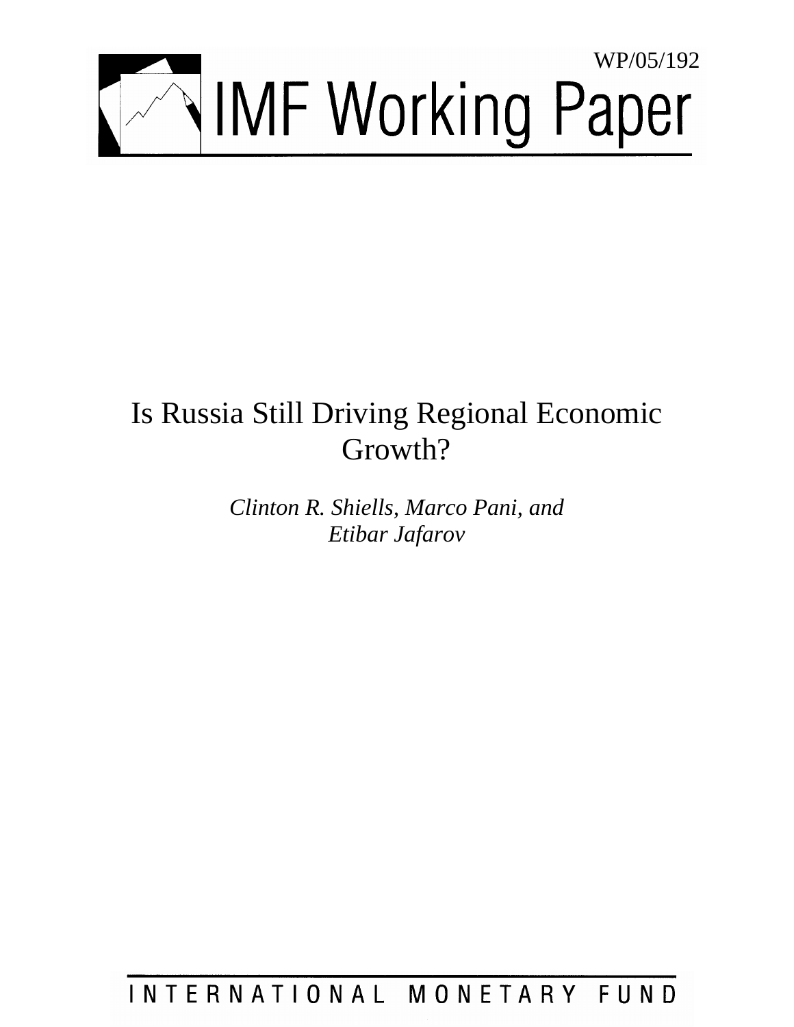WP/05/192

# IMF Working Paper

# Is Russia Still Driving Regional Economic Growth?

*Clinton R. Shiells, Marco Pani, and Etibar Jafarov*

INTERNATIONAL MONETARY FUND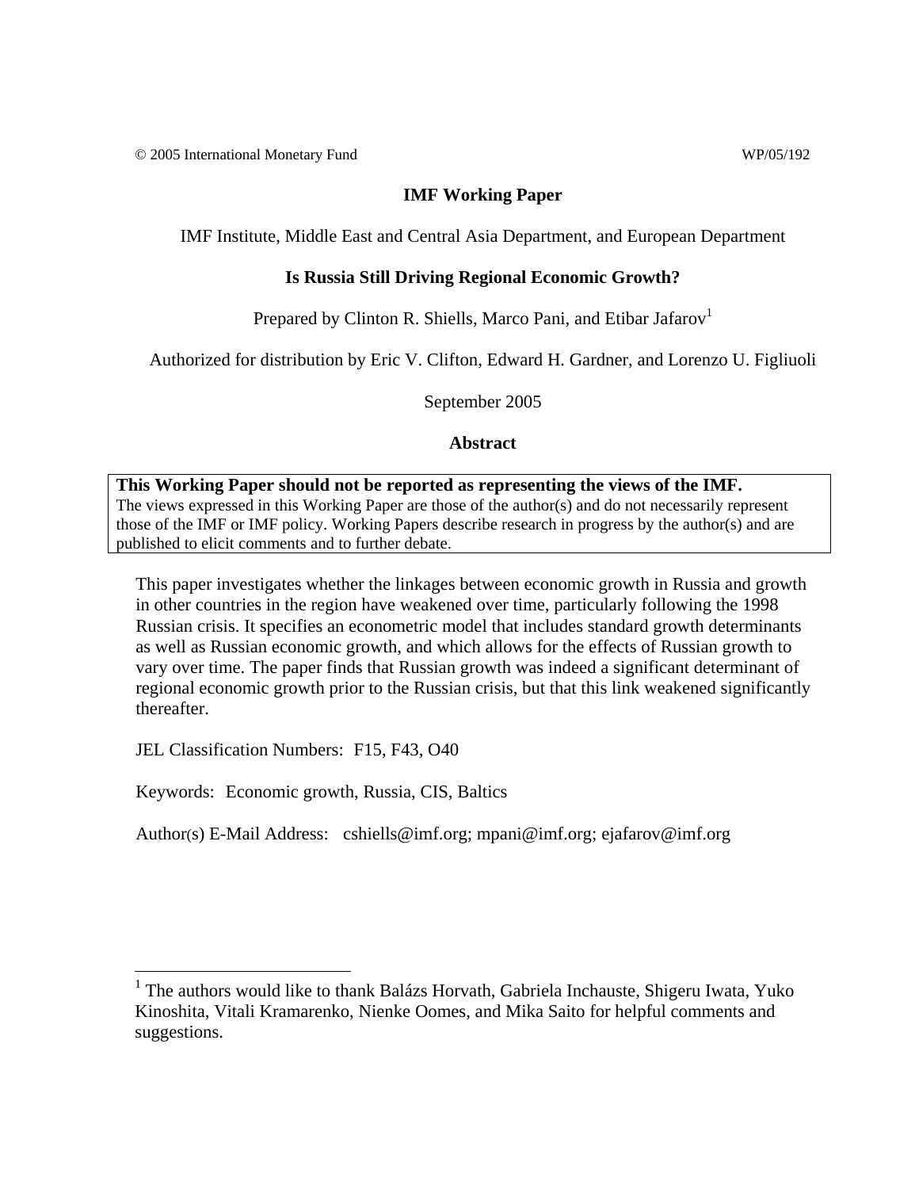© 2005 International Monetary Fund WP/05/192

**IMF Working Paper**

IMF Institute, Middle East and Central Asia Department, and European Department

**Is Russia Still Driving Regional Economic Growth?**

Prepared by Clinton R. Shiells, Marco Pani, and Etibar Jafarov[1]

Authorized for distribution by Eric V. Clifton, Edward H. Gardner, and Lorenzo U. Figliuoli

September 2005

**Abstract**

> **This Working Paper should not be reported as representing the views of the IMF.**
> The views expressed in this Working Paper are those of the author(s) and do not necessarily represent those of the IMF or IMF policy. Working Papers describe research in progress by the author(s) and are published to elicit comments and to further debate.

This paper investigates whether the linkages between economic growth in Russia and growth in other countries in the region have weakened over time, particularly following the 1998 Russian crisis. It specifies an econometric model that includes standard growth determinants as well as Russian economic growth, and which allows for the effects of Russian growth to vary over time. The paper finds that Russian growth was indeed a significant determinant of regional economic growth prior to the Russian crisis, but that this link weakened significantly thereafter.

JEL Classification Numbers: F15, F43, O40

Keywords: Economic growth, Russia, CIS, Baltics

Author(s) E-Mail Address: cshiells@imf.org; mpani@imf.org; ejafarov@imf.org

---

[1] The authors would like to thank Balázs Horvath, Gabriela Inchauste, Shigeru Iwata, Yuko Kinoshita, Vitali Kramarenko, Nienke Oomes, and Mika Saito for helpful comments and suggestions.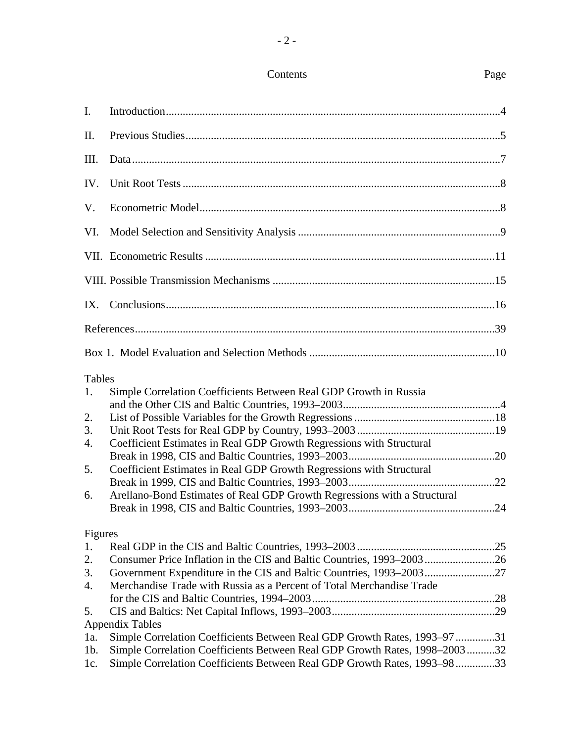Contents Page

| | | |
|---|---|---|
| I. | Introduction | 4 |
| II. | Previous Studies | 5 |
| III. | Data | 7 |
| IV. | Unit Root Tests | 8 |
| V. | Econometric Model | 8 |
| VI. | Model Selection and Sensitivity Analysis | 9 |
| VII. | Econometric Results | 11 |
| VIII. | Possible Transmission Mechanisms | 15 |
| IX. | Conclusions | 16 |

References 39

Box 1. Model Evaluation and Selection Methods 10

Tables

1. Simple Correlation Coefficients Between Real GDP Growth in Russia and the Other CIS and Baltic Countries, 1993–2003 4
2. List of Possible Variables for the Growth Regressions 18
3. Unit Root Tests for Real GDP by Country, 1993–2003 19
4. Coefficient Estimates in Real GDP Growth Regressions with Structural Break in 1998, CIS and Baltic Countries, 1993–2003 20
5. Coefficient Estimates in Real GDP Growth Regressions with Structural Break in 1999, CIS and Baltic Countries, 1993–2003 22
6. Arellano-Bond Estimates of Real GDP Growth Regressions with a Structural Break in 1998, CIS and Baltic Countries, 1993–2003 24

Figures

1. Real GDP in the CIS and Baltic Countries, 1993–2003 25
2. Consumer Price Inflation in the CIS and Baltic Countries, 1993–2003 26
3. Government Expenditure in the CIS and Baltic Countries, 1993–2003 27
4. Merchandise Trade with Russia as a Percent of Total Merchandise Trade for the CIS and Baltic Countries, 1994–2003 28
5. CIS and Baltics: Net Capital Inflows, 1993–2003 29

Appendix Tables

1a. Simple Correlation Coefficients Between Real GDP Growth Rates, 1993–97 31

1b. Simple Correlation Coefficients Between Real GDP Growth Rates, 1998–2003 32

1c. Simple Correlation Coefficients Between Real GDP Growth Rates, 1993–98 33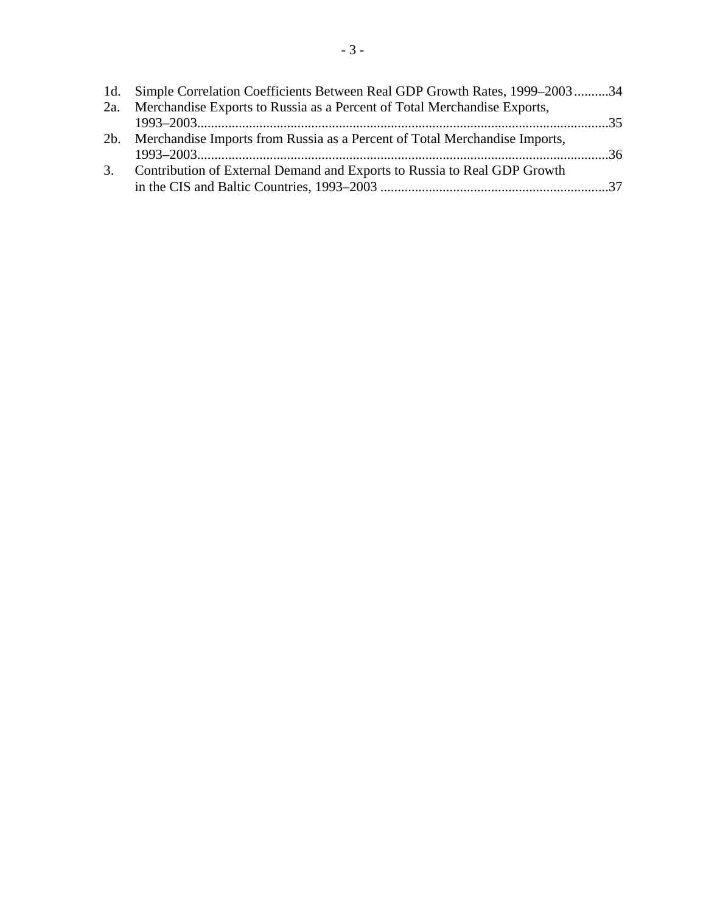1d. Simple Correlation Coefficients Between Real GDP Growth Rates, 1999–2003..........34

2a. Merchandise Exports to Russia as a Percent of Total Merchandise Exports, 1993–2003..........35

2b. Merchandise Imports from Russia as a Percent of Total Merchandise Imports, 1993–2003..........36

3. Contribution of External Demand and Exports to Russia to Real GDP Growth in the CIS and Baltic Countries, 1993–2003..........37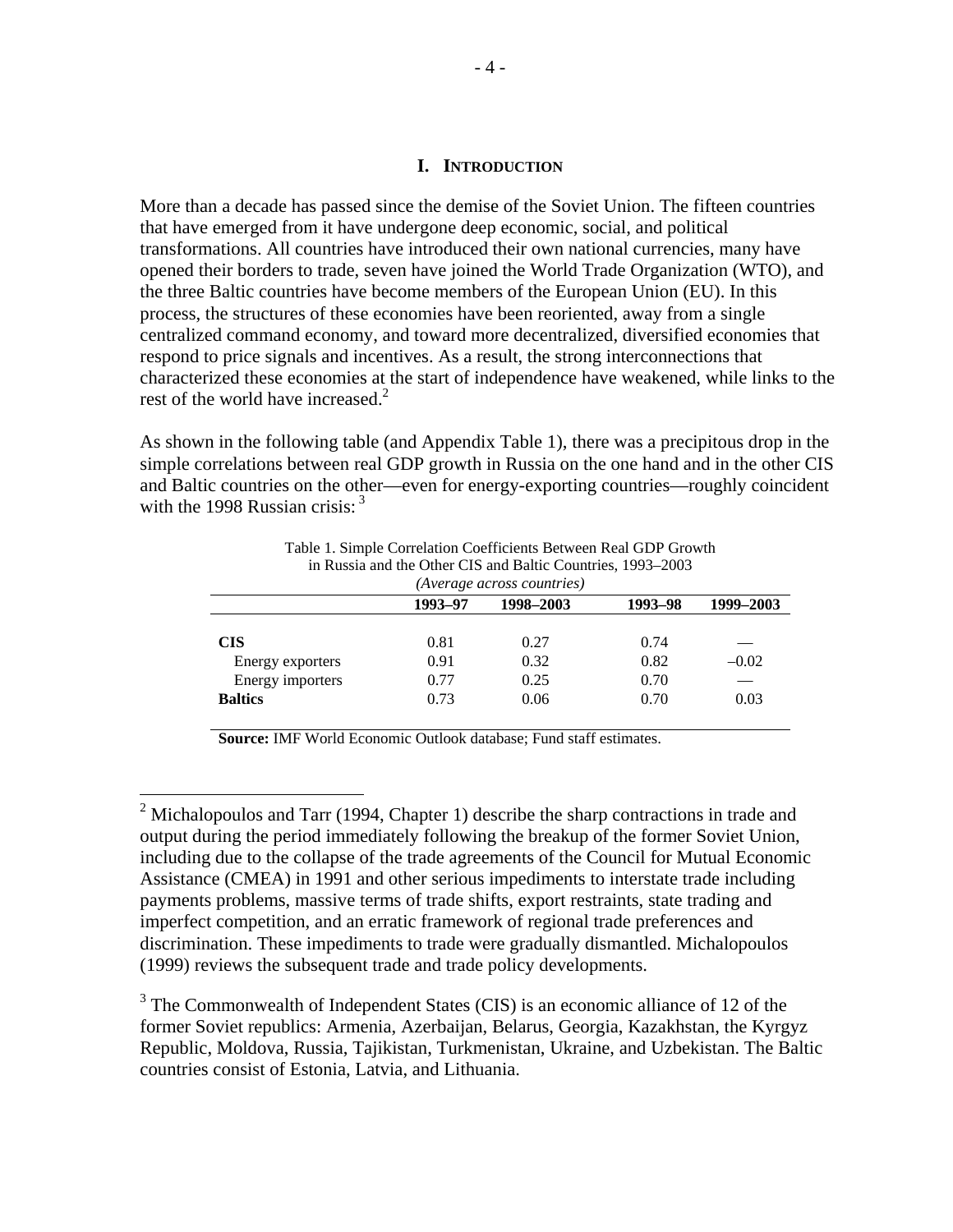# I. INTRODUCTION

More than a decade has passed since the demise of the Soviet Union. The fifteen countries that have emerged from it have undergone deep economic, social, and political transformations. All countries have introduced their own national currencies, many have opened their borders to trade, seven have joined the World Trade Organization (WTO), and the three Baltic countries have become members of the European Union (EU). In this process, the structures of these economies have been reoriented, away from a single centralized command economy, and toward more decentralized, diversified economies that respond to price signals and incentives. As a result, the strong interconnections that characterized these economies at the start of independence have weakened, while links to the rest of the world have increased.[2]

As shown in the following table (and Appendix Table 1), there was a precipitous drop in the simple correlations between real GDP growth in Russia on the one hand and in the other CIS and Baltic countries on the other—even for energy-exporting countries—roughly coincident with the 1998 Russian crisis:[3]

Table 1. Simple Correlation Coefficients Between Real GDP Growth in Russia and the Other CIS and Baltic Countries, 1993–2003
*(Average across countries)*

| | 1993–97 | 1998–2003 | 1993–98 | 1999–2003 |
|---|---|---|---|---|
| **CIS** | 0.81 | 0.27 | 0.74 | — |
| Energy exporters | 0.91 | 0.32 | 0.82 | –0.02 |
| Energy importers | 0.77 | 0.25 | 0.70 | — |
| **Baltics** | 0.73 | 0.06 | 0.70 | 0.03 |

**Source:** IMF World Economic Outlook database; Fund staff estimates.

[2] Michalopoulos and Tarr (1994, Chapter 1) describe the sharp contractions in trade and output during the period immediately following the breakup of the former Soviet Union, including due to the collapse of the trade agreements of the Council for Mutual Economic Assistance (CMEA) in 1991 and other serious impediments to interstate trade including payments problems, massive terms of trade shifts, export restraints, state trading and imperfect competition, and an erratic framework of regional trade preferences and discrimination. These impediments to trade were gradually dismantled. Michalopoulos (1999) reviews the subsequent trade and trade policy developments.

[3] The Commonwealth of Independent States (CIS) is an economic alliance of 12 of the former Soviet republics: Armenia, Azerbaijan, Belarus, Georgia, Kazakhstan, the Kyrgyz Republic, Moldova, Russia, Tajikistan, Turkmenistan, Ukraine, and Uzbekistan. The Baltic countries consist of Estonia, Latvia, and Lithuania.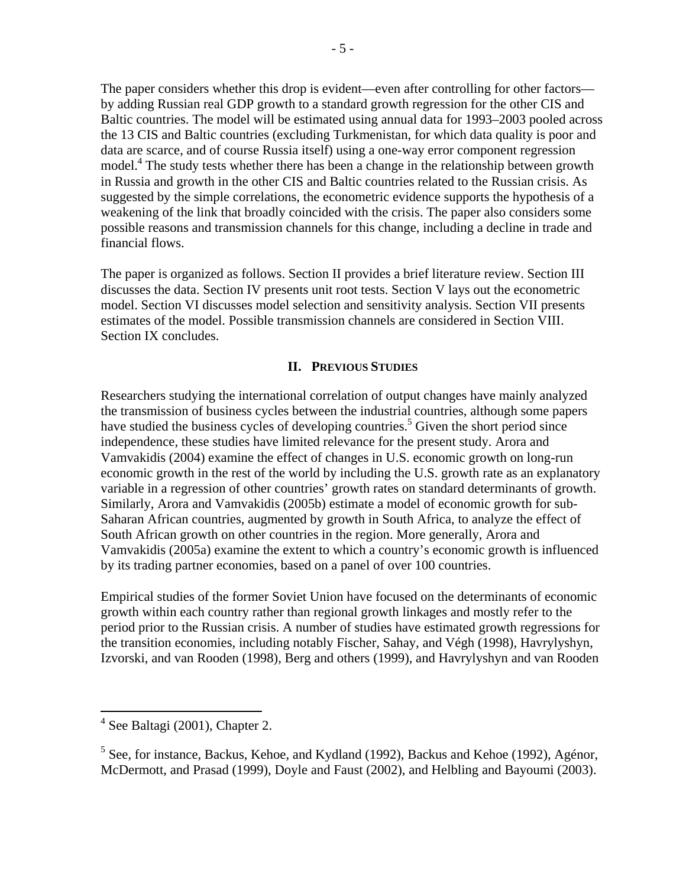The paper considers whether this drop is evident—even after controlling for other factors—by adding Russian real GDP growth to a standard growth regression for the other CIS and Baltic countries. The model will be estimated using annual data for 1993–2003 pooled across the 13 CIS and Baltic countries (excluding Turkmenistan, for which data quality is poor and data are scarce, and of course Russia itself) using a one-way error component regression model.[4] The study tests whether there has been a change in the relationship between growth in Russia and growth in the other CIS and Baltic countries related to the Russian crisis. As suggested by the simple correlations, the econometric evidence supports the hypothesis of a weakening of the link that broadly coincided with the crisis. The paper also considers some possible reasons and transmission channels for this change, including a decline in trade and financial flows.

The paper is organized as follows. Section II provides a brief literature review. Section III discusses the data. Section IV presents unit root tests. Section V lays out the econometric model. Section VI discusses model selection and sensitivity analysis. Section VII presents estimates of the model. Possible transmission channels are considered in Section VIII. Section IX concludes.

## II. Previous Studies

Researchers studying the international correlation of output changes have mainly analyzed the transmission of business cycles between the industrial countries, although some papers have studied the business cycles of developing countries.[5] Given the short period since independence, these studies have limited relevance for the present study. Arora and Vamvakidis (2004) examine the effect of changes in U.S. economic growth on long-run economic growth in the rest of the world by including the U.S. growth rate as an explanatory variable in a regression of other countries' growth rates on standard determinants of growth. Similarly, Arora and Vamvakidis (2005b) estimate a model of economic growth for sub-Saharan African countries, augmented by growth in South Africa, to analyze the effect of South African growth on other countries in the region. More generally, Arora and Vamvakidis (2005a) examine the extent to which a country's economic growth is influenced by its trading partner economies, based on a panel of over 100 countries.

Empirical studies of the former Soviet Union have focused on the determinants of economic growth within each country rather than regional growth linkages and mostly refer to the period prior to the Russian crisis. A number of studies have estimated growth regressions for the transition economies, including notably Fischer, Sahay, and Végh (1998), Havrylyshyn, Izvorski, and van Rooden (1998), Berg and others (1999), and Havrylyshyn and van Rooden

---

[4] See Baltagi (2001), Chapter 2.

[5] See, for instance, Backus, Kehoe, and Kydland (1992), Backus and Kehoe (1992), Agénor, McDermott, and Prasad (1999), Doyle and Faust (2002), and Helbling and Bayoumi (2003).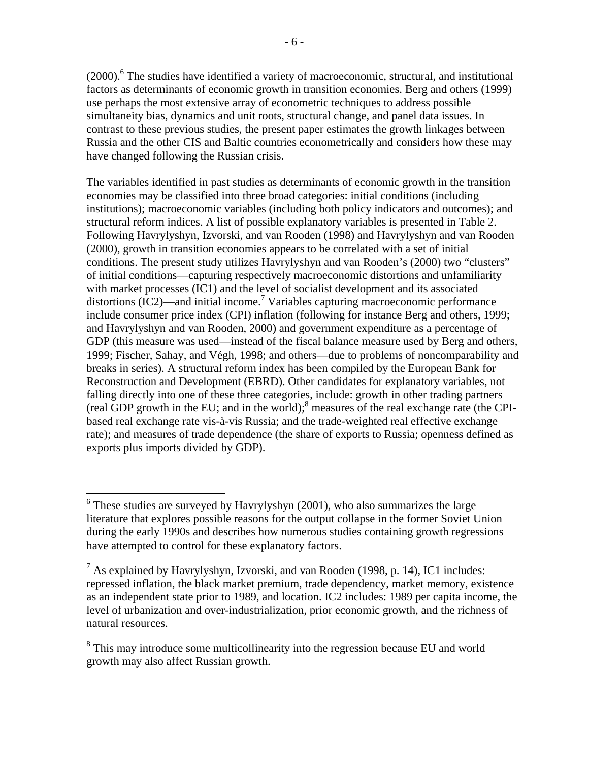(2000).[6] The studies have identified a variety of macroeconomic, structural, and institutional factors as determinants of economic growth in transition economies. Berg and others (1999) use perhaps the most extensive array of econometric techniques to address possible simultaneity bias, dynamics and unit roots, structural change, and panel data issues. In contrast to these previous studies, the present paper estimates the growth linkages between Russia and the other CIS and Baltic countries econometrically and considers how these may have changed following the Russian crisis.

The variables identified in past studies as determinants of economic growth in the transition economies may be classified into three broad categories: initial conditions (including institutions); macroeconomic variables (including both policy indicators and outcomes); and structural reform indices. A list of possible explanatory variables is presented in Table 2. Following Havrylyshyn, Izvorski, and van Rooden (1998) and Havrylyshyn and van Rooden (2000), growth in transition economies appears to be correlated with a set of initial conditions. The present study utilizes Havrylyshyn and van Rooden's (2000) two "clusters" of initial conditions—capturing respectively macroeconomic distortions and unfamiliarity with market processes (IC1) and the level of socialist development and its associated distortions (IC2)—and initial income.[7] Variables capturing macroeconomic performance include consumer price index (CPI) inflation (following for instance Berg and others, 1999; and Havrylyshyn and van Rooden, 2000) and government expenditure as a percentage of GDP (this measure was used—instead of the fiscal balance measure used by Berg and others, 1999; Fischer, Sahay, and Végh, 1998; and others—due to problems of noncomparability and breaks in series). A structural reform index has been compiled by the European Bank for Reconstruction and Development (EBRD). Other candidates for explanatory variables, not falling directly into one of these three categories, include: growth in other trading partners (real GDP growth in the EU; and in the world);[8] measures of the real exchange rate (the CPI-based real exchange rate vis-à-vis Russia; and the trade-weighted real effective exchange rate); and measures of trade dependence (the share of exports to Russia; openness defined as exports plus imports divided by GDP).

---

[6] These studies are surveyed by Havrylyshyn (2001), who also summarizes the large literature that explores possible reasons for the output collapse in the former Soviet Union during the early 1990s and describes how numerous studies containing growth regressions have attempted to control for these explanatory factors.

[7] As explained by Havrylyshyn, Izvorski, and van Rooden (1998, p. 14), IC1 includes: repressed inflation, the black market premium, trade dependency, market memory, existence as an independent state prior to 1989, and location. IC2 includes: 1989 per capita income, the level of urbanization and over-industrialization, prior economic growth, and the richness of natural resources.

[8] This may introduce some multicollinearity into the regression because EU and world growth may also affect Russian growth.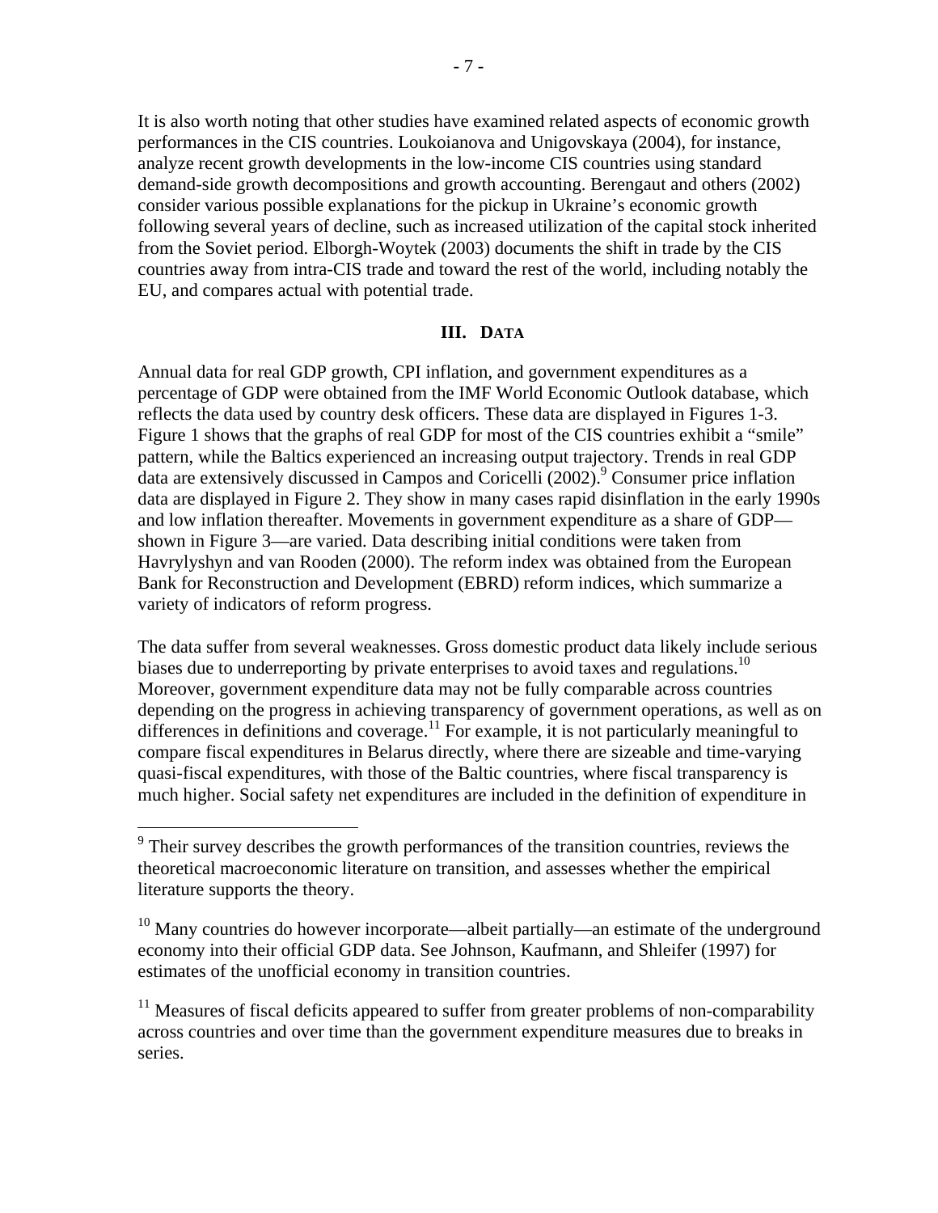It is also worth noting that other studies have examined related aspects of economic growth performances in the CIS countries. Loukoianova and Unigovskaya (2004), for instance, analyze recent growth developments in the low-income CIS countries using standard demand-side growth decompositions and growth accounting. Berengaut and others (2002) consider various possible explanations for the pickup in Ukraine's economic growth following several years of decline, such as increased utilization of the capital stock inherited from the Soviet period. Elborgh-Woytek (2003) documents the shift in trade by the CIS countries away from intra-CIS trade and toward the rest of the world, including notably the EU, and compares actual with potential trade.

## III. DATA

Annual data for real GDP growth, CPI inflation, and government expenditures as a percentage of GDP were obtained from the IMF World Economic Outlook database, which reflects the data used by country desk officers. These data are displayed in Figures 1-3. Figure 1 shows that the graphs of real GDP for most of the CIS countries exhibit a "smile" pattern, while the Baltics experienced an increasing output trajectory. Trends in real GDP data are extensively discussed in Campos and Coricelli (2002).[9] Consumer price inflation data are displayed in Figure 2. They show in many cases rapid disinflation in the early 1990s and low inflation thereafter. Movements in government expenditure as a share of GDP—shown in Figure 3—are varied. Data describing initial conditions were taken from Havrylyshyn and van Rooden (2000). The reform index was obtained from the European Bank for Reconstruction and Development (EBRD) reform indices, which summarize a variety of indicators of reform progress.

The data suffer from several weaknesses. Gross domestic product data likely include serious biases due to underreporting by private enterprises to avoid taxes and regulations.[10] Moreover, government expenditure data may not be fully comparable across countries depending on the progress in achieving transparency of government operations, as well as on differences in definitions and coverage.[11] For example, it is not particularly meaningful to compare fiscal expenditures in Belarus directly, where there are sizeable and time-varying quasi-fiscal expenditures, with those of the Baltic countries, where fiscal transparency is much higher. Social safety net expenditures are included in the definition of expenditure in

---

[9] Their survey describes the growth performances of the transition countries, reviews the theoretical macroeconomic literature on transition, and assesses whether the empirical literature supports the theory.

[10] Many countries do however incorporate—albeit partially—an estimate of the underground economy into their official GDP data. See Johnson, Kaufmann, and Shleifer (1997) for estimates of the unofficial economy in transition countries.

[11] Measures of fiscal deficits appeared to suffer from greater problems of non-comparability across countries and over time than the government expenditure measures due to breaks in series.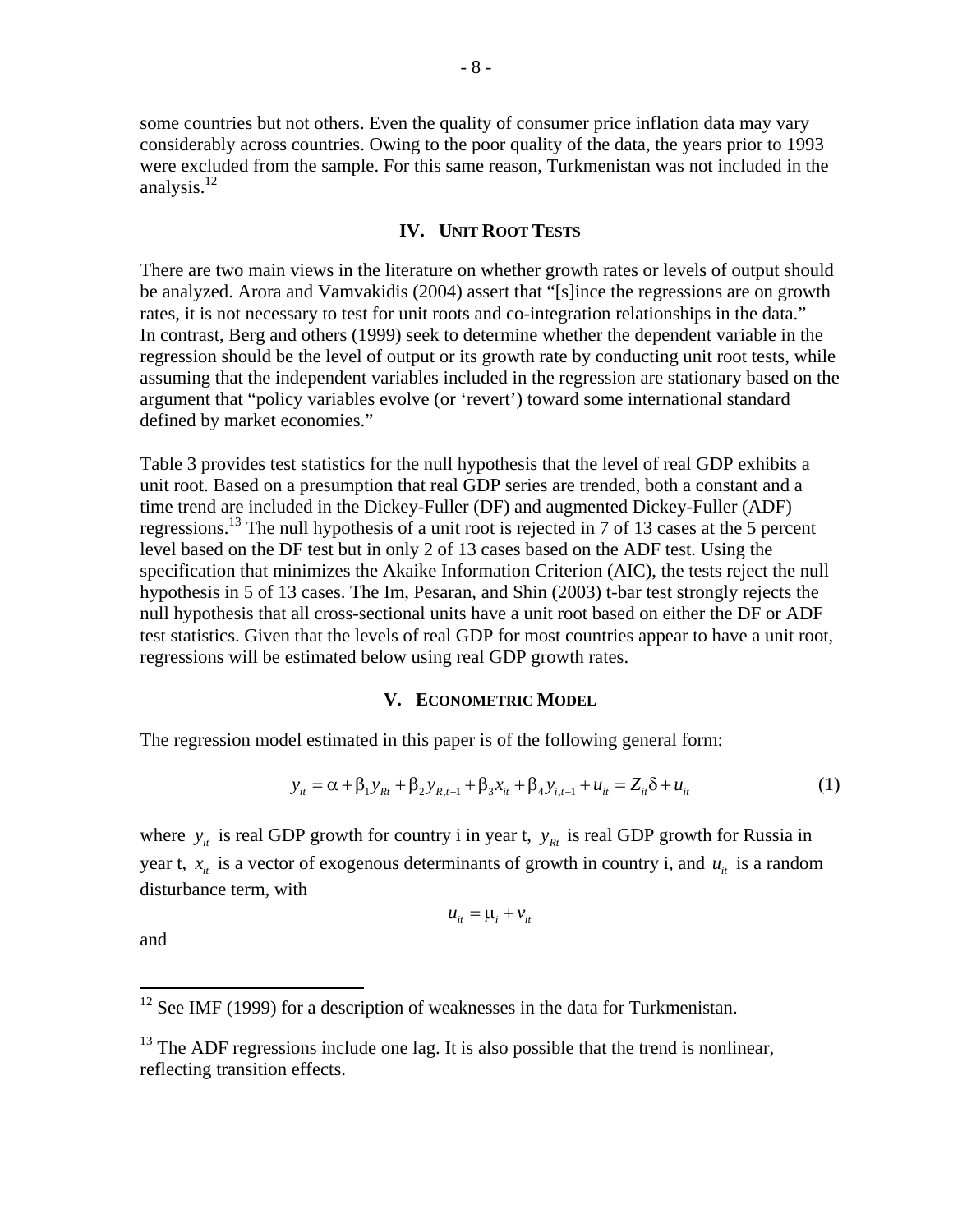some countries but not others. Even the quality of consumer price inflation data may vary considerably across countries. Owing to the poor quality of the data, the years prior to 1993 were excluded from the sample. For this same reason, Turkmenistan was not included in the analysis.[12]

## IV. Unit Root Tests

There are two main views in the literature on whether growth rates or levels of output should be analyzed. Arora and Vamvakidis (2004) assert that "[s]ince the regressions are on growth rates, it is not necessary to test for unit roots and co-integration relationships in the data." In contrast, Berg and others (1999) seek to determine whether the dependent variable in the regression should be the level of output or its growth rate by conducting unit root tests, while assuming that the independent variables included in the regression are stationary based on the argument that "policy variables evolve (or 'revert') toward some international standard defined by market economies."

Table 3 provides test statistics for the null hypothesis that the level of real GDP exhibits a unit root. Based on a presumption that real GDP series are trended, both a constant and a time trend are included in the Dickey-Fuller (DF) and augmented Dickey-Fuller (ADF) regressions.[13] The null hypothesis of a unit root is rejected in 7 of 13 cases at the 5 percent level based on the DF test but in only 2 of 13 cases based on the ADF test. Using the specification that minimizes the Akaike Information Criterion (AIC), the tests reject the null hypothesis in 5 of 13 cases. The Im, Pesaran, and Shin (2003) t-bar test strongly rejects the null hypothesis that all cross-sectional units have a unit root based on either the DF or ADF test statistics. Given that the levels of real GDP for most countries appear to have a unit root, regressions will be estimated below using real GDP growth rates.

## V. Econometric Model

The regression model estimated in this paper is of the following general form:

$$y_{it} = \alpha + \beta_1 y_{Rt} + \beta_2 y_{R,t-1} + \beta_3 x_{it} + \beta_4 y_{i,t-1} + u_{it} = Z_{it}\delta + u_{it} \tag{1}$$

where $y_{it}$ is real GDP growth for country i in year t, $y_{Rt}$ is real GDP growth for Russia in year t, $x_{it}$ is a vector of exogenous determinants of growth in country i, and $u_{it}$ is a random disturbance term, with

$$u_{it} = \mu_i + v_{it}$$

and

---

[12] See IMF (1999) for a description of weaknesses in the data for Turkmenistan.

[13] The ADF regressions include one lag. It is also possible that the trend is nonlinear, reflecting transition effects.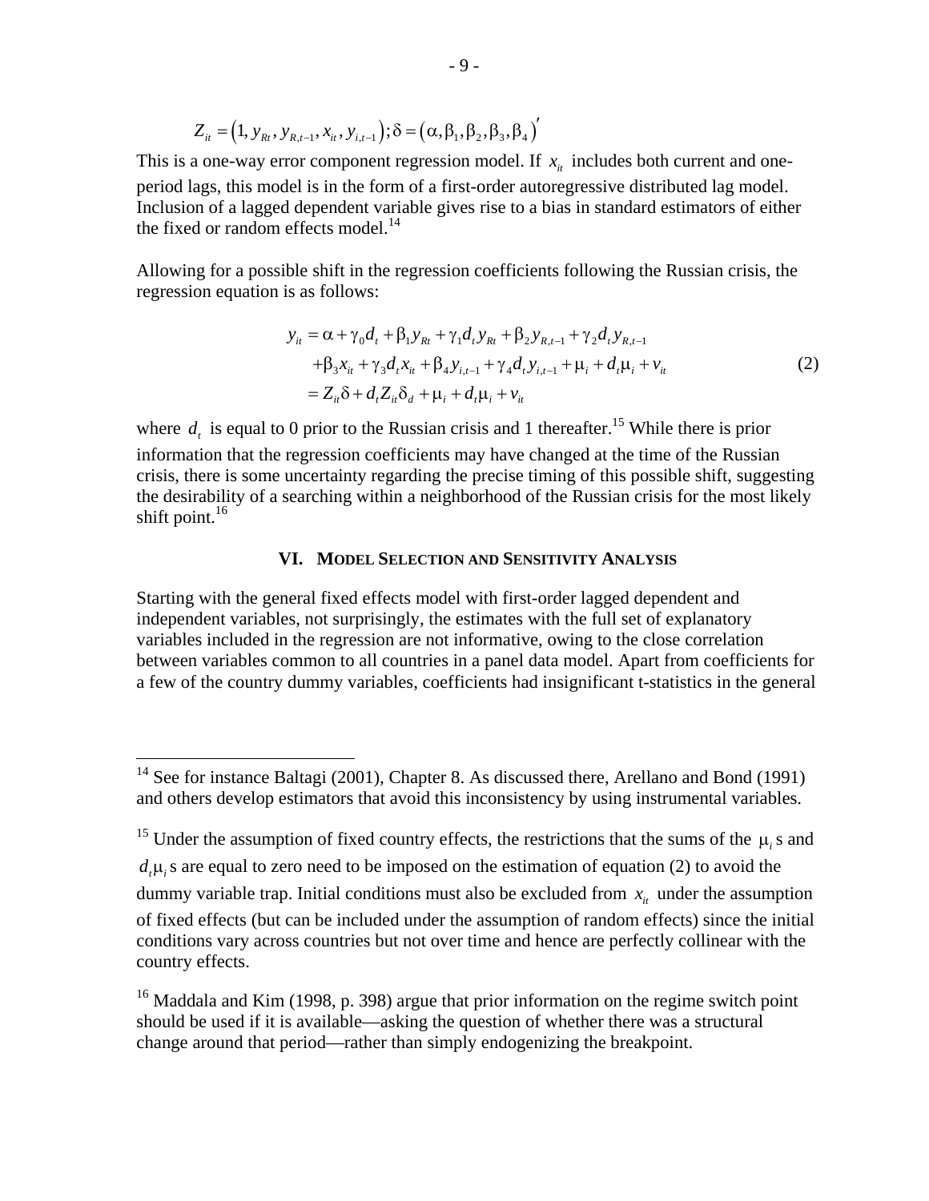$$Z_{it} = \left(1, y_{Rt}, y_{R,t-1}, x_{it}, y_{i,t-1}\right); \delta = \left(\alpha, \beta_1, \beta_2, \beta_3, \beta_4\right)'$$

This is a one-way error component regression model. If $x_{it}$ includes both current and one-period lags, this model is in the form of a first-order autoregressive distributed lag model. Inclusion of a lagged dependent variable gives rise to a bias in standard estimators of either the fixed or random effects model.[14]

Allowing for a possible shift in the regression coefficients following the Russian crisis, the regression equation is as follows:

$$\begin{aligned} y_{it} &= \alpha + \gamma_0 d_t + \beta_1 y_{Rt} + \gamma_1 d_t y_{Rt} + \beta_2 y_{R,t-1} + \gamma_2 d_t y_{R,t-1} \\ &\quad + \beta_3 x_{it} + \gamma_3 d_t x_{it} + \beta_4 y_{i,t-1} + \gamma_4 d_t y_{i,t-1} + \mu_i + d_t \mu_i + v_{it} \\ &= Z_{it}\delta + d_t Z_{it} \delta_d + \mu_i + d_t \mu_i + v_{it} \end{aligned} \tag{2}$$

where $d_t$ is equal to 0 prior to the Russian crisis and 1 thereafter.[15] While there is prior information that the regression coefficients may have changed at the time of the Russian crisis, there is some uncertainty regarding the precise timing of this possible shift, suggesting the desirability of a searching within a neighborhood of the Russian crisis for the most likely shift point.[16]

## VI. Model Selection and Sensitivity Analysis

Starting with the general fixed effects model with first-order lagged dependent and independent variables, not surprisingly, the estimates with the full set of explanatory variables included in the regression are not informative, owing to the close correlation between variables common to all countries in a panel data model. Apart from coefficients for a few of the country dummy variables, coefficients had insignificant t-statistics in the general

---

[14] See for instance Baltagi (2001), Chapter 8. As discussed there, Arellano and Bond (1991) and others develop estimators that avoid this inconsistency by using instrumental variables.

[15] Under the assumption of fixed country effects, the restrictions that the sums of the $\mu_i$ s and $d_t \mu_i$ s are equal to zero need to be imposed on the estimation of equation (2) to avoid the dummy variable trap. Initial conditions must also be excluded from $x_{it}$ under the assumption of fixed effects (but can be included under the assumption of random effects) since the initial conditions vary across countries but not over time and hence are perfectly collinear with the country effects.

[16] Maddala and Kim (1998, p. 398) argue that prior information on the regime switch point should be used if it is available—asking the question of whether there was a structural change around that period—rather than simply endogenizing the breakpoint.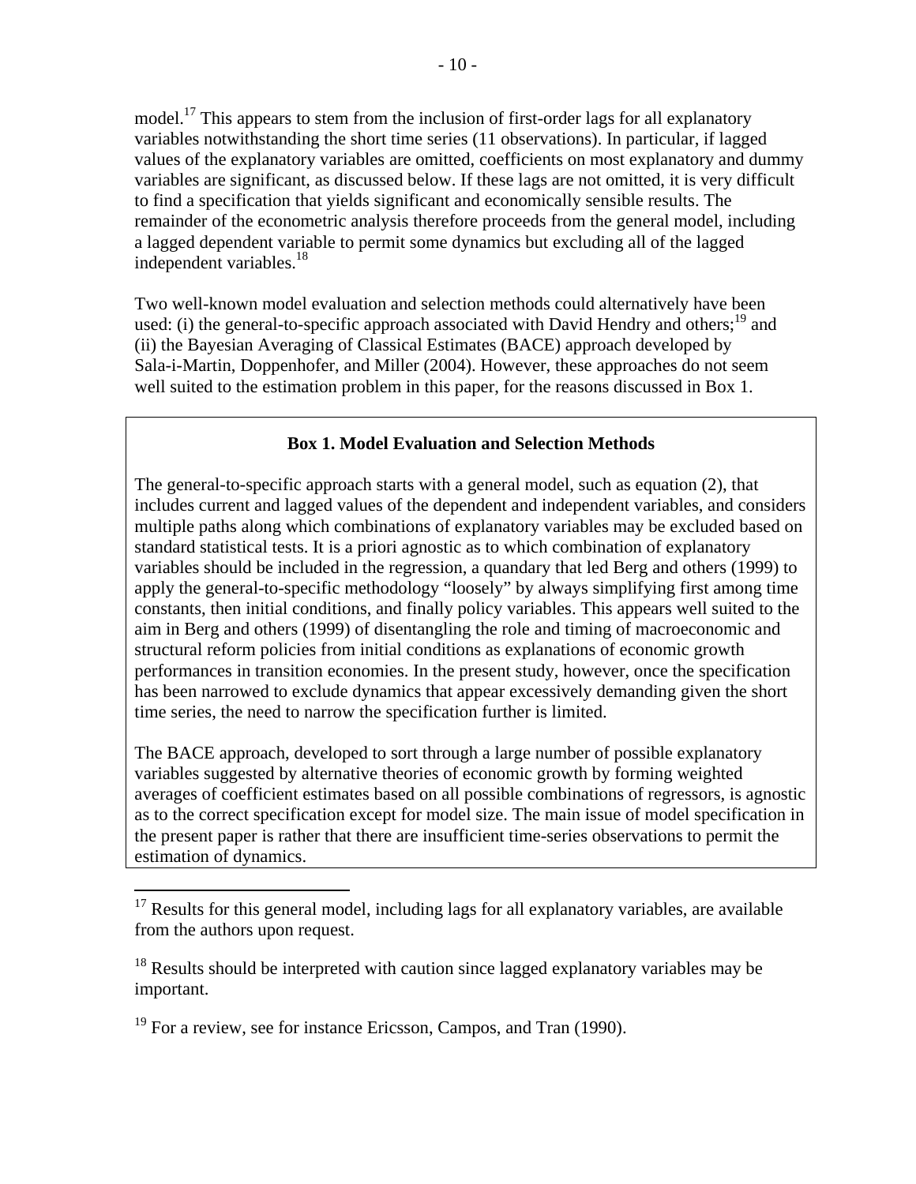model.[17] This appears to stem from the inclusion of first-order lags for all explanatory variables notwithstanding the short time series (11 observations). In particular, if lagged values of the explanatory variables are omitted, coefficients on most explanatory and dummy variables are significant, as discussed below. If these lags are not omitted, it is very difficult to find a specification that yields significant and economically sensible results. The remainder of the econometric analysis therefore proceeds from the general model, including a lagged dependent variable to permit some dynamics but excluding all of the lagged independent variables.[18]

Two well-known model evaluation and selection methods could alternatively have been used: (i) the general-to-specific approach associated with David Hendry and others;[19] and (ii) the Bayesian Averaging of Classical Estimates (BACE) approach developed by Sala-i-Martin, Doppenhofer, and Miller (2004). However, these approaches do not seem well suited to the estimation problem in this paper, for the reasons discussed in Box 1.

**Box 1. Model Evaluation and Selection Methods**

The general-to-specific approach starts with a general model, such as equation (2), that includes current and lagged values of the dependent and independent variables, and considers multiple paths along which combinations of explanatory variables may be excluded based on standard statistical tests. It is a priori agnostic as to which combination of explanatory variables should be included in the regression, a quandary that led Berg and others (1999) to apply the general-to-specific methodology "loosely" by always simplifying first among time constants, then initial conditions, and finally policy variables. This appears well suited to the aim in Berg and others (1999) of disentangling the role and timing of macroeconomic and structural reform policies from initial conditions as explanations of economic growth performances in transition economies. In the present study, however, once the specification has been narrowed to exclude dynamics that appear excessively demanding given the short time series, the need to narrow the specification further is limited.

The BACE approach, developed to sort through a large number of possible explanatory variables suggested by alternative theories of economic growth by forming weighted averages of coefficient estimates based on all possible combinations of regressors, is agnostic as to the correct specification except for model size. The main issue of model specification in the present paper is rather that there are insufficient time-series observations to permit the estimation of dynamics.

[17] Results for this general model, including lags for all explanatory variables, are available from the authors upon request.

[18] Results should be interpreted with caution since lagged explanatory variables may be important.

[19] For a review, see for instance Ericsson, Campos, and Tran (1990).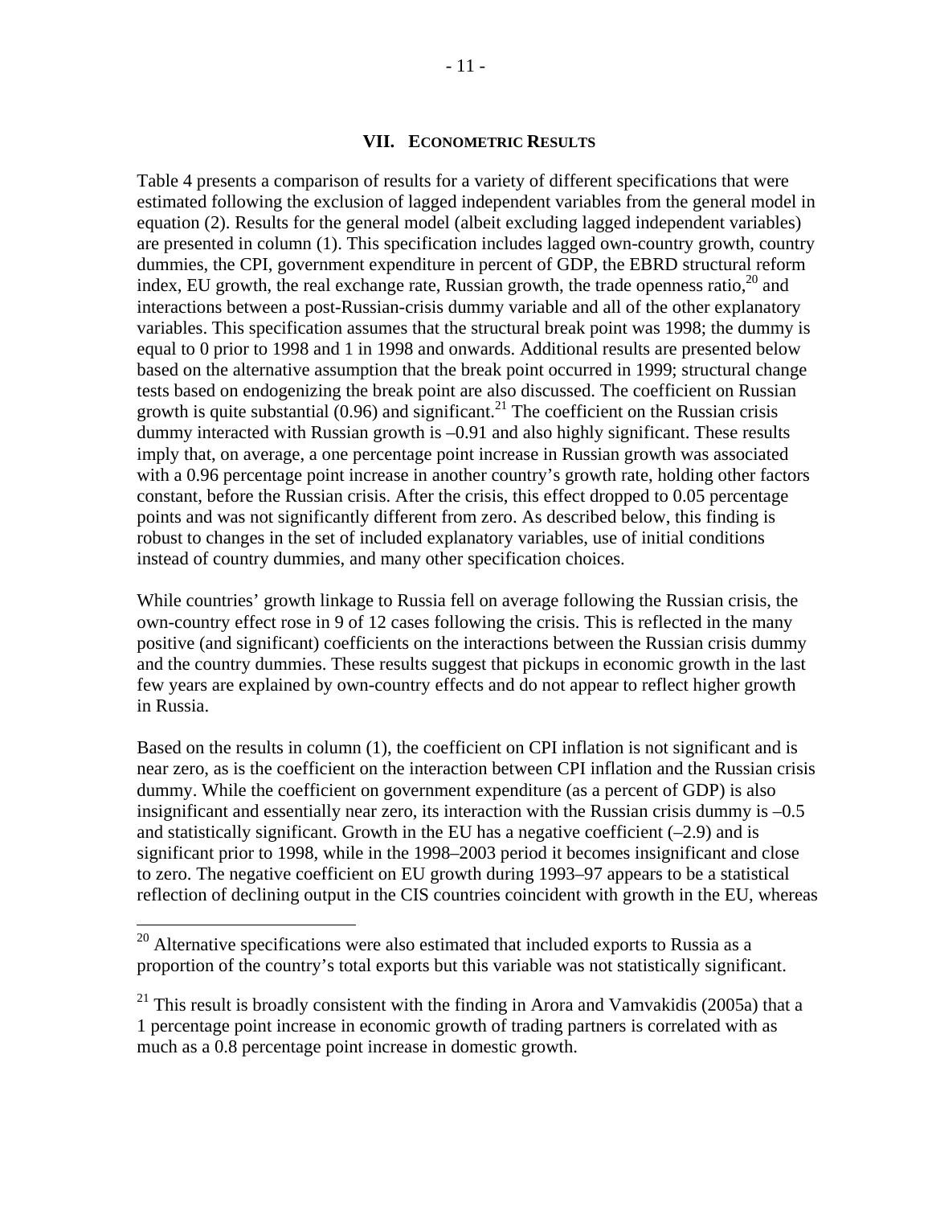## VII. Econometric Results

Table 4 presents a comparison of results for a variety of different specifications that were estimated following the exclusion of lagged independent variables from the general model in equation (2). Results for the general model (albeit excluding lagged independent variables) are presented in column (1). This specification includes lagged own-country growth, country dummies, the CPI, government expenditure in percent of GDP, the EBRD structural reform index, EU growth, the real exchange rate, Russian growth, the trade openness ratio,[20] and interactions between a post-Russian-crisis dummy variable and all of the other explanatory variables. This specification assumes that the structural break point was 1998; the dummy is equal to 0 prior to 1998 and 1 in 1998 and onwards. Additional results are presented below based on the alternative assumption that the break point occurred in 1999; structural change tests based on endogenizing the break point are also discussed. The coefficient on Russian growth is quite substantial (0.96) and significant.[21] The coefficient on the Russian crisis dummy interacted with Russian growth is –0.91 and also highly significant. These results imply that, on average, a one percentage point increase in Russian growth was associated with a 0.96 percentage point increase in another country's growth rate, holding other factors constant, before the Russian crisis. After the crisis, this effect dropped to 0.05 percentage points and was not significantly different from zero. As described below, this finding is robust to changes in the set of included explanatory variables, use of initial conditions instead of country dummies, and many other specification choices.

While countries' growth linkage to Russia fell on average following the Russian crisis, the own-country effect rose in 9 of 12 cases following the crisis. This is reflected in the many positive (and significant) coefficients on the interactions between the Russian crisis dummy and the country dummies. These results suggest that pickups in economic growth in the last few years are explained by own-country effects and do not appear to reflect higher growth in Russia.

Based on the results in column (1), the coefficient on CPI inflation is not significant and is near zero, as is the coefficient on the interaction between CPI inflation and the Russian crisis dummy. While the coefficient on government expenditure (as a percent of GDP) is also insignificant and essentially near zero, its interaction with the Russian crisis dummy is –0.5 and statistically significant. Growth in the EU has a negative coefficient (–2.9) and is significant prior to 1998, while in the 1998–2003 period it becomes insignificant and close to zero. The negative coefficient on EU growth during 1993–97 appears to be a statistical reflection of declining output in the CIS countries coincident with growth in the EU, whereas

[20] Alternative specifications were also estimated that included exports to Russia as a proportion of the country's total exports but this variable was not statistically significant.

[21] This result is broadly consistent with the finding in Arora and Vamvakidis (2005a) that a 1 percentage point increase in economic growth of trading partners is correlated with as much as a 0.8 percentage point increase in domestic growth.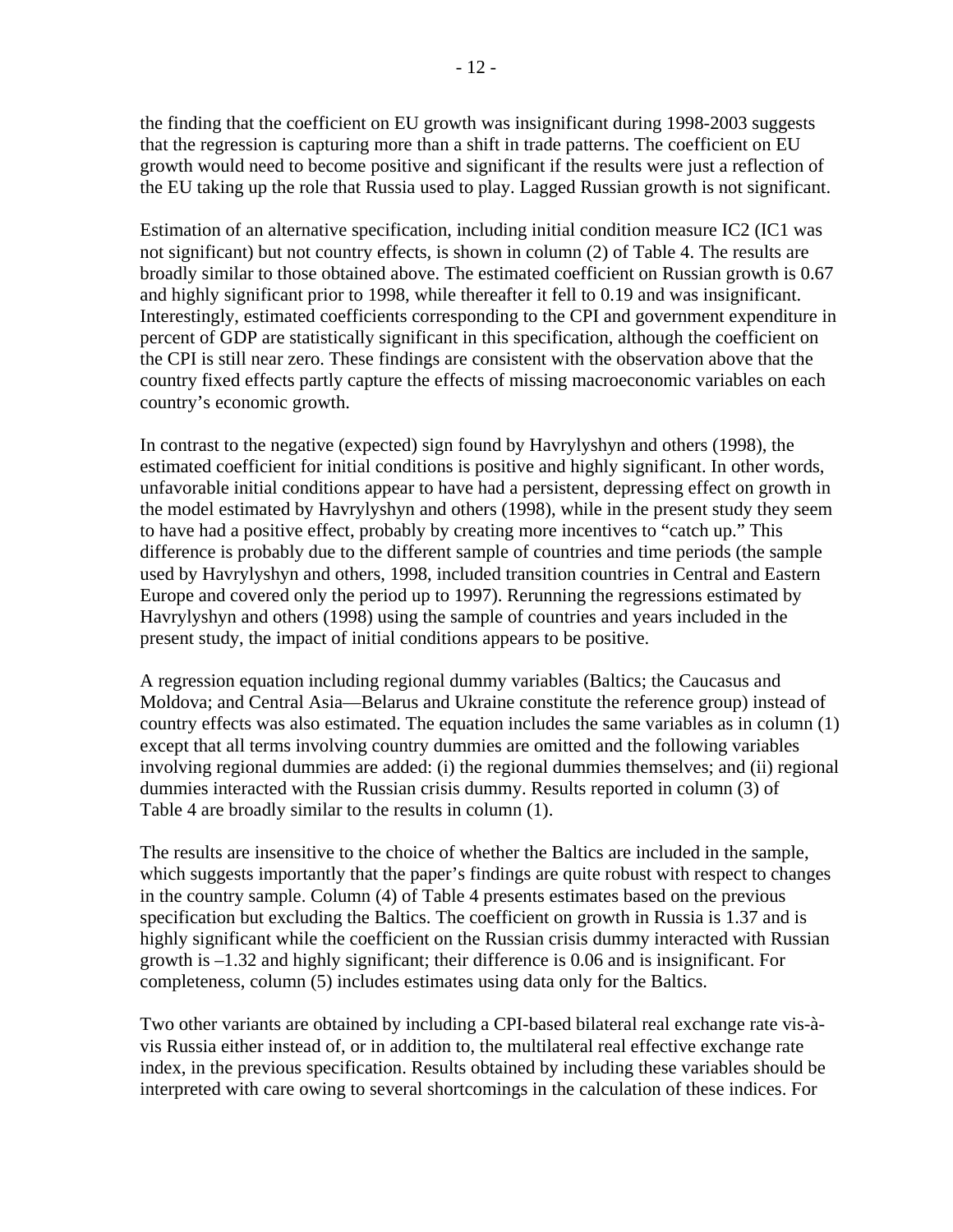the finding that the coefficient on EU growth was insignificant during 1998-2003 suggests that the regression is capturing more than a shift in trade patterns. The coefficient on EU growth would need to become positive and significant if the results were just a reflection of the EU taking up the role that Russia used to play. Lagged Russian growth is not significant.

Estimation of an alternative specification, including initial condition measure IC2 (IC1 was not significant) but not country effects, is shown in column (2) of Table 4. The results are broadly similar to those obtained above. The estimated coefficient on Russian growth is 0.67 and highly significant prior to 1998, while thereafter it fell to 0.19 and was insignificant. Interestingly, estimated coefficients corresponding to the CPI and government expenditure in percent of GDP are statistically significant in this specification, although the coefficient on the CPI is still near zero. These findings are consistent with the observation above that the country fixed effects partly capture the effects of missing macroeconomic variables on each country's economic growth.

In contrast to the negative (expected) sign found by Havrylyshyn and others (1998), the estimated coefficient for initial conditions is positive and highly significant. In other words, unfavorable initial conditions appear to have had a persistent, depressing effect on growth in the model estimated by Havrylyshyn and others (1998), while in the present study they seem to have had a positive effect, probably by creating more incentives to "catch up." This difference is probably due to the different sample of countries and time periods (the sample used by Havrylyshyn and others, 1998, included transition countries in Central and Eastern Europe and covered only the period up to 1997). Rerunning the regressions estimated by Havrylyshyn and others (1998) using the sample of countries and years included in the present study, the impact of initial conditions appears to be positive.

A regression equation including regional dummy variables (Baltics; the Caucasus and Moldova; and Central Asia—Belarus and Ukraine constitute the reference group) instead of country effects was also estimated. The equation includes the same variables as in column (1) except that all terms involving country dummies are omitted and the following variables involving regional dummies are added: (i) the regional dummies themselves; and (ii) regional dummies interacted with the Russian crisis dummy. Results reported in column (3) of Table 4 are broadly similar to the results in column (1).

The results are insensitive to the choice of whether the Baltics are included in the sample, which suggests importantly that the paper's findings are quite robust with respect to changes in the country sample. Column (4) of Table 4 presents estimates based on the previous specification but excluding the Baltics. The coefficient on growth in Russia is 1.37 and is highly significant while the coefficient on the Russian crisis dummy interacted with Russian growth is –1.32 and highly significant; their difference is 0.06 and is insignificant. For completeness, column (5) includes estimates using data only for the Baltics.

Two other variants are obtained by including a CPI-based bilateral real exchange rate vis-à-vis Russia either instead of, or in addition to, the multilateral real effective exchange rate index, in the previous specification. Results obtained by including these variables should be interpreted with care owing to several shortcomings in the calculation of these indices. For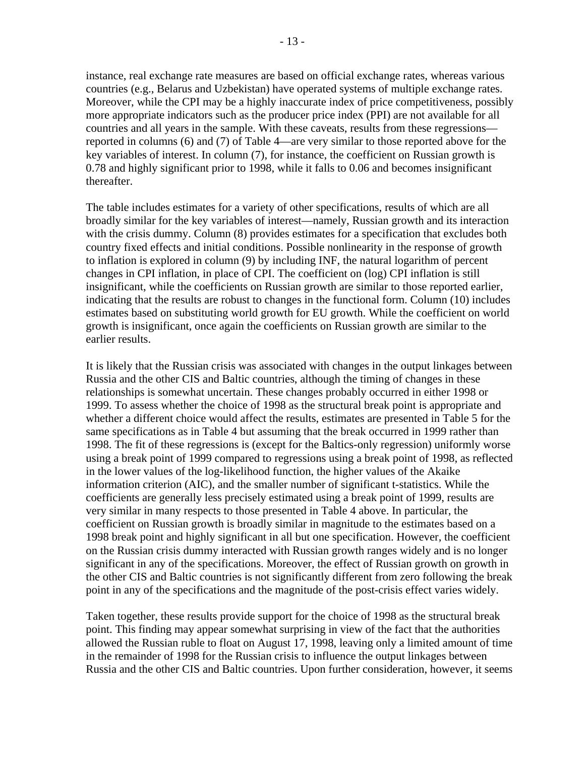instance, real exchange rate measures are based on official exchange rates, whereas various countries (e.g., Belarus and Uzbekistan) have operated systems of multiple exchange rates. Moreover, while the CPI may be a highly inaccurate index of price competitiveness, possibly more appropriate indicators such as the producer price index (PPI) are not available for all countries and all years in the sample. With these caveats, results from these regressions—reported in columns (6) and (7) of Table 4—are very similar to those reported above for the key variables of interest. In column (7), for instance, the coefficient on Russian growth is 0.78 and highly significant prior to 1998, while it falls to 0.06 and becomes insignificant thereafter.

The table includes estimates for a variety of other specifications, results of which are all broadly similar for the key variables of interest—namely, Russian growth and its interaction with the crisis dummy. Column (8) provides estimates for a specification that excludes both country fixed effects and initial conditions. Possible nonlinearity in the response of growth to inflation is explored in column (9) by including INF, the natural logarithm of percent changes in CPI inflation, in place of CPI. The coefficient on (log) CPI inflation is still insignificant, while the coefficients on Russian growth are similar to those reported earlier, indicating that the results are robust to changes in the functional form. Column (10) includes estimates based on substituting world growth for EU growth. While the coefficient on world growth is insignificant, once again the coefficients on Russian growth are similar to the earlier results.

It is likely that the Russian crisis was associated with changes in the output linkages between Russia and the other CIS and Baltic countries, although the timing of changes in these relationships is somewhat uncertain. These changes probably occurred in either 1998 or 1999. To assess whether the choice of 1998 as the structural break point is appropriate and whether a different choice would affect the results, estimates are presented in Table 5 for the same specifications as in Table 4 but assuming that the break occurred in 1999 rather than 1998. The fit of these regressions is (except for the Baltics-only regression) uniformly worse using a break point of 1999 compared to regressions using a break point of 1998, as reflected in the lower values of the log-likelihood function, the higher values of the Akaike information criterion (AIC), and the smaller number of significant t-statistics. While the coefficients are generally less precisely estimated using a break point of 1999, results are very similar in many respects to those presented in Table 4 above. In particular, the coefficient on Russian growth is broadly similar in magnitude to the estimates based on a 1998 break point and highly significant in all but one specification. However, the coefficient on the Russian crisis dummy interacted with Russian growth ranges widely and is no longer significant in any of the specifications. Moreover, the effect of Russian growth on growth in the other CIS and Baltic countries is not significantly different from zero following the break point in any of the specifications and the magnitude of the post-crisis effect varies widely.

Taken together, these results provide support for the choice of 1998 as the structural break point. This finding may appear somewhat surprising in view of the fact that the authorities allowed the Russian ruble to float on August 17, 1998, leaving only a limited amount of time in the remainder of 1998 for the Russian crisis to influence the output linkages between Russia and the other CIS and Baltic countries. Upon further consideration, however, it seems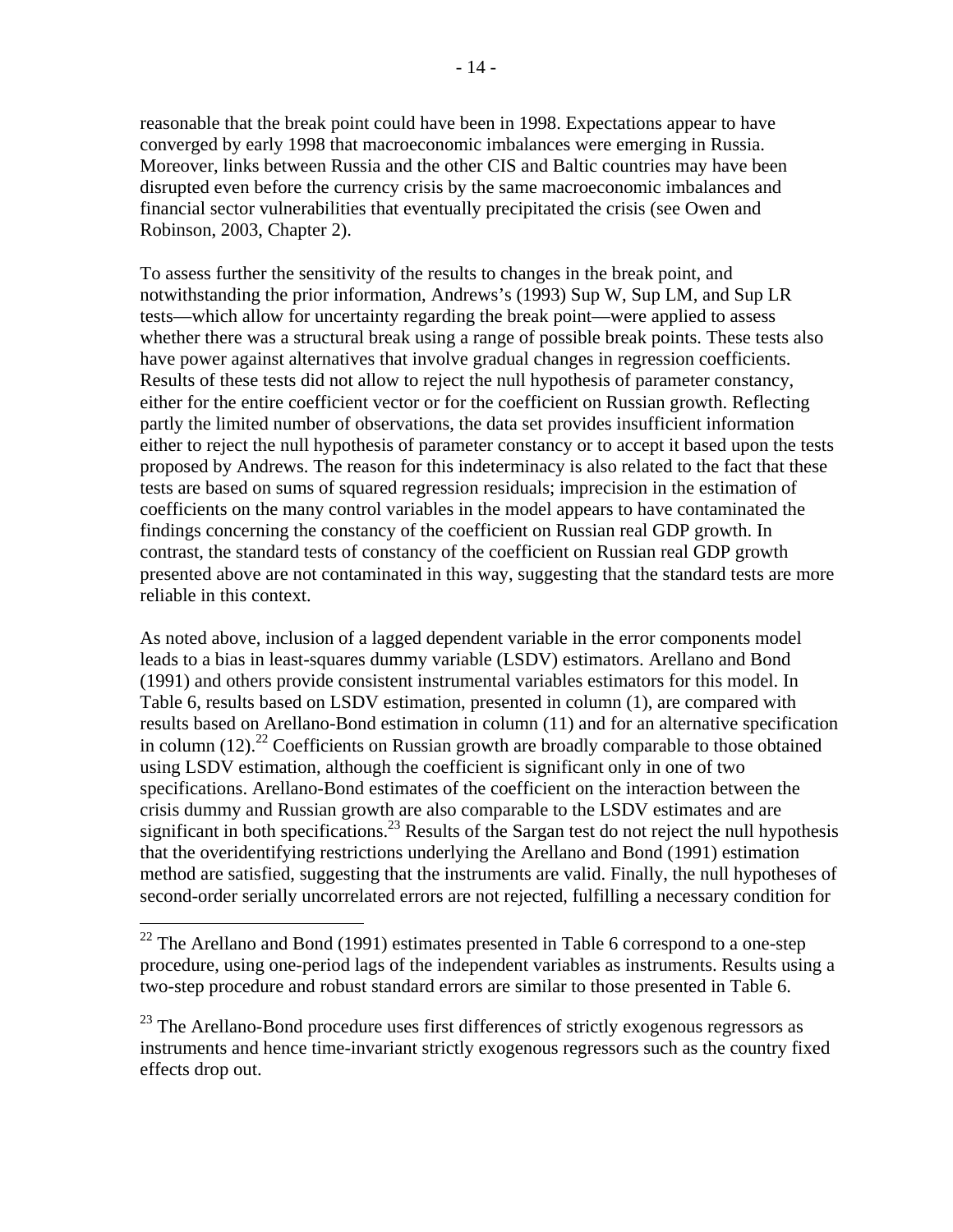reasonable that the break point could have been in 1998. Expectations appear to have converged by early 1998 that macroeconomic imbalances were emerging in Russia. Moreover, links between Russia and the other CIS and Baltic countries may have been disrupted even before the currency crisis by the same macroeconomic imbalances and financial sector vulnerabilities that eventually precipitated the crisis (see Owen and Robinson, 2003, Chapter 2).

To assess further the sensitivity of the results to changes in the break point, and notwithstanding the prior information, Andrews's (1993) Sup W, Sup LM, and Sup LR tests—which allow for uncertainty regarding the break point—were applied to assess whether there was a structural break using a range of possible break points. These tests also have power against alternatives that involve gradual changes in regression coefficients. Results of these tests did not allow to reject the null hypothesis of parameter constancy, either for the entire coefficient vector or for the coefficient on Russian growth. Reflecting partly the limited number of observations, the data set provides insufficient information either to reject the null hypothesis of parameter constancy or to accept it based upon the tests proposed by Andrews. The reason for this indeterminacy is also related to the fact that these tests are based on sums of squared regression residuals; imprecision in the estimation of coefficients on the many control variables in the model appears to have contaminated the findings concerning the constancy of the coefficient on Russian real GDP growth. In contrast, the standard tests of constancy of the coefficient on Russian real GDP growth presented above are not contaminated in this way, suggesting that the standard tests are more reliable in this context.

As noted above, inclusion of a lagged dependent variable in the error components model leads to a bias in least-squares dummy variable (LSDV) estimators. Arellano and Bond (1991) and others provide consistent instrumental variables estimators for this model. In Table 6, results based on LSDV estimation, presented in column (1), are compared with results based on Arellano-Bond estimation in column (11) and for an alternative specification in column (12).[22] Coefficients on Russian growth are broadly comparable to those obtained using LSDV estimation, although the coefficient is significant only in one of two specifications. Arellano-Bond estimates of the coefficient on the interaction between the crisis dummy and Russian growth are also comparable to the LSDV estimates and are significant in both specifications.[23] Results of the Sargan test do not reject the null hypothesis that the overidentifying restrictions underlying the Arellano and Bond (1991) estimation method are satisfied, suggesting that the instruments are valid. Finally, the null hypotheses of second-order serially uncorrelated errors are not rejected, fulfilling a necessary condition for

---

[22] The Arellano and Bond (1991) estimates presented in Table 6 correspond to a one-step procedure, using one-period lags of the independent variables as instruments. Results using a two-step procedure and robust standard errors are similar to those presented in Table 6.

[23] The Arellano-Bond procedure uses first differences of strictly exogenous regressors as instruments and hence time-invariant strictly exogenous regressors such as the country fixed effects drop out.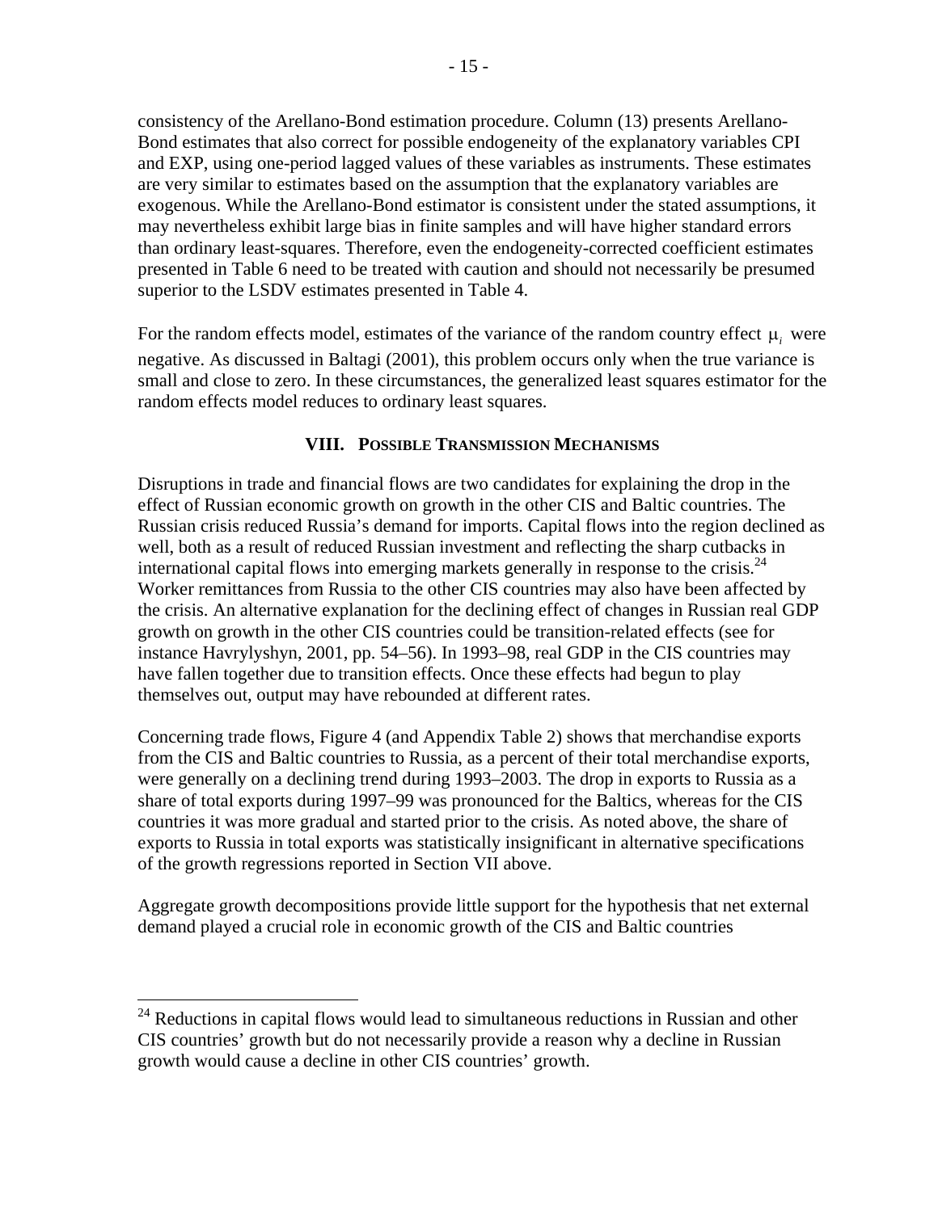consistency of the Arellano-Bond estimation procedure. Column (13) presents Arellano-Bond estimates that also correct for possible endogeneity of the explanatory variables CPI and EXP, using one-period lagged values of these variables as instruments. These estimates are very similar to estimates based on the assumption that the explanatory variables are exogenous. While the Arellano-Bond estimator is consistent under the stated assumptions, it may nevertheless exhibit large bias in finite samples and will have higher standard errors than ordinary least-squares. Therefore, even the endogeneity-corrected coefficient estimates presented in Table 6 need to be treated with caution and should not necessarily be presumed superior to the LSDV estimates presented in Table 4.

For the random effects model, estimates of the variance of the random country effect $\mu_i$ were negative. As discussed in Baltagi (2001), this problem occurs only when the true variance is small and close to zero. In these circumstances, the generalized least squares estimator for the random effects model reduces to ordinary least squares.

## VIII. Possible Transmission Mechanisms

Disruptions in trade and financial flows are two candidates for explaining the drop in the effect of Russian economic growth on growth in the other CIS and Baltic countries. The Russian crisis reduced Russia's demand for imports. Capital flows into the region declined as well, both as a result of reduced Russian investment and reflecting the sharp cutbacks in international capital flows into emerging markets generally in response to the crisis.[24] Worker remittances from Russia to the other CIS countries may also have been affected by the crisis. An alternative explanation for the declining effect of changes in Russian real GDP growth on growth in the other CIS countries could be transition-related effects (see for instance Havrylyshyn, 2001, pp. 54–56). In 1993–98, real GDP in the CIS countries may have fallen together due to transition effects. Once these effects had begun to play themselves out, output may have rebounded at different rates.

Concerning trade flows, Figure 4 (and Appendix Table 2) shows that merchandise exports from the CIS and Baltic countries to Russia, as a percent of their total merchandise exports, were generally on a declining trend during 1993–2003. The drop in exports to Russia as a share of total exports during 1997–99 was pronounced for the Baltics, whereas for the CIS countries it was more gradual and started prior to the crisis. As noted above, the share of exports to Russia in total exports was statistically insignificant in alternative specifications of the growth regressions reported in Section VII above.

Aggregate growth decompositions provide little support for the hypothesis that net external demand played a crucial role in economic growth of the CIS and Baltic countries

[24] Reductions in capital flows would lead to simultaneous reductions in Russian and other CIS countries' growth but do not necessarily provide a reason why a decline in Russian growth would cause a decline in other CIS countries' growth.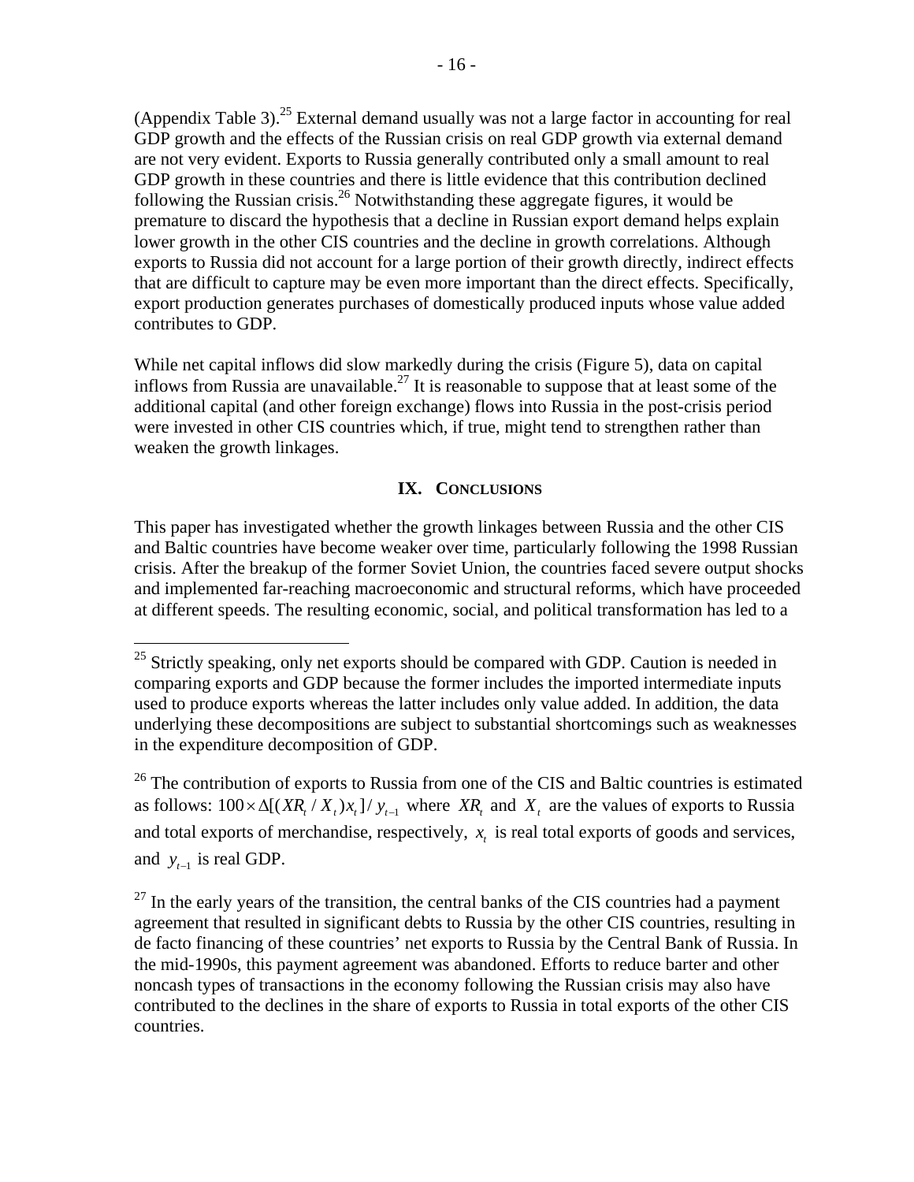(Appendix Table 3).[25] External demand usually was not a large factor in accounting for real GDP growth and the effects of the Russian crisis on real GDP growth via external demand are not very evident. Exports to Russia generally contributed only a small amount to real GDP growth in these countries and there is little evidence that this contribution declined following the Russian crisis.[26] Notwithstanding these aggregate figures, it would be premature to discard the hypothesis that a decline in Russian export demand helps explain lower growth in the other CIS countries and the decline in growth correlations. Although exports to Russia did not account for a large portion of their growth directly, indirect effects that are difficult to capture may be even more important than the direct effects. Specifically, export production generates purchases of domestically produced inputs whose value added contributes to GDP.

While net capital inflows did slow markedly during the crisis (Figure 5), data on capital inflows from Russia are unavailable.[27] It is reasonable to suppose that at least some of the additional capital (and other foreign exchange) flows into Russia in the post-crisis period were invested in other CIS countries which, if true, might tend to strengthen rather than weaken the growth linkages.

## IX. Conclusions

This paper has investigated whether the growth linkages between Russia and the other CIS and Baltic countries have become weaker over time, particularly following the 1998 Russian crisis. After the breakup of the former Soviet Union, the countries faced severe output shocks and implemented far-reaching macroeconomic and structural reforms, which have proceeded at different speeds. The resulting economic, social, and political transformation has led to a

---

[25] Strictly speaking, only net exports should be compared with GDP. Caution is needed in comparing exports and GDP because the former includes the imported intermediate inputs used to produce exports whereas the latter includes only value added. In addition, the data underlying these decompositions are subject to substantial shortcomings such as weaknesses in the expenditure decomposition of GDP.

[26] The contribution of exports to Russia from one of the CIS and Baltic countries is estimated as follows: $100 \times \Delta[(XR_t / X_t)x_t]/ y_{t-1}$ where $XR_t$ and $X_t$ are the values of exports to Russia and total exports of merchandise, respectively, $x_t$ is real total exports of goods and services, and $y_{t-1}$ is real GDP.

[27] In the early years of the transition, the central banks of the CIS countries had a payment agreement that resulted in significant debts to Russia by the other CIS countries, resulting in de facto financing of these countries' net exports to Russia by the Central Bank of Russia. In the mid-1990s, this payment agreement was abandoned. Efforts to reduce barter and other noncash types of transactions in the economy following the Russian crisis may also have contributed to the declines in the share of exports to Russia in total exports of the other CIS countries.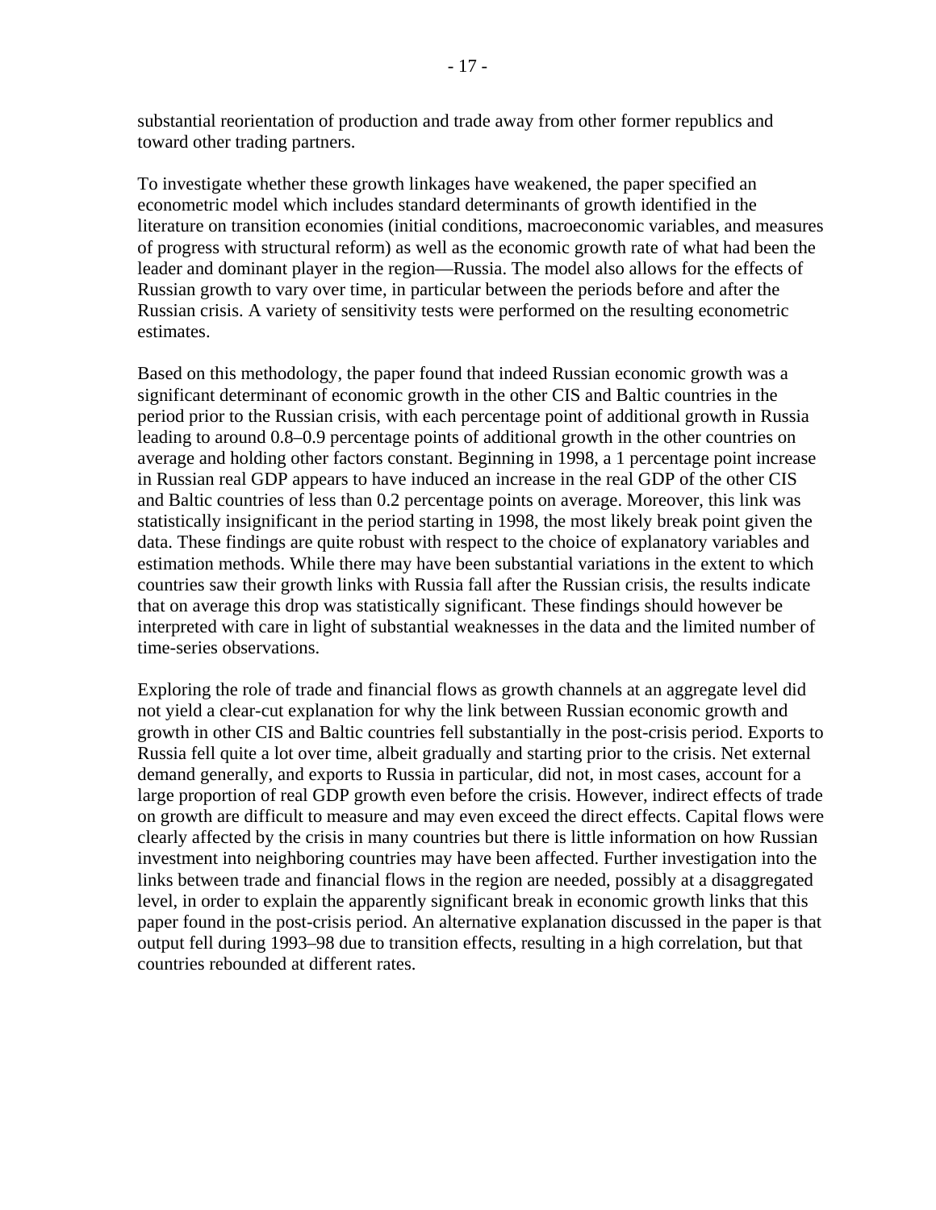substantial reorientation of production and trade away from other former republics and toward other trading partners.

To investigate whether these growth linkages have weakened, the paper specified an econometric model which includes standard determinants of growth identified in the literature on transition economies (initial conditions, macroeconomic variables, and measures of progress with structural reform) as well as the economic growth rate of what had been the leader and dominant player in the region—Russia. The model also allows for the effects of Russian growth to vary over time, in particular between the periods before and after the Russian crisis. A variety of sensitivity tests were performed on the resulting econometric estimates.

Based on this methodology, the paper found that indeed Russian economic growth was a significant determinant of economic growth in the other CIS and Baltic countries in the period prior to the Russian crisis, with each percentage point of additional growth in Russia leading to around 0.8–0.9 percentage points of additional growth in the other countries on average and holding other factors constant. Beginning in 1998, a 1 percentage point increase in Russian real GDP appears to have induced an increase in the real GDP of the other CIS and Baltic countries of less than 0.2 percentage points on average. Moreover, this link was statistically insignificant in the period starting in 1998, the most likely break point given the data. These findings are quite robust with respect to the choice of explanatory variables and estimation methods. While there may have been substantial variations in the extent to which countries saw their growth links with Russia fall after the Russian crisis, the results indicate that on average this drop was statistically significant. These findings should however be interpreted with care in light of substantial weaknesses in the data and the limited number of time-series observations.

Exploring the role of trade and financial flows as growth channels at an aggregate level did not yield a clear-cut explanation for why the link between Russian economic growth and growth in other CIS and Baltic countries fell substantially in the post-crisis period. Exports to Russia fell quite a lot over time, albeit gradually and starting prior to the crisis. Net external demand generally, and exports to Russia in particular, did not, in most cases, account for a large proportion of real GDP growth even before the crisis. However, indirect effects of trade on growth are difficult to measure and may even exceed the direct effects. Capital flows were clearly affected by the crisis in many countries but there is little information on how Russian investment into neighboring countries may have been affected. Further investigation into the links between trade and financial flows in the region are needed, possibly at a disaggregated level, in order to explain the apparently significant break in economic growth links that this paper found in the post-crisis period. An alternative explanation discussed in the paper is that output fell during 1993–98 due to transition effects, resulting in a high correlation, but that countries rebounded at different rates.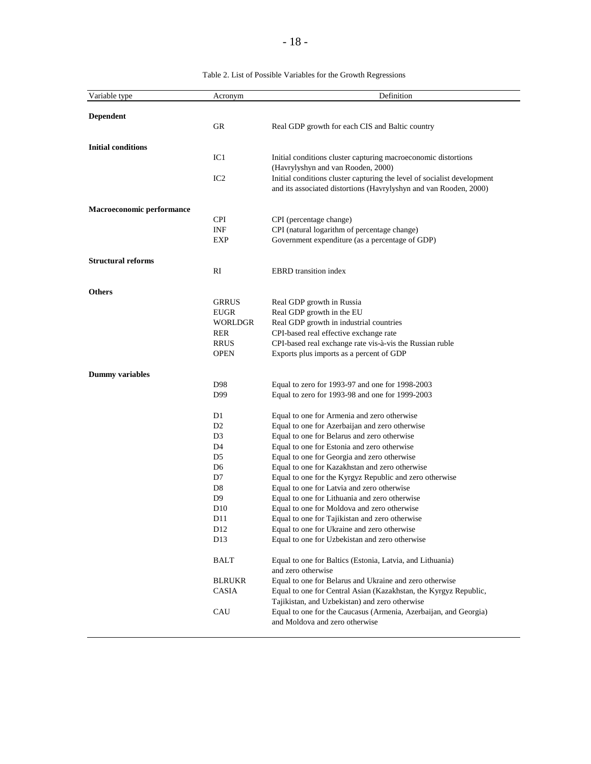Table 2. List of Possible Variables for the Growth Regressions

| Variable type | Acronym | Definition |
|---|---|---|
| **Dependent** | | |
| | GR | Real GDP growth for each CIS and Baltic country |
| **Initial conditions** | | |
| | IC1 | Initial conditions cluster capturing macroeconomic distortions (Havrylyshyn and van Rooden, 2000) |
| | IC2 | Initial conditions cluster capturing the level of socialist development and its associated distortions (Havrylyshyn and van Rooden, 2000) |
| **Macroeconomic performance** | | |
| | CPI | CPI (percentage change) |
| | INF | CPI (natural logarithm of percentage change) |
| | EXP | Government expenditure (as a percentage of GDP) |
| **Structural reforms** | | |
| | RI | EBRD transition index |
| **Others** | | |
| | GRRUS | Real GDP growth in Russia |
| | EUGR | Real GDP growth in the EU |
| | WORLDGR | Real GDP growth in industrial countries |
| | RER | CPI-based real effective exchange rate |
| | RRUS | CPI-based real exchange rate vis-à-vis the Russian ruble |
| | OPEN | Exports plus imports as a percent of GDP |
| **Dummy variables** | | |
| | D98 | Equal to zero for 1993-97 and one for 1998-2003 |
| | D99 | Equal to zero for 1993-98 and one for 1999-2003 |
| | D1 | Equal to one for Armenia and zero otherwise |
| | D2 | Equal to one for Azerbaijan and zero otherwise |
| | D3 | Equal to one for Belarus and zero otherwise |
| | D4 | Equal to one for Estonia and zero otherwise |
| | D5 | Equal to one for Georgia and zero otherwise |
| | D6 | Equal to one for Kazakhstan and zero otherwise |
| | D7 | Equal to one for the Kyrgyz Republic and zero otherwise |
| | D8 | Equal to one for Latvia and zero otherwise |
| | D9 | Equal to one for Lithuania and zero otherwise |
| | D10 | Equal to one for Moldova and zero otherwise |
| | D11 | Equal to one for Tajikistan and zero otherwise |
| | D12 | Equal to one for Ukraine and zero otherwise |
| | D13 | Equal to one for Uzbekistan and zero otherwise |
| | BALT | Equal to one for Baltics (Estonia, Latvia, and Lithuania) and zero otherwise |
| | BLRUKR | Equal to one for Belarus and Ukraine and zero otherwise |
| | CASIA | Equal to one for Central Asian (Kazakhstan, the Kyrgyz Republic, Tajikistan, and Uzbekistan) and zero otherwise |
| | CAU | Equal to one for the Caucasus (Armenia, Azerbaijan, and Georgia) and Moldova and zero otherwise |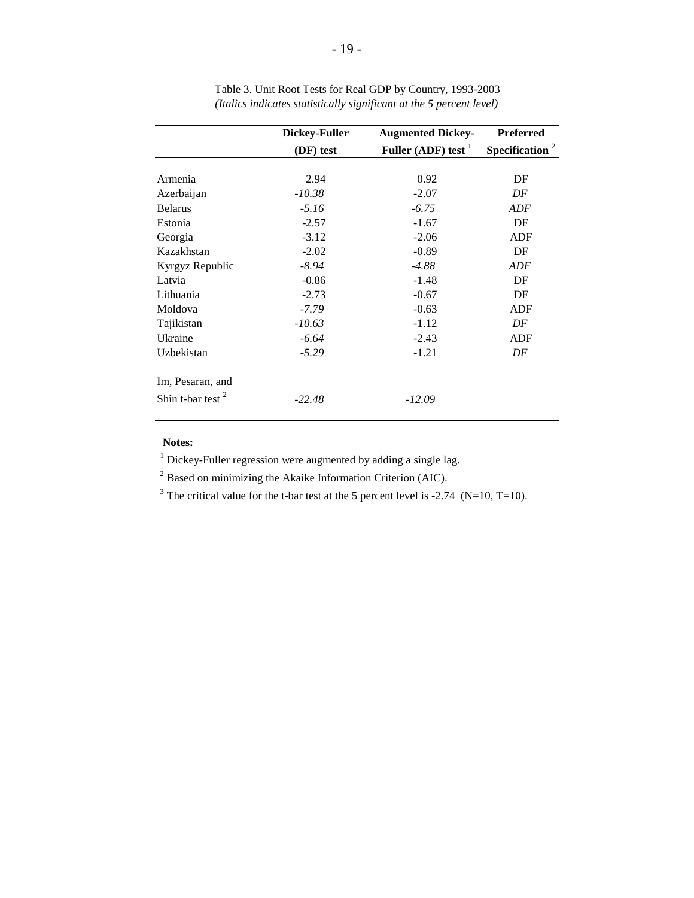Table 3. Unit Root Tests for Real GDP by Country, 1993-2003
*(Italics indicates statistically significant at the 5 percent level)*

| | Dickey-Fuller (DF) test | Augmented Dickey-Fuller (ADF) test [1] | Preferred Specification [2] |
|---|---|---|---|
| Armenia | 2.94 | 0.92 | DF |
| Azerbaijan | *-10.38* | -2.07 | *DF* |
| Belarus | *-5.16* | *-6.75* | *ADF* |
| Estonia | -2.57 | -1.67 | DF |
| Georgia | -3.12 | -2.06 | ADF |
| Kazakhstan | -2.02 | -0.89 | DF |
| Kyrgyz Republic | *-8.94* | *-4.88* | *ADF* |
| Latvia | -0.86 | -1.48 | DF |
| Lithuania | -2.73 | -0.67 | DF |
| Moldova | *-7.79* | -0.63 | ADF |
| Tajikistan | *-10.63* | -1.12 | *DF* |
| Ukraine | *-6.64* | -2.43 | ADF |
| Uzbekistan | *-5.29* | -1.21 | *DF* |
| Im, Pesaran, and Shin t-bar test [2] | *-22.48* | *-12.09* | |

**Notes:**

[1] Dickey-Fuller regression were augmented by adding a single lag.

[2] Based on minimizing the Akaike Information Criterion (AIC).

[3] The critical value for the t-bar test at the 5 percent level is -2.74 (N=10, T=10).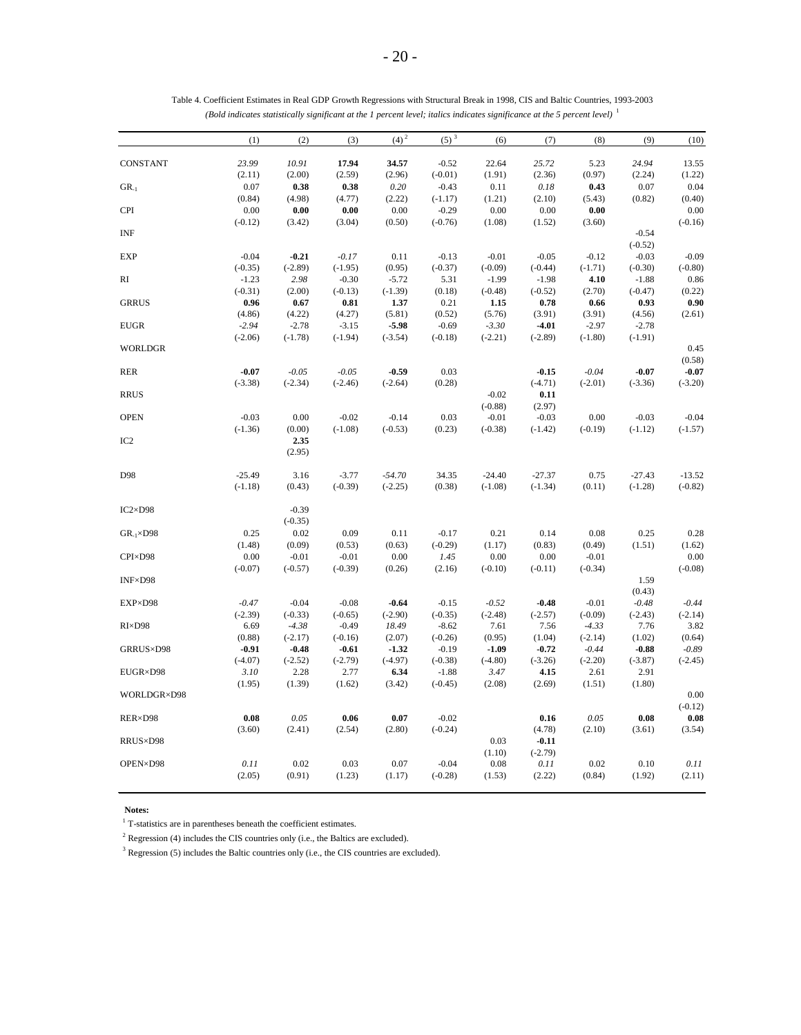Table 4. Coefficient Estimates in Real GDP Growth Regressions with Structural Break in 1998, CIS and Baltic Countries, 1993-2003
*(Bold indicates statistically significant at the 1 percent level; italics indicates significance at the 5 percent level)* [1]

| | (1) | (2) | (3) | (4) [2] | (5) [3] | (6) | (7) | (8) | (9) | (10) |
|---|---|---|---|---|---|---|---|---|---|---|
| CONSTANT | *23.99* | *10.91* | **17.94** | **34.57** | -0.52 | 22.64 | *25.72* | 5.23 | *24.94* | 13.55 |
| | (2.11) | (2.00) | (2.59) | (2.96) | (-0.01) | (1.91) | (2.36) | (0.97) | (2.24) | (1.22) |
| $GR_{-1}$ | 0.07 | **0.38** | **0.38** | *0.20* | -0.43 | 0.11 | *0.18* | **0.43** | 0.07 | 0.04 |
| | (0.84) | (4.98) | (4.77) | (2.22) | (-1.17) | (1.21) | (2.10) | (5.43) | (0.82) | (0.40) |
| CPI | 0.00 | **0.00** | **0.00** | 0.00 | -0.29 | 0.00 | 0.00 | **0.00** | | 0.00 |
| | (-0.12) | (3.42) | (3.04) | (0.50) | (-0.76) | (1.08) | (1.52) | (3.60) | | (-0.16) |
| INF | | | | | | | | | -0.54 | |
| | | | | | | | | | (-0.52) | |
| EXP | -0.04 | **-0.21** | *-0.17* | 0.11 | -0.13 | -0.01 | -0.05 | -0.12 | -0.03 | -0.09 |
| | (-0.35) | (-2.89) | (-1.95) | (0.95) | (-0.37) | (-0.09) | (-0.44) | (-1.71) | (-0.30) | (-0.80) |
| RI | -1.23 | *2.98* | -0.30 | -5.72 | 5.31 | -1.99 | -1.98 | **4.10** | -1.88 | 0.86 |
| | (-0.31) | (2.00) | (-0.13) | (-1.39) | (0.18) | (-0.48) | (-0.52) | (2.70) | (-0.47) | (0.22) |
| GRRUS | **0.96** | **0.67** | **0.81** | **1.37** | 0.21 | **1.15** | **0.78** | **0.66** | **0.93** | **0.90** |
| | (4.86) | (4.22) | (4.27) | (5.81) | (0.52) | (5.76) | (3.91) | (3.91) | (4.56) | (2.61) |
| EUGR | *-2.94* | -2.78 | -3.15 | **-5.98** | -0.69 | *-3.30* | **-4.01** | -2.97 | -2.78 | |
| | (-2.06) | (-1.78) | (-1.94) | (-3.54) | (-0.18) | (-2.21) | (-2.89) | (-1.80) | (-1.91) | |
| WORLDGR | | | | | | | | | | 0.45 |
| | | | | | | | | | | (0.58) |
| RER | **-0.07** | *-0.05* | *-0.05* | **-0.59** | 0.03 | | **-0.15** | *-0.04* | **-0.07** | **-0.07** |
| | (-3.38) | (-2.34) | (-2.46) | (-2.64) | (0.28) | | (-4.71) | (-2.01) | (-3.36) | (-3.20) |
| RRUS | | | | | | -0.02 | **0.11** | | | |
| | | | | | | (-0.88) | (2.97) | | | |
| OPEN | -0.03 | 0.00 | -0.02 | -0.14 | 0.03 | -0.01 | -0.03 | 0.00 | -0.03 | -0.04 |
| | (-1.36) | (0.00) | (-1.08) | (-0.53) | (0.23) | (-0.38) | (-1.42) | (-0.19) | (-1.12) | (-1.57) |
| IC2 | | **2.35** | | | | | | | | |
| | | (2.95) | | | | | | | | |
| D98 | -25.49 | 3.16 | -3.77 | *-54.70* | 34.35 | -24.40 | -27.37 | 0.75 | -27.43 | -13.52 |
| | (-1.18) | (0.43) | (-0.39) | (-2.25) | (0.38) | (-1.08) | (-1.34) | (0.11) | (-1.28) | (-0.82) |
| IC2×D98 | | -0.39 | | | | | | | | |
| | | (-0.35) | | | | | | | | |
| $GR_{-1}$×D98 | 0.25 | 0.02 | 0.09 | 0.11 | -0.17 | 0.21 | 0.14 | 0.08 | 0.25 | 0.28 |
| | (1.48) | (0.09) | (0.53) | (0.63) | (-0.29) | (1.17) | (0.83) | (0.49) | (1.51) | (1.62) |
| CPI×D98 | 0.00 | -0.01 | -0.01 | 0.00 | *1.45* | 0.00 | 0.00 | -0.01 | | 0.00 |
| | (-0.07) | (-0.57) | (-0.39) | (0.26) | (2.16) | (-0.10) | (-0.11) | (-0.34) | | (-0.08) |
| INF×D98 | | | | | | | | | 1.59 | |
| | | | | | | | | | (0.43) | |
| EXP×D98 | *-0.47* | -0.04 | -0.08 | **-0.64** | -0.15 | *-0.52* | **-0.48** | -0.01 | *-0.48* | *-0.44* |
| | (-2.39) | (-0.33) | (-0.65) | (-2.90) | (-0.35) | (-2.48) | (-2.57) | (-0.09) | (-2.43) | (-2.14) |
| RI×D98 | 6.69 | *-4.38* | -0.49 | *18.49* | -8.62 | 7.61 | 7.56 | *-4.33* | 7.76 | 3.82 |
| | (0.88) | (-2.17) | (-0.16) | (2.07) | (-0.26) | (0.95) | (1.04) | (-2.14) | (1.02) | (0.64) |
| GRRUS×D98 | **-0.91** | *-0.48* | **-0.61** | **-1.32** | -0.19 | **-1.09** | **-0.72** | *-0.44* | **-0.88** | *-0.89* |
| | (-4.07) | (-2.52) | (-2.79) | (-4.97) | (-0.38) | (-4.80) | (-3.26) | (-2.20) | (-3.87) | (-2.45) |
| EUGR×D98 | *3.10* | 2.28 | 2.77 | **6.34** | -1.88 | *3.47* | **4.15** | 2.61 | 2.91 | |
| | (1.95) | (1.39) | (1.62) | (3.42) | (-0.45) | (2.08) | (2.69) | (1.51) | (1.80) | |
| WORLDGR×D98 | | | | | | | | | | 0.00 |
| | | | | | | | | | | (-0.12) |
| RER×D98 | **0.08** | *0.05* | **0.06** | **0.07** | -0.02 | | **0.16** | *0.05* | **0.08** | **0.08** |
| | (3.60) | (2.41) | (2.54) | (2.80) | (-0.24) | | (4.78) | (2.10) | (3.61) | (3.54) |
| RRUS×D98 | | | | | | 0.03 | **-0.11** | | | |
| | | | | | | (1.10) | (-2.79) | | | |
| OPEN×D98 | *0.11* | 0.02 | 0.03 | 0.07 | -0.04 | 0.08 | *0.11* | 0.02 | 0.10 | *0.11* |
| | (2.05) | (0.91) | (1.23) | (1.17) | (-0.28) | (1.53) | (2.22) | (0.84) | (1.92) | (2.11) |

**Notes:**

[1] T-statistics are in parentheses beneath the coefficient estimates.

[2] Regression (4) includes the CIS countries only (i.e., the Baltics are excluded).

[3] Regression (5) includes the Baltic countries only (i.e., the CIS countries are excluded).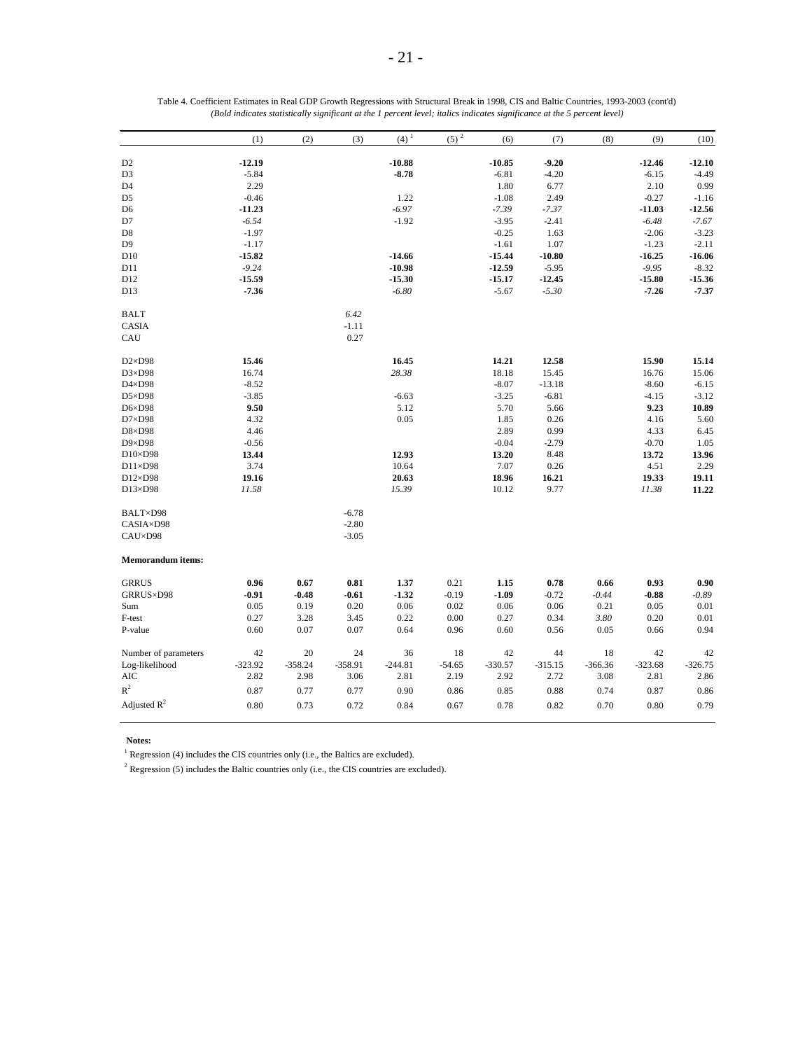Table 4. Coefficient Estimates in Real GDP Growth Regressions with Structural Break in 1998, CIS and Baltic Countries, 1993-2003 (cont'd)

*(Bold indicates statistically significant at the 1 percent level; italics indicates significance at the 5 percent level)*

| | (1) | (2) | (3) | (4)[1] | (5)[2] | (6) | (7) | (8) | (9) | (10) |
|---|---|---|---|---|---|---|---|---|---|---|
| D2 | **-12.19** | | | **-10.88** | | **-10.85** | **-9.20** | | **-12.46** | **-12.10** |
| D3 | -5.84 | | | **-8.78** | | -6.81 | -4.20 | | -6.15 | -4.49 |
| D4 | 2.29 | | | | | 1.80 | 6.77 | | 2.10 | 0.99 |
| D5 | -0.46 | | | 1.22 | | -1.08 | 2.49 | | -0.27 | -1.16 |
| D6 | **-11.23** | | | *-6.97* | | *-7.39* | *-7.37* | | **-11.03** | **-12.56** |
| D7 | *-6.54* | | | -1.92 | | -3.95 | -2.41 | | *-6.48* | *-7.67* |
| D8 | -1.97 | | | | | -0.25 | 1.63 | | -2.06 | -3.23 |
| D9 | -1.17 | | | | | -1.61 | 1.07 | | -1.23 | -2.11 |
| D10 | **-15.82** | | | **-14.66** | | **-15.44** | **-10.80** | | **-16.25** | **-16.06** |
| D11 | *-9.24* | | | **-10.98** | | **-12.59** | -5.95 | | *-9.95* | -8.32 |
| D12 | **-15.59** | | | **-15.30** | | **-15.17** | **-12.45** | | **-15.80** | **-15.36** |
| D13 | **-7.36** | | | *-6.80* | | -5.67 | *-5.30* | | **-7.26** | **-7.37** |
| | | | | | | | | | | |
| BALT | | | *6.42* | | | | | | | |
| CASIA | | | -1.11 | | | | | | | |
| CAU | | | 0.27 | | | | | | | |
| | | | | | | | | | | |
| D2×D98 | **15.46** | | | **16.45** | | **14.21** | **12.58** | | **15.90** | **15.14** |
| D3×D98 | 16.74 | | | *28.38* | | 18.18 | 15.45 | | 16.76 | 15.06 |
| D4×D98 | -8.52 | | | | | -8.07 | -13.18 | | -8.60 | -6.15 |
| D5×D98 | -3.85 | | | -6.63 | | -3.25 | -6.81 | | -4.15 | -3.12 |
| D6×D98 | **9.50** | | | 5.12 | | 5.70 | 5.66 | | **9.23** | **10.89** |
| D7×D98 | 4.32 | | | 0.05 | | 1.85 | 0.26 | | 4.16 | 5.60 |
| D8×D98 | 4.46 | | | | | 2.89 | 0.99 | | 4.33 | 6.45 |
| D9×D98 | -0.56 | | | | | -0.04 | -2.79 | | -0.70 | 1.05 |
| D10×D98 | **13.44** | | | **12.93** | | **13.20** | 8.48 | | **13.72** | **13.96** |
| D11×D98 | 3.74 | | | 10.64 | | 7.07 | 0.26 | | 4.51 | 2.29 |
| D12×D98 | **19.16** | | | **20.63** | | **18.96** | **16.21** | | **19.33** | **19.11** |
| D13×D98 | *11.58* | | | *15.39* | | 10.12 | 9.77 | | *11.38* | **11.22** |
| | | | | | | | | | | |
| BALT×D98 | | | -6.78 | | | | | | | |
| CASIA×D98 | | | -2.80 | | | | | | | |
| CAU×D98 | | | -3.05 | | | | | | | |
| | | | | | | | | | | |
| **Memorandum items:** | | | | | | | | | | |
| | | | | | | | | | | |
| GRRUS | **0.96** | **0.67** | **0.81** | **1.37** | 0.21 | **1.15** | **0.78** | **0.66** | **0.93** | **0.90** |
| GRRUS×D98 | **-0.91** | **-0.48** | **-0.61** | **-1.32** | -0.19 | **-1.09** | -0.72 | *-0.44* | **-0.88** | *-0.89* |
| Sum | 0.05 | 0.19 | 0.20 | 0.06 | 0.02 | 0.06 | 0.06 | 0.21 | 0.05 | 0.01 |
| F-test | 0.27 | 3.28 | 3.45 | 0.22 | 0.00 | 0.27 | 0.34 | *3.80* | 0.20 | 0.01 |
| P-value | 0.60 | 0.07 | 0.07 | 0.64 | 0.96 | 0.60 | 0.56 | 0.05 | 0.66 | 0.94 |
| | | | | | | | | | | |
| Number of parameters | 42 | 20 | 24 | 36 | 18 | 42 | 44 | 18 | 42 | 42 |
| Log-likelihood | -323.92 | -358.24 | -358.91 | -244.81 | -54.65 | -330.57 | -315.15 | -366.36 | -323.68 | -326.75 |
| AIC | 2.82 | 2.98 | 3.06 | 2.81 | 2.19 | 2.92 | 2.72 | 3.08 | 2.81 | 2.86 |
| $R^2$ | 0.87 | 0.77 | 0.77 | 0.90 | 0.86 | 0.85 | 0.88 | 0.74 | 0.87 | 0.86 |
| Adjusted $R^2$ | 0.80 | 0.73 | 0.72 | 0.84 | 0.67 | 0.78 | 0.82 | 0.70 | 0.80 | 0.79 |

**Notes:**

[1] Regression (4) includes the CIS countries only (i.e., the Baltics are excluded).

[2] Regression (5) includes the Baltic countries only (i.e., the CIS countries are excluded).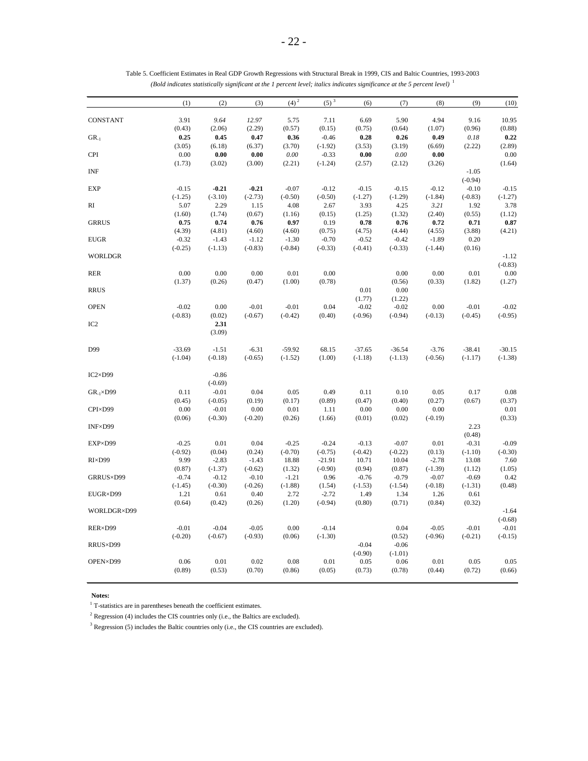Table 5. Coefficient Estimates in Real GDP Growth Regressions with Structural Break in 1999, CIS and Baltic Countries, 1993-2003

*(Bold indicates statistically significant at the 1 percent level; italics indicates significance at the 5 percent level)* [1]

| | (1) | (2) | (3) | (4) [2] | (5) [3] | (6) | (7) | (8) | (9) | (10) |
|---|---|---|---|---|---|---|---|---|---|---|
| CONSTANT | 3.91 | *9.64* | *12.97* | 5.75 | 7.11 | 6.69 | 5.90 | 4.94 | 9.16 | 10.95 |
| | (0.43) | (2.06) | (2.29) | (0.57) | (0.15) | (0.75) | (0.64) | (1.07) | (0.96) | (0.88) |
| $GR_{-1}$ | **0.25** | **0.45** | **0.47** | **0.36** | -0.46 | **0.28** | **0.26** | **0.49** | *0.18* | **0.22** |
| | (3.05) | (6.18) | (6.37) | (3.70) | (-1.92) | (3.53) | (3.19) | (6.69) | (2.22) | (2.89) |
| CPI | 0.00 | **0.00** | **0.00** | *0.00* | -0.33 | **0.00** | *0.00* | **0.00** | | 0.00 |
| | (1.73) | (3.02) | (3.00) | (2.21) | (-1.24) | (2.57) | (2.12) | (3.26) | | (1.64) |
| INF | | | | | | | | | -1.05 | |
| | | | | | | | | | (-0.94) | |
| EXP | -0.15 | **-0.21** | **-0.21** | -0.07 | -0.12 | -0.15 | -0.15 | -0.12 | -0.10 | -0.15 |
| | (-1.25) | (-3.10) | (-2.73) | (-0.50) | (-0.50) | (-1.27) | (-1.29) | (-1.84) | (-0.83) | (-1.27) |
| RI | 5.07 | 2.29 | 1.15 | 4.08 | 2.67 | 3.93 | 4.25 | *3.21* | 1.92 | 3.78 |
| | (1.60) | (1.74) | (0.67) | (1.16) | (0.15) | (1.25) | (1.32) | (2.40) | (0.55) | (1.12) |
| GRRUS | **0.75** | **0.74** | **0.76** | **0.97** | 0.19 | **0.78** | **0.76** | **0.72** | **0.71** | **0.87** |
| | (4.39) | (4.81) | (4.60) | (4.60) | (0.75) | (4.75) | (4.44) | (4.55) | (3.88) | (4.21) |
| EUGR | -0.32 | -1.43 | -1.12 | -1.30 | -0.70 | -0.52 | -0.42 | -1.89 | 0.20 | |
| | (-0.25) | (-1.13) | (-0.83) | (-0.84) | (-0.33) | (-0.41) | (-0.33) | (-1.44) | (0.16) | |
| WORLDGR | | | | | | | | | | -1.12 |
| | | | | | | | | | | (-0.83) |
| RER | 0.00 | 0.00 | 0.00 | 0.01 | 0.00 | | 0.00 | 0.00 | 0.01 | 0.00 |
| | (1.37) | (0.26) | (0.47) | (1.00) | (0.78) | | (0.56) | (0.33) | (1.82) | (1.27) |
| RRUS | | | | | | 0.01 | 0.00 | | | |
| | | | | | | (1.77) | (1.22) | | | |
| OPEN | -0.02 | 0.00 | -0.01 | -0.01 | 0.04 | -0.02 | -0.02 | 0.00 | -0.01 | -0.02 |
| | (-0.83) | (0.02) | (-0.67) | (-0.42) | (0.40) | (-0.96) | (-0.94) | (-0.13) | (-0.45) | (-0.95) |
| IC2 | | **2.31** | | | | | | | | |
| | | (3.09) | | | | | | | | |
| D99 | -33.69 | -1.51 | -6.31 | -59.92 | 68.15 | -37.65 | -36.54 | -3.76 | -38.41 | -30.15 |
| | (-1.04) | (-0.18) | (-0.65) | (-1.52) | (1.00) | (-1.18) | (-1.13) | (-0.56) | (-1.17) | (-1.38) |
| IC2×D99 | | -0.86 | | | | | | | | |
| | | (-0.69) | | | | | | | | |
| $GR_{-1}$×D99 | 0.11 | -0.01 | 0.04 | 0.05 | 0.49 | 0.11 | 0.10 | 0.05 | 0.17 | 0.08 |
| | (0.45) | (-0.05) | (0.19) | (0.17) | (0.89) | (0.47) | (0.40) | (0.27) | (0.67) | (0.37) |
| CPI×D99 | 0.00 | -0.01 | 0.00 | 0.01 | 1.11 | 0.00 | 0.00 | 0.00 | | 0.01 |
| | (0.06) | (-0.30) | (-0.20) | (0.26) | (1.66) | (0.01) | (0.02) | (-0.19) | | (0.33) |
| INF×D99 | | | | | | | | | 2.23 | |
| | | | | | | | | | (0.48) | |
| EXP×D99 | -0.25 | 0.01 | 0.04 | -0.25 | -0.24 | -0.13 | -0.07 | 0.01 | -0.31 | -0.09 |
| | (-0.92) | (0.04) | (0.24) | (-0.70) | (-0.75) | (-0.42) | (-0.22) | (0.13) | (-1.10) | (-0.30) |
| RI×D99 | 9.99 | -2.83 | -1.43 | 18.88 | -21.91 | 10.71 | 10.04 | -2.78 | 13.08 | 7.60 |
| | (0.87) | (-1.37) | (-0.62) | (1.32) | (-0.90) | (0.94) | (0.87) | (-1.39) | (1.12) | (1.05) |
| GRRUS×D99 | -0.74 | -0.12 | -0.10 | -1.21 | 0.96 | -0.76 | -0.79 | -0.07 | -0.69 | 0.42 |
| | (-1.45) | (-0.30) | (-0.26) | (-1.88) | (1.54) | (-1.53) | (-1.54) | (-0.18) | (-1.31) | (0.48) |
| EUGR×D99 | 1.21 | 0.61 | 0.40 | 2.72 | -2.72 | 1.49 | 1.34 | 1.26 | 0.61 | |
| | (0.64) | (0.42) | (0.26) | (1.20) | (-0.94) | (0.80) | (0.71) | (0.84) | (0.32) | |
| WORLDGR×D99 | | | | | | | | | | -1.64 |
| | | | | | | | | | | (-0.68) |
| RER×D99 | -0.01 | -0.04 | -0.05 | 0.00 | -0.14 | | 0.04 | -0.05 | -0.01 | -0.01 |
| | (-0.20) | (-0.67) | (-0.93) | (0.06) | (-1.30) | | (0.52) | (-0.96) | (-0.21) | (-0.15) |
| RRUS×D99 | | | | | | -0.04 | -0.06 | | | |
| | | | | | | (-0.90) | (-1.01) | | | |
| OPEN×D99 | 0.06 | 0.01 | 0.02 | 0.08 | 0.01 | 0.05 | 0.06 | 0.01 | 0.05 | 0.05 |
| | (0.89) | (0.53) | (0.70) | (0.86) | (0.05) | (0.73) | (0.78) | (0.44) | (0.72) | (0.66) |

**Notes:**

[1] T-statistics are in parentheses beneath the coefficient estimates.

[2] Regression (4) includes the CIS countries only (i.e., the Baltics are excluded).

[3] Regression (5) includes the Baltic countries only (i.e., the CIS countries are excluded).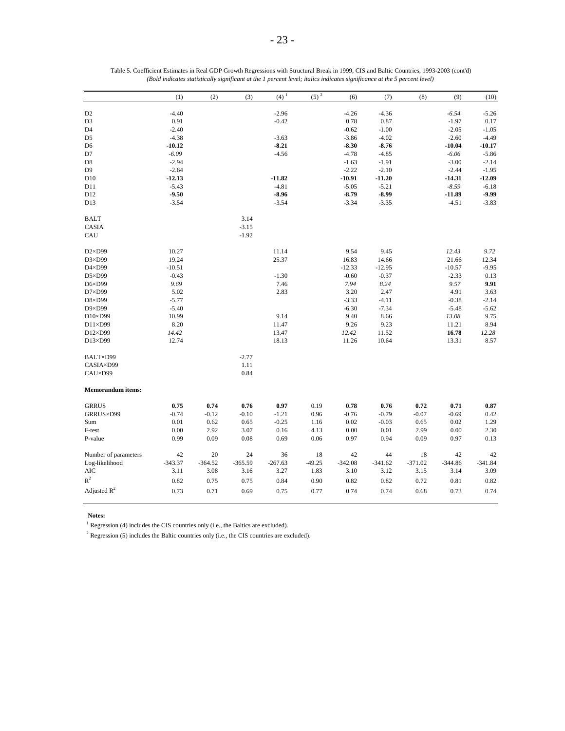Table 5. Coefficient Estimates in Real GDP Growth Regressions with Structural Break in 1999, CIS and Baltic Countries, 1993-2003 (cont'd)

*(Bold indicates statistically significant at the 1 percent level; italics indicates significance at the 5 percent level)*

| | (1) | (2) | (3) | (4) [1] | (5) [2] | (6) | (7) | (8) | (9) | (10) |
|---|---|---|---|---|---|---|---|---|---|---|
| D2 | -4.40 | | | -2.96 | | -4.26 | -4.36 | | *-6.54* | -5.26 |
| D3 | 0.91 | | | -0.42 | | 0.78 | 0.87 | | -1.97 | 0.17 |
| D4 | -2.40 | | | | | -0.62 | -1.00 | | -2.05 | -1.05 |
| D5 | -4.38 | | | -3.63 | | -3.86 | -4.02 | | -2.60 | -4.49 |
| D6 | **-10.12** | | | **-8.21** | | **-8.30** | **-8.76** | | **-10.04** | **-10.17** |
| D7 | *-6.09* | | | -4.56 | | -4.78 | -4.85 | | *-6.06* | -5.86 |
| D8 | -2.94 | | | | | -1.63 | -1.91 | | -3.00 | -2.14 |
| D9 | -2.64 | | | | | -2.22 | -2.10 | | -2.44 | -1.95 |
| D10 | **-12.13** | | | **-11.82** | | **-10.91** | **-11.20** | | **-14.31** | **-12.09** |
| D11 | -5.43 | | | -4.81 | | -5.05 | -5.21 | | *-8.59* | -6.18 |
| D12 | **-9.50** | | | **-8.96** | | **-8.79** | **-8.99** | | **-11.89** | **-9.99** |
| D13 | -3.54 | | | -3.54 | | -3.34 | -3.35 | | -4.51 | -3.83 |
| BALT | | | 3.14 | | | | | | | |
| CASIA | | | -3.15 | | | | | | | |
| CAU | | | -1.92 | | | | | | | |
| D2×D99 | 10.27 | | | 11.14 | | 9.54 | 9.45 | | *12.43* | *9.72* |
| D3×D99 | 19.24 | | | 25.37 | | 16.83 | 14.66 | | 21.66 | 12.34 |
| D4×D99 | -10.51 | | | | | -12.33 | -12.95 | | -10.57 | -9.95 |
| D5×D99 | -0.43 | | | -1.30 | | -0.60 | -0.37 | | -2.33 | 0.13 |
| D6×D99 | *9.69* | | | 7.46 | | *7.94* | *8.24* | | *9.57* | **9.91** |
| D7×D99 | 5.02 | | | 2.83 | | 3.20 | 2.47 | | 4.91 | 3.63 |
| D8×D99 | -5.77 | | | | | -3.33 | -4.11 | | -0.38 | -2.14 |
| D9×D99 | -5.40 | | | | | -6.30 | -7.34 | | -5.48 | -5.62 |
| D10×D99 | 10.99 | | | 9.14 | | 9.40 | 8.66 | | *13.08* | 9.75 |
| D11×D99 | 8.20 | | | 11.47 | | 9.26 | 9.23 | | 11.21 | 8.94 |
| D12×D99 | *14.42* | | | 13.47 | | *12.42* | 11.52 | | **16.78** | *12.28* |
| D13×D99 | 12.74 | | | 18.13 | | 11.26 | 10.64 | | 13.31 | 8.57 |
| BALT×D99 | | | -2.77 | | | | | | | |
| CASIA×D99 | | | 1.11 | | | | | | | |
| CAU×D99 | | | 0.84 | | | | | | | |
| **Memorandum items:** | | | | | | | | | | |
| GRRUS | **0.75** | **0.74** | **0.76** | **0.97** | 0.19 | **0.78** | **0.76** | **0.72** | **0.71** | **0.87** |
| GRRUS×D99 | -0.74 | -0.12 | -0.10 | -1.21 | 0.96 | -0.76 | -0.79 | -0.07 | -0.69 | 0.42 |
| Sum | 0.01 | 0.62 | 0.65 | -0.25 | 1.16 | 0.02 | -0.03 | 0.65 | 0.02 | 1.29 |
| F-test | 0.00 | 2.92 | 3.07 | 0.16 | 4.13 | 0.00 | 0.01 | 2.99 | 0.00 | 2.30 |
| P-value | 0.99 | 0.09 | 0.08 | 0.69 | 0.06 | 0.97 | 0.94 | 0.09 | 0.97 | 0.13 |
| Number of parameters | 42 | 20 | 24 | 36 | 18 | 42 | 44 | 18 | 42 | 42 |
| Log-likelihood | -343.37 | -364.52 | -365.59 | -267.63 | -49.25 | -342.08 | -341.62 | -371.02 | -344.86 | -341.84 |
| AIC | 3.11 | 3.08 | 3.16 | 3.27 | 1.83 | 3.10 | 3.12 | 3.15 | 3.14 | 3.09 |
| $R^2$ | 0.82 | 0.75 | 0.75 | 0.84 | 0.90 | 0.82 | 0.82 | 0.72 | 0.81 | 0.82 |
| Adjusted $R^2$ | 0.73 | 0.71 | 0.69 | 0.75 | 0.77 | 0.74 | 0.74 | 0.68 | 0.73 | 0.74 |

**Notes:**

[1] Regression (4) includes the CIS countries only (i.e., the Baltics are excluded).

[2] Regression (5) includes the Baltic countries only (i.e., the CIS countries are excluded).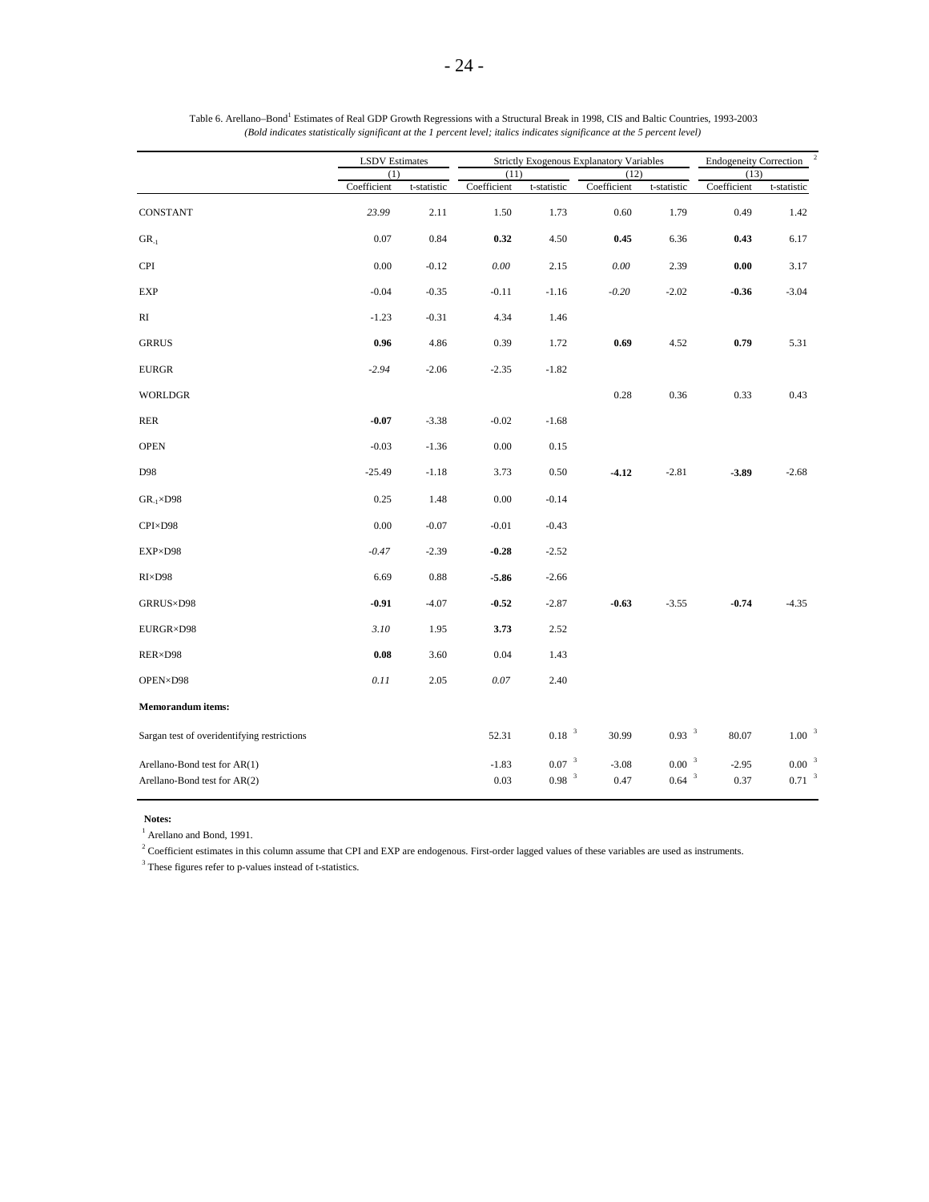Table 6. Arellano–Bond[1] Estimates of Real GDP Growth Regressions with a Structural Break in 1998, CIS and Baltic Countries, 1993-2003

*(Bold indicates statistically significant at the 1 percent level; italics indicates significance at the 5 percent level)*

| | LSDV Estimates | | Strictly Exogenous Explanatory Variables | | | | Endogeneity Correction [2] | |
|---|---|---|---|---|---|---|---|---|
| | (1) | | (11) | | (12) | | (13) | |
| | Coefficient | t-statistic | Coefficient | t-statistic | Coefficient | t-statistic | Coefficient | t-statistic |
| CONSTANT | *23.99* | 2.11 | 1.50 | 1.73 | 0.60 | 1.79 | 0.49 | 1.42 |
| $GR_{-1}$ | 0.07 | 0.84 | **0.32** | 4.50 | **0.45** | 6.36 | **0.43** | 6.17 |
| CPI | 0.00 | -0.12 | *0.00* | 2.15 | *0.00* | 2.39 | **0.00** | 3.17 |
| EXP | -0.04 | -0.35 | -0.11 | -1.16 | *-0.20* | -2.02 | **-0.36** | -3.04 |
| RI | -1.23 | -0.31 | 4.34 | 1.46 | | | | |
| GRRUS | **0.96** | 4.86 | 0.39 | 1.72 | **0.69** | 4.52 | **0.79** | 5.31 |
| EURGR | *-2.94* | -2.06 | -2.35 | -1.82 | | | | |
| WORLDGR | | | | | 0.28 | 0.36 | 0.33 | 0.43 |
| RER | **-0.07** | -3.38 | -0.02 | -1.68 | | | | |
| OPEN | -0.03 | -1.36 | 0.00 | 0.15 | | | | |
| D98 | -25.49 | -1.18 | 3.73 | 0.50 | **-4.12** | -2.81 | **-3.89** | -2.68 |
| $GR_{-1}$×D98 | 0.25 | 1.48 | 0.00 | -0.14 | | | | |
| CPI×D98 | 0.00 | -0.07 | -0.01 | -0.43 | | | | |
| EXP×D98 | *-0.47* | -2.39 | **-0.28** | -2.52 | | | | |
| RI×D98 | 6.69 | 0.88 | **-5.86** | -2.66 | | | | |
| GRRUS×D98 | **-0.91** | -4.07 | **-0.52** | -2.87 | **-0.63** | -3.55 | **-0.74** | -4.35 |
| EURGR×D98 | *3.10* | 1.95 | **3.73** | 2.52 | | | | |
| RER×D98 | **0.08** | 3.60 | 0.04 | 1.43 | | | | |
| OPEN×D98 | *0.11* | 2.05 | *0.07* | 2.40 | | | | |
| **Memorandum items:** | | | | | | | | |
| Sargan test of overidentifying restrictions | | | 52.31 | 0.18 [3] | 30.99 | 0.93 [3] | 80.07 | 1.00 [3] |
| Arellano-Bond test for AR(1) | | | -1.83 | 0.07 [3] | -3.08 | 0.00 [3] | -2.95 | 0.00 [3] |
| Arellano-Bond test for AR(2) | | | 0.03 | 0.98 [3] | 0.47 | 0.64 [3] | 0.37 | 0.71 [3] |

**Notes:**

[1] Arellano and Bond, 1991.

[2] Coefficient estimates in this column assume that CPI and EXP are endogenous. First-order lagged values of these variables are used as instruments.

[3] These figures refer to p-values instead of t-statistics.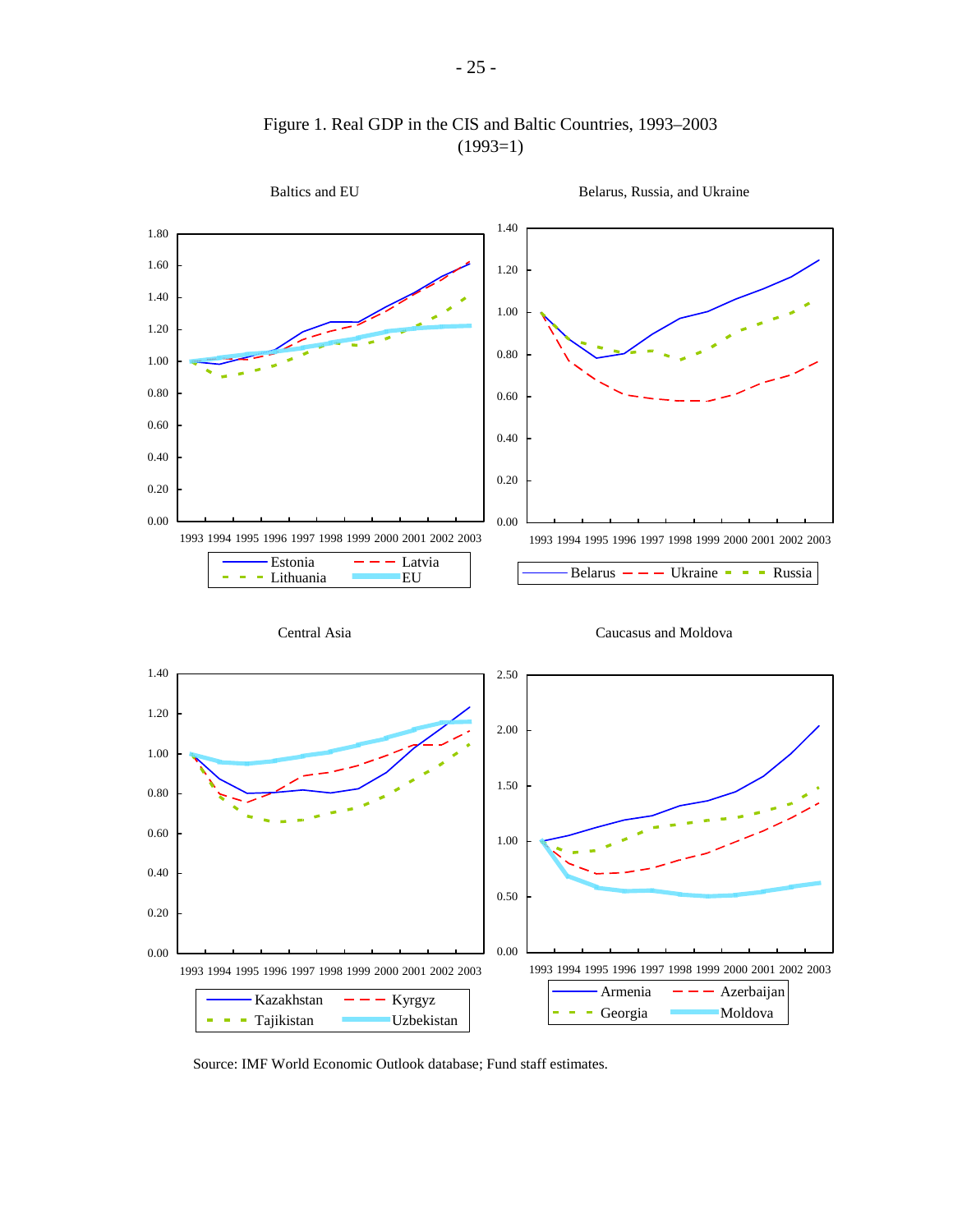# Figure 1. Real GDP in the CIS and Baltic Countries, 1993–2003
(1993=1)

Baltics and EU

Belarus, Russia, and Ukraine

Central Asia

Caucasus and Moldova

Source: IMF World Economic Outlook database; Fund staff estimates.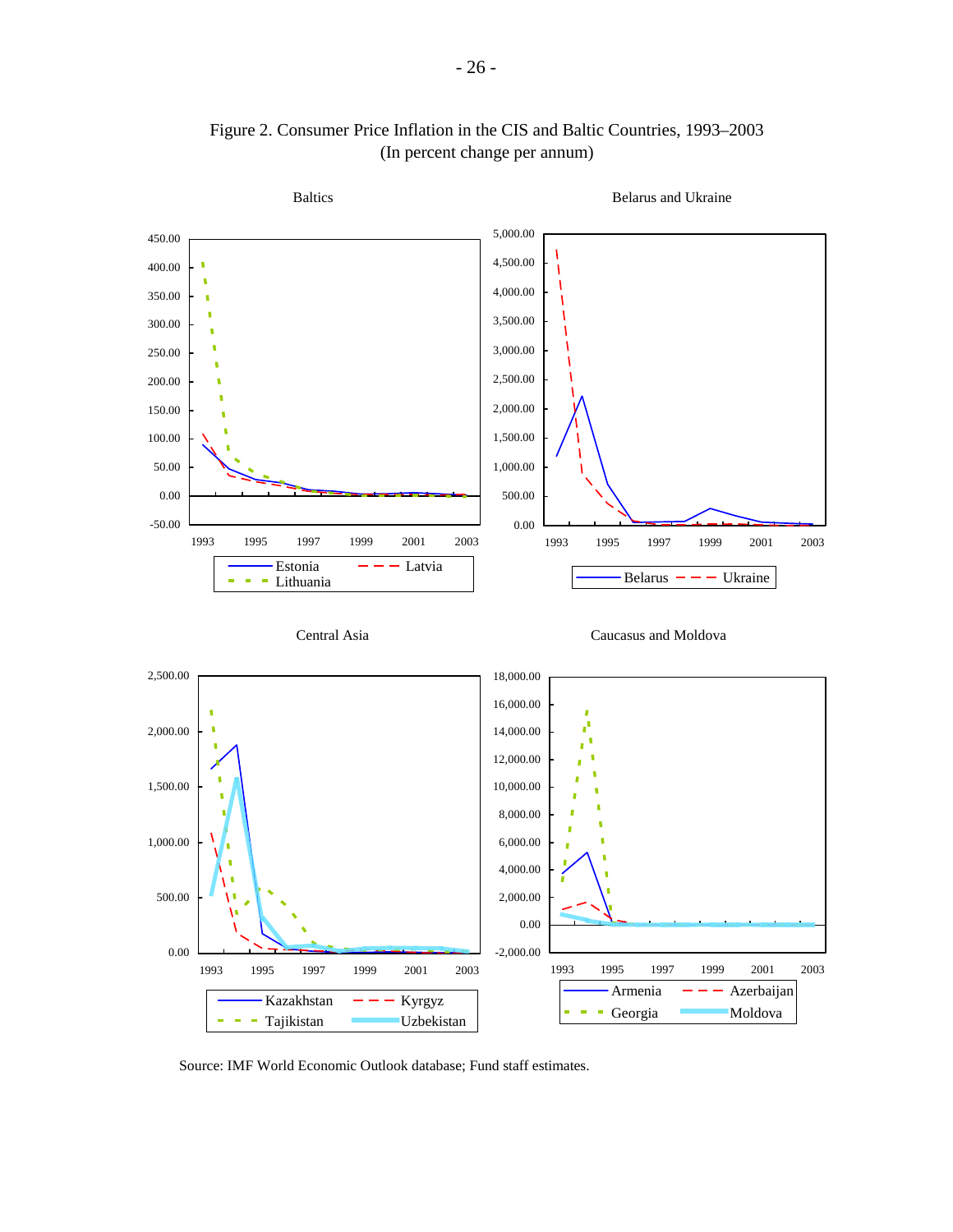Figure 2. Consumer Price Inflation in the CIS and Baltic Countries, 1993–2003
(In percent change per annum)

Source: IMF World Economic Outlook database; Fund staff estimates.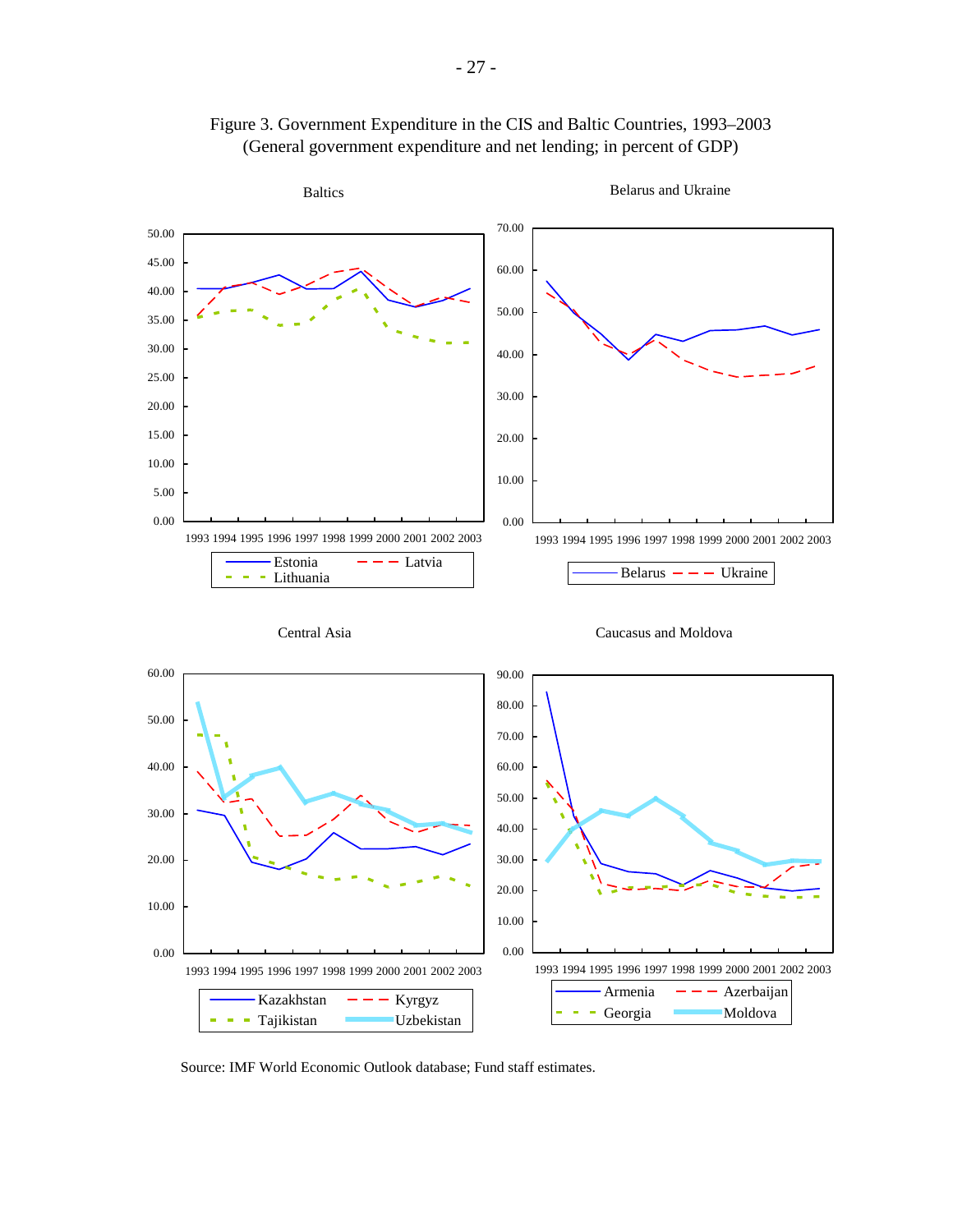Figure 3. Government Expenditure in the CIS and Baltic Countries, 1993–2003
(General government expenditure and net lending; in percent of GDP)

Source: IMF World Economic Outlook database; Fund staff estimates.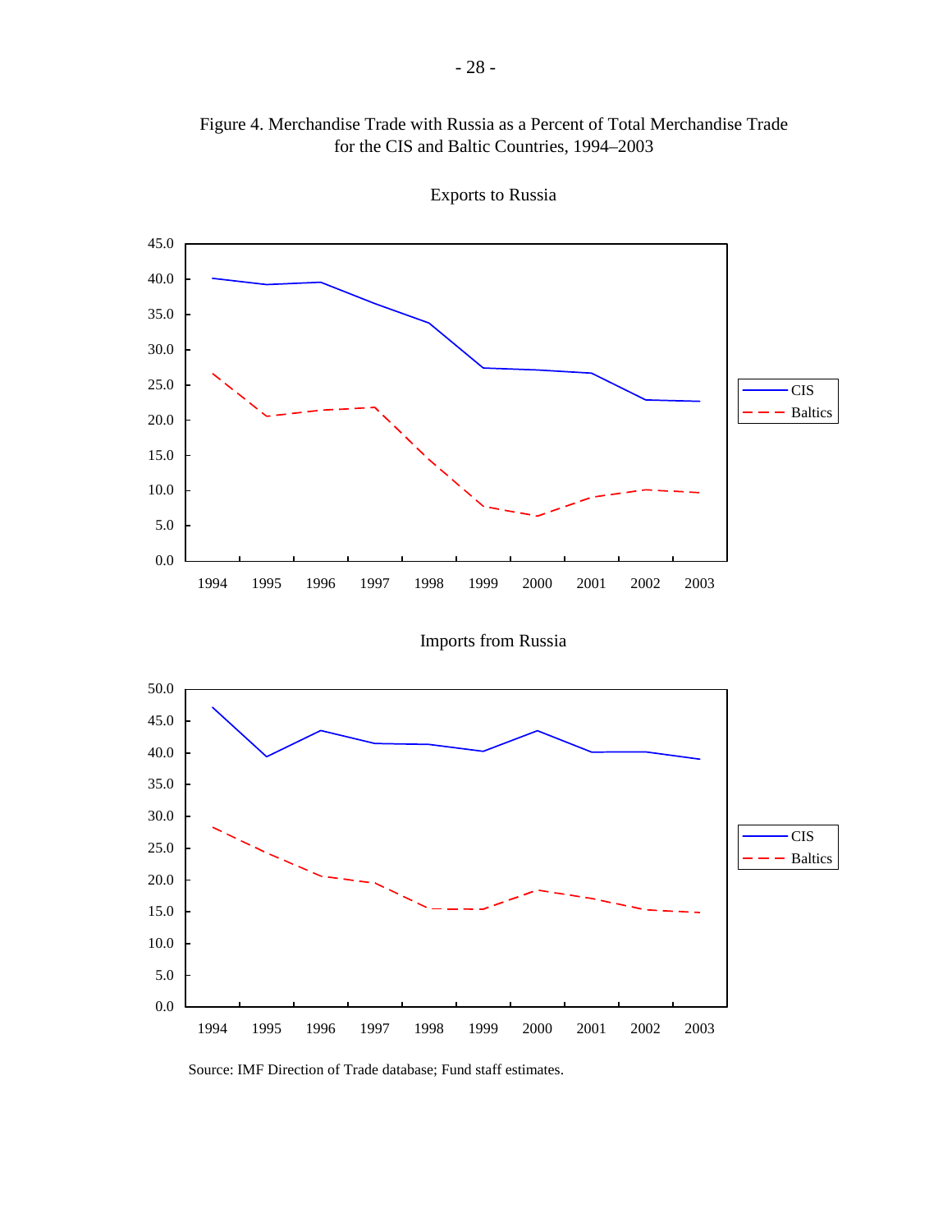Figure 4. Merchandise Trade with Russia as a Percent of Total Merchandise Trade for the CIS and Baltic Countries, 1994–2003

Exports to Russia

Imports from Russia

Source: IMF Direction of Trade database; Fund staff estimates.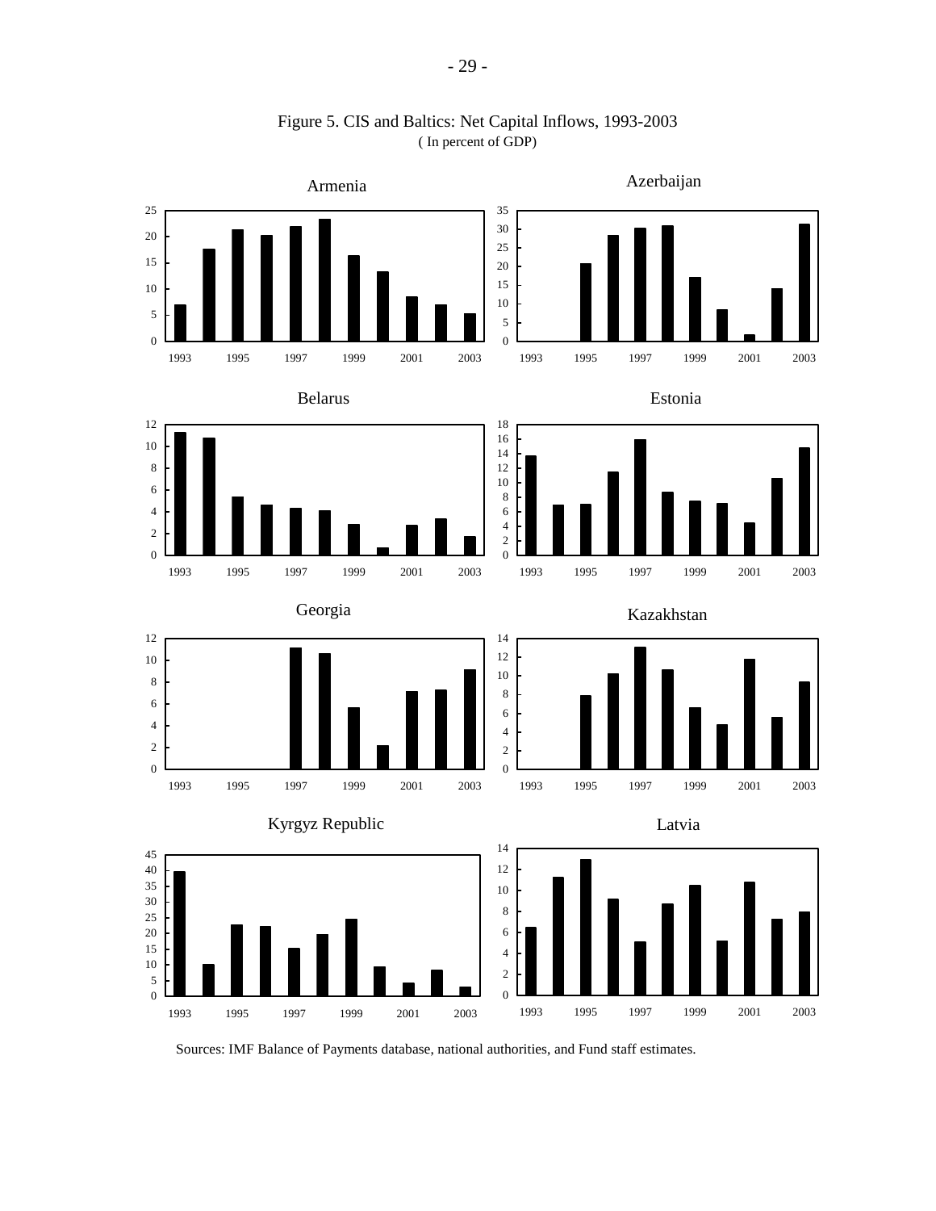Figure 5. CIS and Baltics: Net Capital Inflows, 1993-2003

( In percent of GDP)

Sources: IMF Balance of Payments database, national authorities, and Fund staff estimates.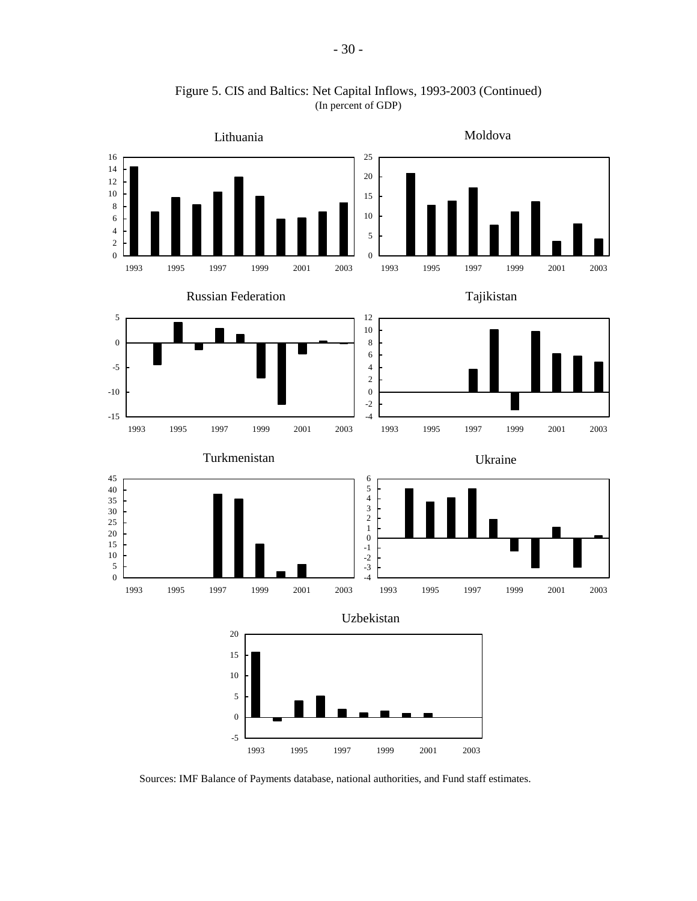Figure 5. CIS and Baltics: Net Capital Inflows, 1993-2003 (Continued)
(In percent of GDP)

Sources: IMF Balance of Payments database, national authorities, and Fund staff estimates.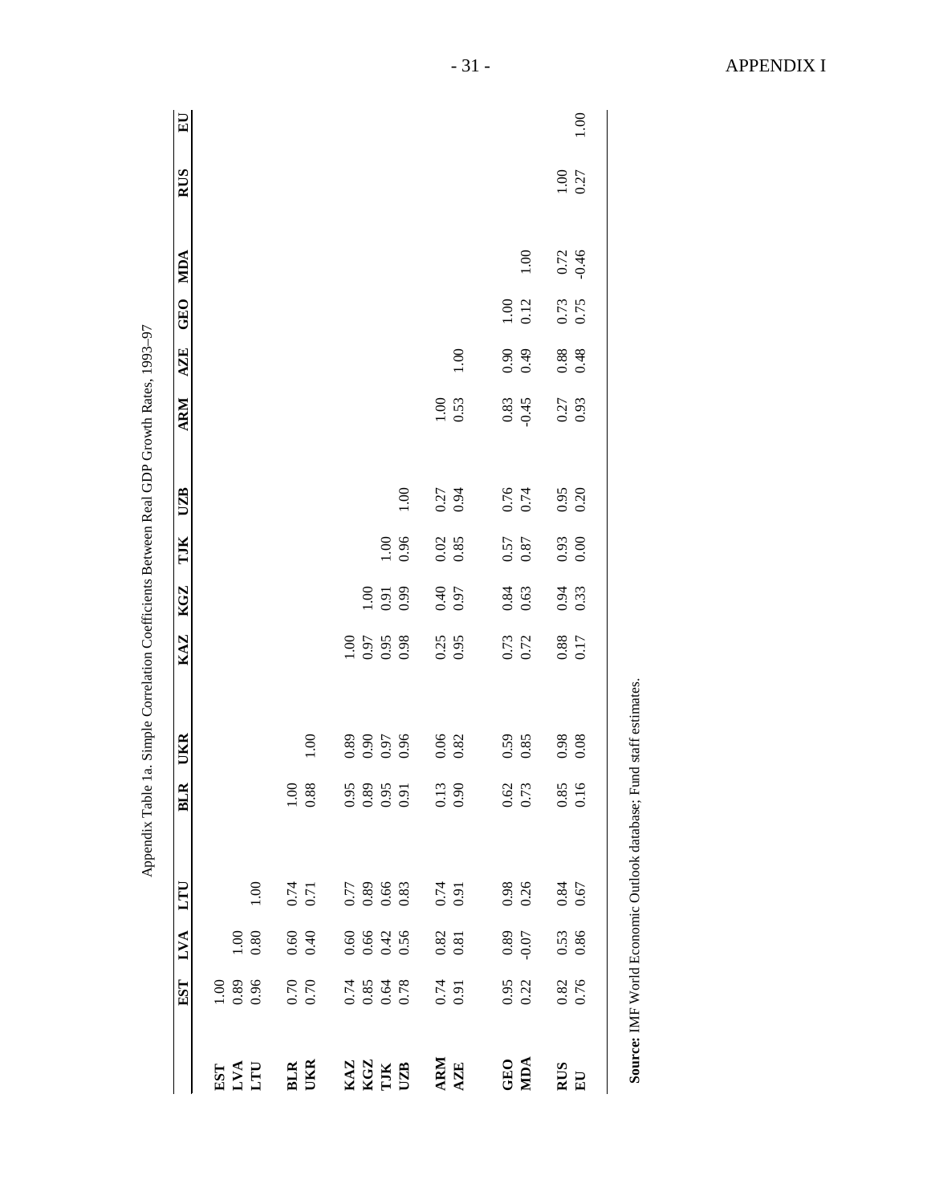Appendix Table 1a. Simple Correlation Coefficients Between Real GDP Growth Rates, 1993–97

| | EST | LVA | LTU | BLR | UKR | KAZ | KGZ | TJK | UZB | ARM | AZE | GEO | MDA | RUS | EU |
|---|---|---|---|---|---|---|---|---|---|---|---|---|---|---|---|
| **EST** | 1.00 | | | | | | | | | | | | | | |
| **LVA** | 0.89 | 1.00 | | | | | | | | | | | | | |
| **LTU** | 0.96 | 0.80 | 1.00 | | | | | | | | | | | | |
| **BLR** | 0.70 | 0.60 | 0.74 | 1.00 | | | | | | | | | | | |
| **UKR** | 0.70 | 0.40 | 0.71 | 0.88 | 1.00 | | | | | | | | | | |
| **KAZ** | 0.74 | 0.60 | 0.77 | 0.95 | 0.89 | 1.00 | | | | | | | | | |
| **KGZ** | 0.85 | 0.66 | 0.89 | 0.89 | 0.90 | 0.97 | 1.00 | | | | | | | | |
| **TJK** | 0.64 | 0.42 | 0.66 | 0.95 | 0.97 | 0.95 | 0.91 | 1.00 | | | | | | | |
| **UZB** | 0.78 | 0.56 | 0.83 | 0.91 | 0.96 | 0.98 | 0.99 | 0.96 | 1.00 | | | | | | |
| **ARM** | 0.74 | 0.82 | 0.74 | 0.13 | 0.06 | 0.25 | 0.40 | 0.02 | 0.27 | 1.00 | | | | | |
| **AZE** | 0.91 | 0.81 | 0.91 | 0.90 | 0.82 | 0.95 | 0.97 | 0.85 | 0.94 | 0.53 | 1.00 | | | | |
| **GEO** | 0.95 | 0.89 | 0.98 | 0.62 | 0.59 | 0.73 | 0.84 | 0.57 | 0.76 | 0.83 | 0.90 | 1.00 | | | |
| **MDA** | 0.22 | -0.07 | 0.26 | 0.73 | 0.85 | 0.72 | 0.63 | 0.87 | 0.74 | -0.45 | 0.49 | 0.12 | 1.00 | | |
| **RUS** | 0.82 | 0.53 | 0.84 | 0.85 | 0.98 | 0.88 | 0.94 | 0.93 | 0.95 | 0.27 | 0.88 | 0.73 | 0.72 | 1.00 | |
| **EU** | 0.76 | 0.86 | 0.67 | 0.16 | 0.08 | 0.17 | 0.33 | 0.00 | 0.20 | 0.93 | 0.48 | 0.75 | -0.46 | 0.27 | 1.00 |

**Source:** IMF World Economic Outlook database; Fund staff estimates.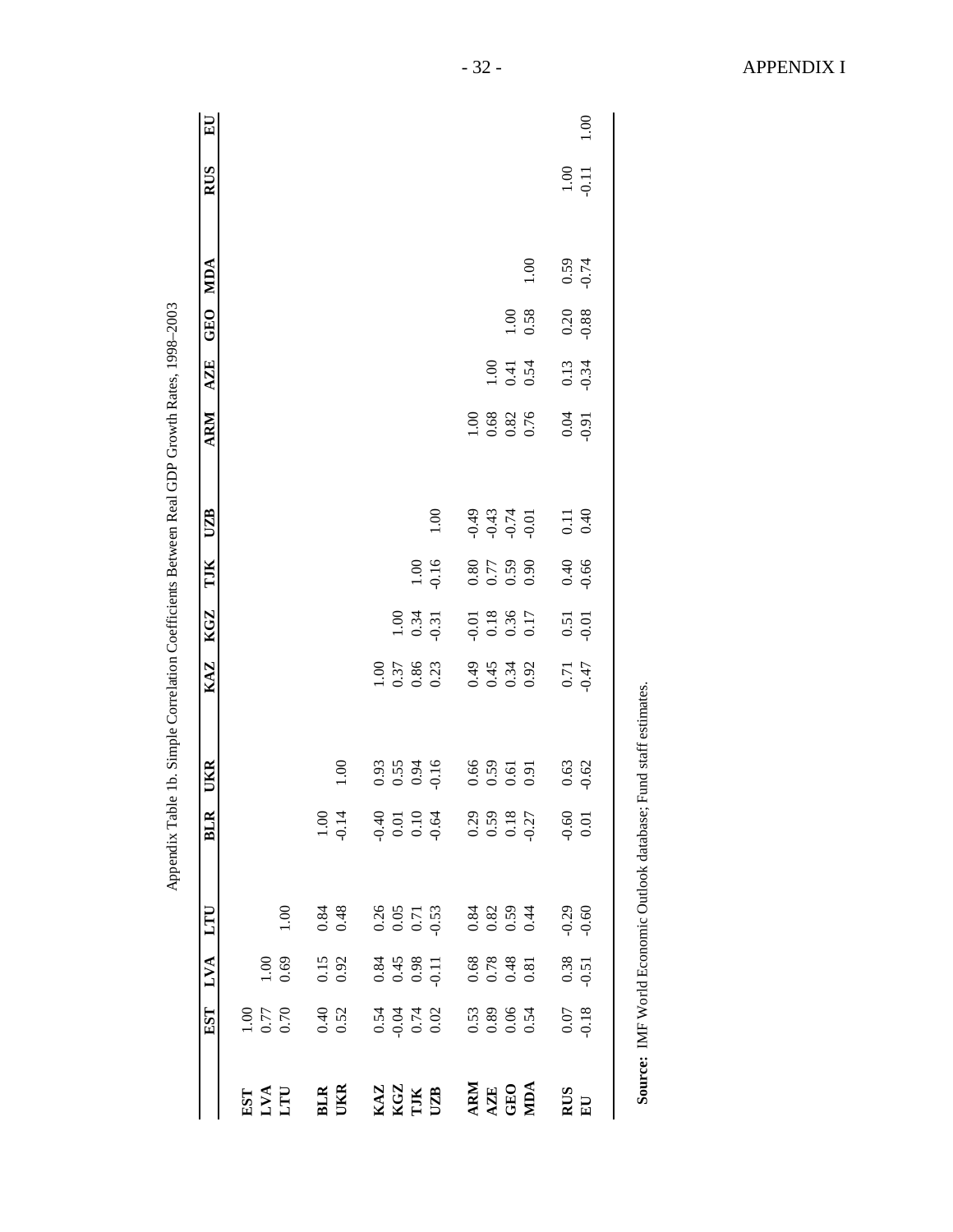Appendix Table 1b. Simple Correlation Coefficients Between Real GDP Growth Rates, 1998–2003

| | EST | LVA | LTU | BLR | UKR | KAZ | KGZ | TJK | UZB | ARM | AZE | GEO | MDA | RUS | EU |
|---|---|---|---|---|---|---|---|---|---|---|---|---|---|---|---|
| **EST** | 1.00 | | | | | | | | | | | | | | |
| **LVA** | 0.77 | 1.00 | | | | | | | | | | | | | |
| **LTU** | 0.70 | 0.69 | 1.00 | | | | | | | | | | | | |
| **BLR** | 0.40 | 0.15 | 0.84 | 1.00 | | | | | | | | | | | |
| **UKR** | 0.52 | 0.92 | 0.48 | -0.14 | 1.00 | | | | | | | | | | |
| **KAZ** | 0.54 | 0.84 | 0.26 | -0.40 | 0.93 | 1.00 | | | | | | | | | |
| **KGZ** | -0.04 | 0.45 | 0.05 | 0.01 | 0.55 | 0.37 | 1.00 | | | | | | | | |
| **TJK** | 0.74 | 0.98 | 0.71 | 0.10 | 0.94 | 0.86 | 0.34 | 1.00 | | | | | | | |
| **UZB** | 0.02 | -0.11 | -0.53 | -0.64 | -0.16 | 0.23 | -0.31 | -0.16 | 1.00 | | | | | | |
| **ARM** | 0.53 | 0.68 | 0.84 | 0.29 | 0.66 | 0.49 | -0.01 | 0.80 | -0.49 | 1.00 | | | | | |
| **AZE** | 0.89 | 0.78 | 0.82 | 0.59 | 0.59 | 0.45 | 0.18 | 0.77 | -0.43 | 0.68 | 1.00 | | | | |
| **GEO** | 0.06 | 0.48 | 0.59 | 0.18 | 0.61 | 0.34 | 0.36 | 0.59 | -0.74 | 0.82 | 0.41 | 1.00 | | | |
| **MDA** | 0.54 | 0.81 | 0.44 | -0.27 | 0.91 | 0.92 | 0.17 | 0.90 | -0.01 | 0.76 | 0.54 | 0.58 | 1.00 | | |
| **RUS** | 0.07 | 0.38 | -0.29 | -0.60 | 0.63 | 0.71 | 0.51 | 0.40 | 0.11 | 0.04 | 0.13 | 0.20 | 0.59 | 1.00 | |
| **EU** | -0.18 | -0.51 | -0.60 | 0.01 | -0.62 | -0.47 | -0.01 | -0.66 | 0.40 | -0.91 | -0.34 | -0.88 | -0.74 | -0.11 | 1.00 |

**Source:** IMF World Economic Outlook database; Fund staff estimates.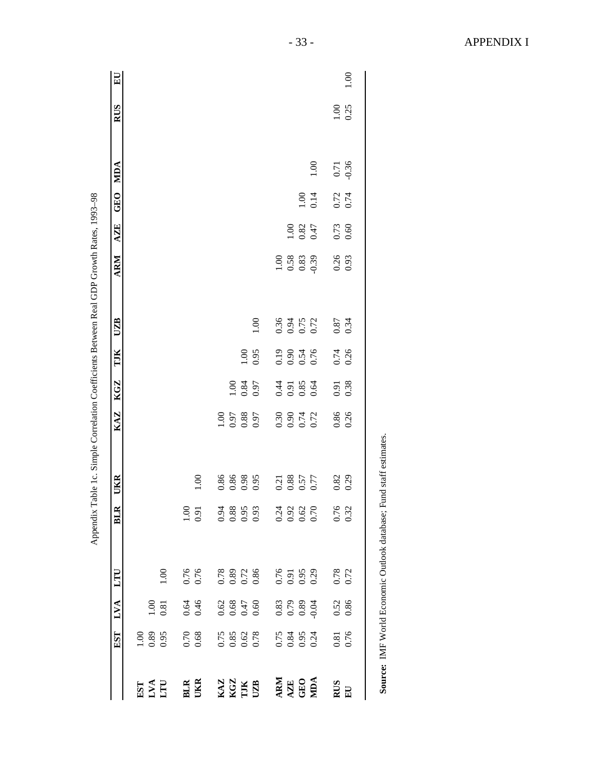Appendix Table 1c. Simple Correlation Coefficients Between Real GDP Growth Rates, 1993–98

| | EST | LVA | LTU | BLR | UKR | KAZ | KGZ | TJK | UZB | ARM | AZE | GEO | MDA | RUS | EU |
|---|---|---|---|---|---|---|---|---|---|---|---|---|---|---|---|
| **EST** | 1.00 | | | | | | | | | | | | | | |
| **LVA** | 0.89 | 1.00 | | | | | | | | | | | | | |
| **LTU** | 0.95 | 0.81 | 1.00 | | | | | | | | | | | | |
| **BLR** | 0.70 | 0.64 | 0.76 | 1.00 | | | | | | | | | | | |
| **UKR** | 0.68 | 0.46 | 0.76 | 0.91 | 1.00 | | | | | | | | | | |
| **KAZ** | 0.75 | 0.62 | 0.78 | 0.94 | 0.86 | 1.00 | | | | | | | | | |
| **KGZ** | 0.85 | 0.68 | 0.89 | 0.88 | 0.86 | 0.97 | 1.00 | | | | | | | | |
| **TJK** | 0.62 | 0.47 | 0.72 | 0.95 | 0.98 | 0.88 | 0.84 | 1.00 | | | | | | | |
| **UZB** | 0.78 | 0.60 | 0.86 | 0.93 | 0.95 | 0.97 | 0.97 | 0.95 | 1.00 | | | | | | |
| **ARM** | 0.75 | 0.83 | 0.76 | 0.24 | 0.21 | 0.30 | 0.44 | 0.19 | 0.36 | 1.00 | | | | | |
| **AZE** | 0.84 | 0.79 | 0.91 | 0.92 | 0.88 | 0.90 | 0.91 | 0.90 | 0.94 | 0.58 | 1.00 | | | | |
| **GEO** | 0.95 | 0.89 | 0.95 | 0.62 | 0.57 | 0.74 | 0.85 | 0.54 | 0.75 | 0.83 | 0.82 | 1.00 | | | |
| **MDA** | 0.24 | -0.04 | 0.29 | 0.70 | 0.77 | 0.72 | 0.64 | 0.76 | 0.72 | -0.39 | 0.47 | 0.14 | 1.00 | | |
| **RUS** | 0.81 | 0.52 | 0.78 | 0.76 | 0.82 | 0.86 | 0.91 | 0.74 | 0.87 | 0.26 | 0.73 | 0.72 | 0.71 | 1.00 | |
| **EU** | 0.76 | 0.86 | 0.72 | 0.32 | 0.29 | 0.26 | 0.38 | 0.26 | 0.34 | 0.93 | 0.60 | 0.74 | -0.36 | 0.25 | 1.00 |

**Source**: IMF World Economic Outlook database; Fund staff estimates.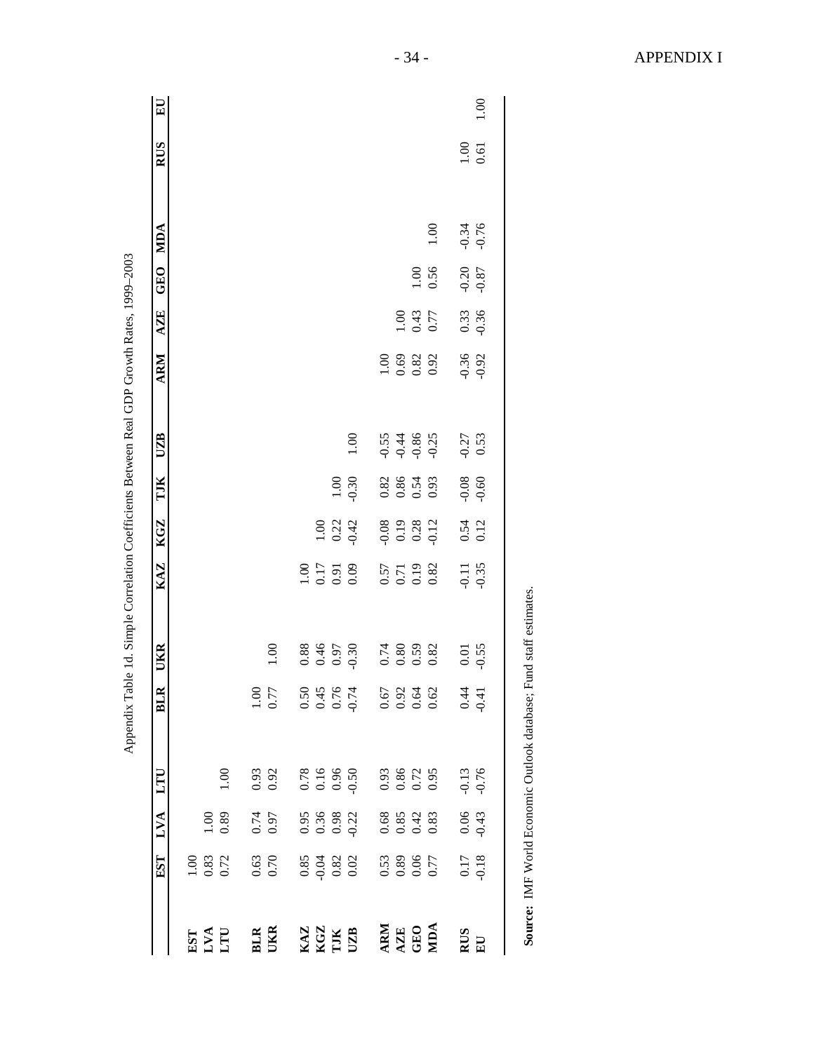Appendix Table 1d. Simple Correlation Coefficients Between Real GDP Growth Rates, 1999–2003

| | EST | LVA | LTU | BLR | UKR | KAZ | KGZ | TJK | UZB | ARM | AZE | GEO | MDA | RUS | EU |
|---|---|---|---|---|---|---|---|---|---|---|---|---|---|---|---|
| **EST** | 1.00 | | | | | | | | | | | | | | |
| **LVA** | 0.83 | 1.00 | | | | | | | | | | | | | |
| **LTU** | 0.72 | 0.89 | 1.00 | | | | | | | | | | | | |
| **BLR** | 0.63 | 0.74 | 0.93 | 1.00 | | | | | | | | | | | |
| **UKR** | 0.70 | 0.97 | 0.92 | 0.77 | 1.00 | | | | | | | | | | |
| **KAZ** | 0.85 | 0.95 | 0.78 | 0.50 | 0.88 | 1.00 | | | | | | | | | |
| **KGZ** | -0.04 | 0.36 | 0.16 | 0.45 | 0.46 | 0.17 | 1.00 | | | | | | | | |
| **TJK** | 0.82 | 0.98 | 0.96 | 0.76 | 0.97 | 0.91 | 0.22 | 1.00 | | | | | | | |
| **UZB** | 0.02 | -0.22 | -0.50 | -0.74 | -0.30 | 0.09 | -0.42 | -0.30 | 1.00 | | | | | | |
| **ARM** | 0.53 | 0.68 | 0.93 | 0.67 | 0.74 | 0.57 | -0.08 | 0.82 | -0.55 | 1.00 | | | | | |
| **AZE** | 0.89 | 0.85 | 0.86 | 0.92 | 0.80 | 0.71 | 0.19 | 0.86 | -0.44 | 0.69 | 1.00 | | | | |
| **GEO** | 0.06 | 0.42 | 0.72 | 0.64 | 0.59 | 0.19 | 0.28 | 0.54 | -0.86 | 0.82 | 0.43 | 1.00 | | | |
| **MDA** | 0.77 | 0.83 | 0.95 | 0.62 | 0.82 | 0.82 | -0.12 | 0.93 | -0.25 | 0.92 | 0.77 | 0.56 | 1.00 | | |
| **RUS** | 0.17 | 0.06 | -0.13 | 0.44 | 0.01 | -0.11 | 0.54 | -0.08 | -0.27 | -0.36 | 0.33 | -0.20 | -0.34 | 1.00 | |
| EU | -0.18 | -0.43 | -0.76 | -0.41 | -0.55 | -0.35 | 0.12 | -0.60 | 0.53 | -0.92 | -0.36 | -0.87 | -0.76 | 0.61 | 1.00 |

**Source:** IMF World Economic Outlook database; Fund staff estimates.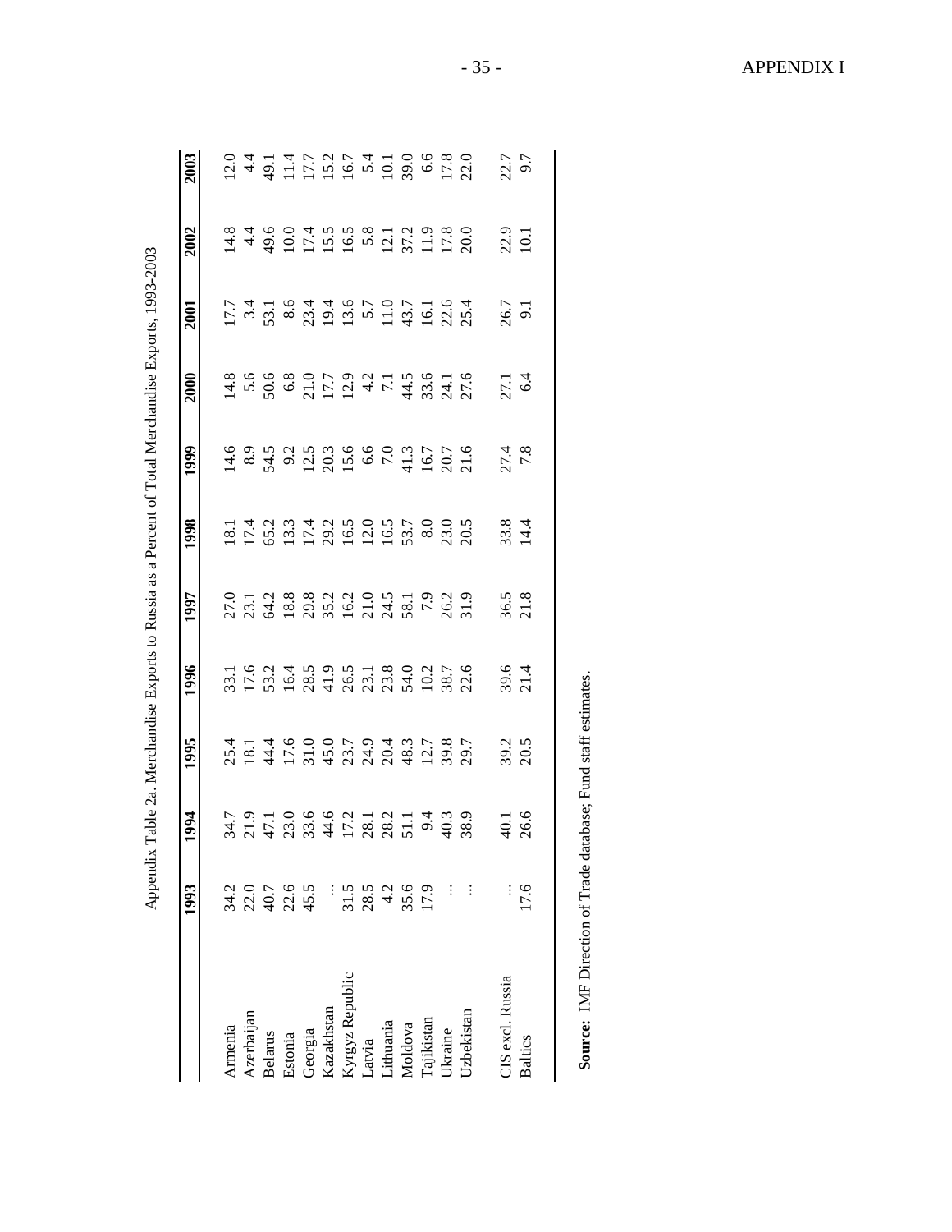Appendix Table 2a. Merchandise Exports to Russia as a Percent of Total Merchandise Exports, 1993-2003

| | 1993 | 1994 | 1995 | 1996 | 1997 | 1998 | 1999 | 2000 | 2001 | 2002 | 2003 |
|---|---|---|---|---|---|---|---|---|---|---|---|
| Armenia | 34.2 | 34.7 | 25.4 | 33.1 | 27.0 | 18.1 | 14.6 | 14.8 | 17.7 | 14.8 | 12.0 |
| Azerbaijan | 22.0 | 21.9 | 18.1 | 17.6 | 23.1 | 17.4 | 8.9 | 5.6 | 3.4 | 4.4 | 4.4 |
| Belarus | 40.7 | 47.1 | 44.4 | 53.2 | 64.2 | 65.2 | 54.5 | 50.6 | 53.1 | 49.6 | 49.1 |
| Estonia | 22.6 | 23.0 | 17.6 | 16.4 | 18.8 | 13.3 | 9.2 | 6.8 | 8.6 | 10.0 | 11.4 |
| Georgia | 45.5 | 33.6 | 31.0 | 28.5 | 29.8 | 17.4 | 12.5 | 21.0 | 23.4 | 17.4 | 17.7 |
| Kazakhstan | … | 44.6 | 45.0 | 41.9 | 35.2 | 29.2 | 20.3 | 17.7 | 19.4 | 15.5 | 15.2 |
| Kyrgyz Republic | 31.5 | 17.2 | 23.7 | 26.5 | 16.2 | 16.5 | 15.6 | 12.9 | 13.6 | 16.5 | 16.7 |
| Latvia | 28.5 | 28.1 | 24.9 | 23.1 | 21.0 | 12.0 | 6.6 | 4.2 | 5.7 | 5.8 | 5.4 |
| Lithuania | 4.2 | 28.2 | 20.4 | 23.8 | 24.5 | 16.5 | 7.0 | 7.1 | 11.0 | 12.1 | 10.1 |
| Moldova | 35.6 | 51.1 | 48.3 | 54.0 | 58.1 | 53.7 | 41.3 | 44.5 | 43.7 | 37.2 | 39.0 |
| Tajikistan | 17.9 | 9.4 | 12.7 | 10.2 | 7.9 | 8.0 | 16.7 | 33.6 | 16.1 | 11.9 | 6.6 |
| Ukraine | … | 40.3 | 39.8 | 38.7 | 26.2 | 23.0 | 20.7 | 24.1 | 22.6 | 17.8 | 17.8 |
| Uzbekistan | … | 38.9 | 29.7 | 22.6 | 31.9 | 20.5 | 21.6 | 27.6 | 25.4 | 20.0 | 22.0 |
| | | | | | | | | | | | |
| CIS excl. Russia | … | 40.1 | 39.2 | 39.6 | 36.5 | 33.8 | 27.4 | 27.1 | 26.7 | 22.9 | 22.7 |
| Baltics | 17.6 | 26.6 | 20.5 | 21.4 | 21.8 | 14.4 | 7.8 | 6.4 | 9.1 | 10.1 | 9.7 |

**Source:** IMF Direction of Trade database; Fund staff estimates.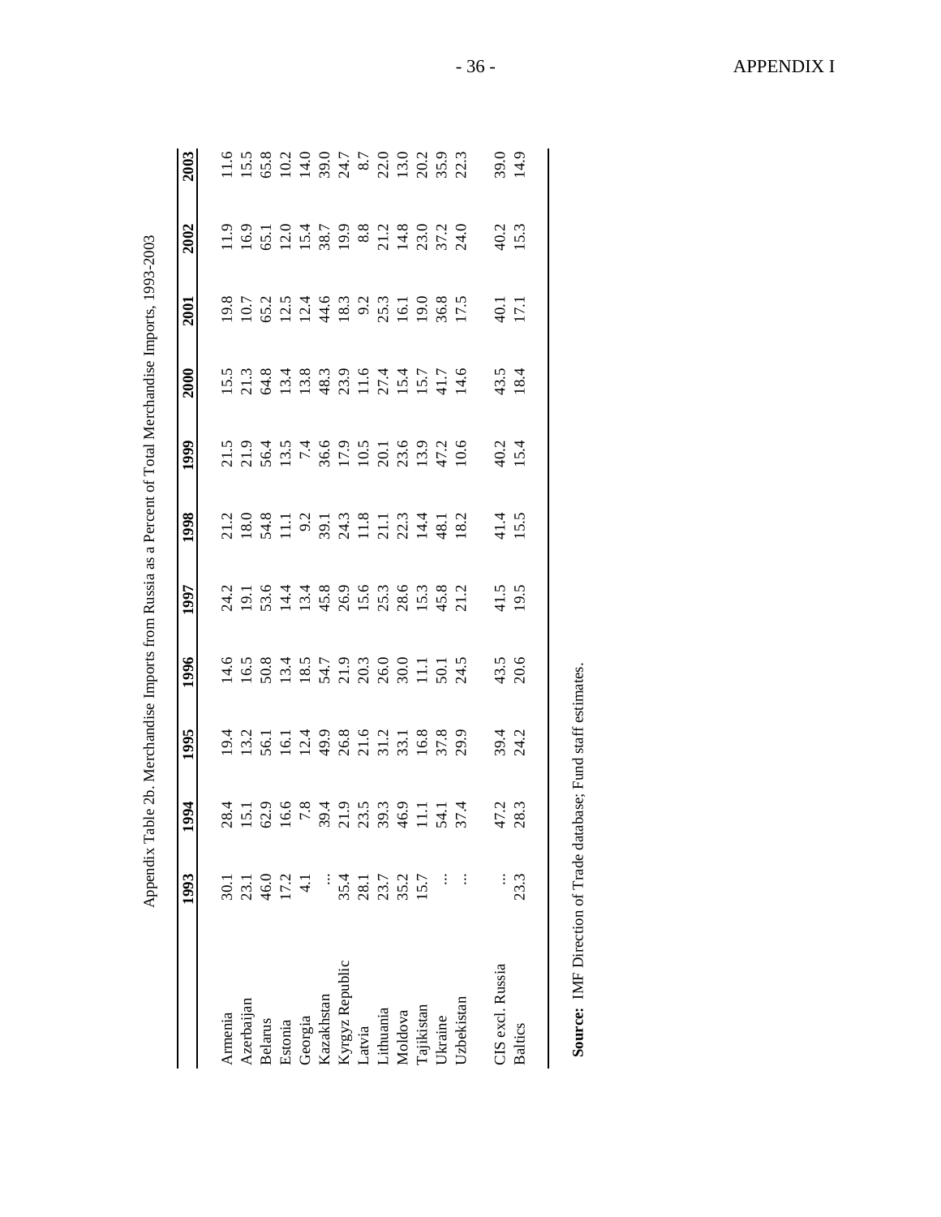Appendix Table 2b. Merchandise Imports from Russia as a Percent of Total Merchandise Imports, 1993-2003

| | 1993 | 1994 | 1995 | 1996 | 1997 | 1998 | 1999 | 2000 | 2001 | 2002 | 2003 |
|---|---|---|---|---|---|---|---|---|---|---|---|
| Armenia | 30.1 | 28.4 | 19.4 | 14.6 | 24.2 | 21.2 | 21.5 | 15.5 | 19.8 | 11.9 | 11.6 |
| Azerbaijan | 23.1 | 15.1 | 13.2 | 16.5 | 19.1 | 18.0 | 21.9 | 21.3 | 10.7 | 16.9 | 15.5 |
| Belarus | 46.0 | 62.9 | 56.1 | 50.8 | 53.6 | 54.8 | 56.4 | 64.8 | 65.2 | 65.1 | 65.8 |
| Estonia | 17.2 | 16.6 | 16.1 | 13.4 | 14.4 | 11.1 | 13.5 | 13.4 | 12.5 | 12.0 | 10.2 |
| Georgia | 4.1 | 7.8 | 12.4 | 18.5 | 13.4 | 9.2 | 7.4 | 13.8 | 12.4 | 15.4 | 14.0 |
| Kazakhstan | ... | 39.4 | 49.9 | 54.7 | 45.8 | 39.1 | 36.6 | 48.3 | 44.6 | 38.7 | 39.0 |
| Kyrgyz Republic | 35.4 | 21.9 | 26.8 | 21.9 | 26.9 | 24.3 | 17.9 | 23.9 | 18.3 | 19.9 | 24.7 |
| Latvia | 28.1 | 23.5 | 21.6 | 20.3 | 15.6 | 11.8 | 10.5 | 11.6 | 9.2 | 8.8 | 8.7 |
| Lithuania | 23.7 | 39.3 | 31.2 | 26.0 | 25.3 | 21.1 | 20.1 | 27.4 | 25.3 | 21.2 | 22.0 |
| Moldova | 35.2 | 46.9 | 33.1 | 30.0 | 28.6 | 22.3 | 23.6 | 15.4 | 16.1 | 14.8 | 13.0 |
| Tajikistan | 15.7 | 11.1 | 16.8 | 11.1 | 15.3 | 14.4 | 13.9 | 15.7 | 19.0 | 23.0 | 20.2 |
| Ukraine | ... | 54.1 | 37.8 | 50.1 | 45.8 | 48.1 | 47.2 | 41.7 | 36.8 | 37.2 | 35.9 |
| Uzbekistan | ... | 37.4 | 29.9 | 24.5 | 21.2 | 18.2 | 10.6 | 14.6 | 17.5 | 24.0 | 22.3 |
| | | | | | | | | | | | |
| CIS excl. Russia | ... | 47.2 | 39.4 | 43.5 | 41.5 | 41.4 | 40.2 | 43.5 | 40.1 | 40.2 | 39.0 |
| Baltics | 23.3 | 28.3 | 24.2 | 20.6 | 19.5 | 15.5 | 15.4 | 18.4 | 17.1 | 15.3 | 14.9 |

**Source:** IMF Direction of Trade database; Fund staff estimates.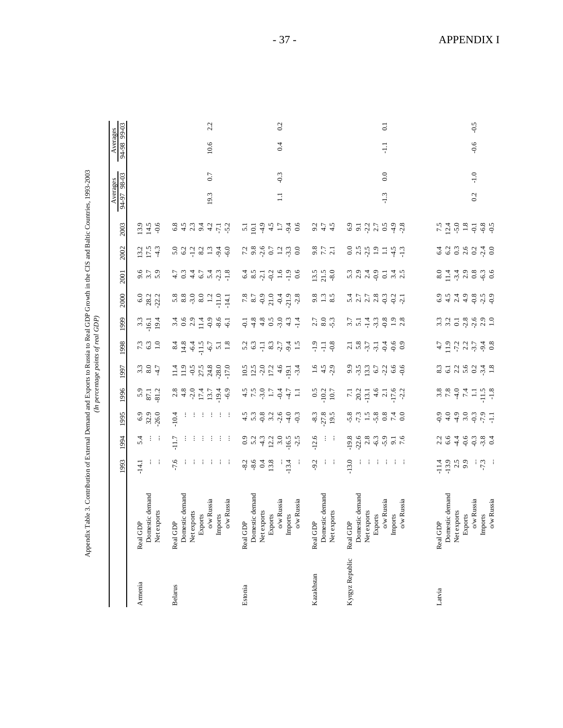Appendix Table 3. Contribution of External Demand and Exports to Russia to Real GDP Growth in the CIS and Baltic Countries, 1993-2003

*(In percentage points of real GDP)*

| | | 1993 | 1994 | 1995 | 1996 | 1997 | 1998 | 1999 | 2000 | 2001 | 2002 | 2003 | Averages | | Averages | |
|---|---|---|---|---|---|---|---|---|---|---|---|---|---|---|---|---|
| | | | | | | | | | | | | | 94-97 | 98-03 | 94-98 | 99-03 |
| Armenia | Real GDP | -14.1 | 5.4 | 6.9 | 5.9 | 3.3 | 7.3 | 3.3 | 6.0 | 9.6 | 13.2 | 13.9 | | | | |
| | Domestic demand | ... | ... | 32.9 | 87.1 | 8.0 | 6.3 | -16.1 | 28.2 | 3.7 | 17.5 | 14.5 | | | | |
| | Net exports | ... | ... | -26.0 | -81.2 | -4.7 | 1.0 | 19.4 | -22.2 | 5.9 | -4.3 | -0.6 | | | | |
| Belarus | Real GDP | -7.6 | -11.7 | -10.4 | 2.8 | 11.4 | 8.4 | 3.4 | 5.8 | 4.7 | 5.0 | 6.8 | | | | |
| | Domestic demand | ... | ... | ... | 4.8 | 11.9 | 14.8 | 0.6 | 8.8 | 0.3 | 6.2 | 4.5 | | | | |
| | Net exports | ... | ... | ... | -2.0 | -0.5 | -6.4 | 2.9 | -3.0 | 4.4 | -1.2 | 2.3 | | | | |
| | Exports | ... | ... | ... | 17.4 | 27.5 | -11.5 | 11.4 | 8.0 | 6.7 | 8.2 | 9.4 | | | | |
| | o/w Russia | ... | ... | ... | 13.7 | 24.8 | -6.7 | -0.9 | 1.2 | 5.4 | 1.3 | 4.2 | 19.3 | 0.7 | 10.6 | 2.2 |
| | Imports | ... | ... | ... | -19.4 | -28.0 | 5.1 | -8.6 | -11.0 | -2.3 | -9.4 | -7.1 | | | | |
| | o/w Russia | ... | ... | ... | -6.9 | -17.0 | 1.8 | -6.1 | -14.1 | -1.8 | -6.0 | -5.2 | | | | |
| Estonia | Real GDP | -8.2 | 0.9 | 4.5 | 4.5 | 10.5 | 5.2 | -0.1 | 7.8 | 6.4 | 7.2 | 5.1 | | | | |
| | Domestic demand | -8.6 | 5.2 | 5.3 | 7.5 | 12.5 | 6.3 | -4.8 | 8.7 | 8.5 | 9.8 | 10.1 | | | | |
| | Net exports | 0.4 | -4.3 | -0.8 | -3.0 | -2.0 | -1.1 | 4.8 | -0.9 | -2.1 | -2.6 | -4.9 | | | | |
| | Exports | 13.8 | 12.2 | 3.2 | 1.7 | 17.2 | 8.3 | 0.5 | 21.0 | -0.2 | 0.7 | 4.5 | | | | |
| | o/w Russia | ... | 3.0 | -2.6 | -0.4 | 4.6 | -2.7 | -3.0 | -0.4 | 1.6 | 1.2 | 1.7 | 1.1 | -0.3 | 0.4 | 0.2 |
| | Imports | -13.4 | -16.5 | -4.0 | -4.7 | -19.1 | -9.4 | 4.3 | -21.9 | -1.9 | -3.3 | -9.4 | | | | |
| | o/w Russia | ... | -2.5 | -0.3 | 1.1 | -3.4 | 1.5 | -1.4 | -2.8 | 0.6 | 0.0 | 0.6 | | | | |
| Kazakhstan | Real GDP | -9.2 | -12.6 | -8.3 | 0.5 | 1.6 | -1.9 | 2.7 | 9.8 | 13.5 | 9.8 | 9.2 | | | | |
| | Domestic demand | ... | ... | -27.8 | -10.2 | 4.5 | -1.1 | 8.0 | 1.3 | 21.5 | 7.7 | 4.7 | | | | |
| | Net exports | ... | ... | 19.5 | 10.7 | -2.9 | -0.8 | -5.3 | 8.5 | -8.0 | 2.1 | 4.5 | | | | |
| Kyrgyz Republic | Real GDP | -13.0 | -19.8 | -5.8 | 7.1 | 9.9 | 2.1 | 3.7 | 5.4 | 5.3 | 0.0 | 6.9 | | | | |
| | Domestic demand | ... | -22.6 | -7.3 | 20.2 | -3.5 | 5.8 | 5.1 | 2.7 | 2.9 | 2.5 | 9.1 | | | | |
| | Net exports | ... | 2.8 | 1.5 | -13.1 | 13.3 | -3.7 | -1.4 | 2.7 | 2.4 | -2.5 | -2.2 | | | | |
| | Exports | ... | -6.3 | -5.8 | 4.6 | 6.7 | -3.1 | -3.3 | 2.8 | -0.9 | 1.9 | 2.7 | | | | |
| | o/w Russia | ... | -5.9 | 0.8 | 2.1 | -2.2 | -0.4 | -0.8 | -0.3 | 0.1 | 1.1 | 0.5 | -1.3 | 0.0 | -1.1 | 0.1 |
| | Imports | ... | 9.1 | 7.4 | -17.6 | 6.6 | -0.6 | 1.9 | -0.2 | 3.4 | -4.5 | -4.9 | | | | |
| | o/w Russia | ... | 7.6 | 0.0 | -2.2 | -0.6 | 0.9 | 2.8 | -2.1 | 2.5 | -1.3 | -2.8 | | | | |
| Latvia | Real GDP | -11.4 | 2.2 | -0.9 | 3.8 | 8.3 | 4.7 | 3.3 | 6.9 | 8.0 | 6.4 | 7.5 | | | | |
| | Domestic demand | -13.9 | 6.6 | 4.0 | 7.8 | 6.1 | 11.9 | 3.2 | 4.5 | 11.4 | 6.2 | 12.4 | | | | |
| | Net exports | 2.5 | -4.4 | -4.9 | -4.0 | 2.2 | -7.2 | 0.1 | 2.4 | -3.4 | 0.3 | -5.0 | | | | |
| | Exports | 9.9 | -0.6 | 3.0 | 7.4 | 5.6 | 2.2 | -2.8 | 4.9 | 2.9 | 2.6 | 1.8 | | | | |
| | o/w Russia | ... | -0.3 | -0.3 | 1.1 | 0.2 | -3.7 | -2.6 | -0.8 | 0.8 | 0.2 | -0.1 | 0.2 | -1.0 | -0.6 | -0.5 |
| | Imports | -7.3 | -3.8 | -7.9 | -11.5 | -3.4 | -9.4 | 2.9 | -2.5 | -6.3 | -2.4 | -6.8 | | | | |
| | o/w Russia | ... | 0.4 | -1.1 | -1.8 | 1.8 | 0.8 | 1.0 | -0.9 | 0.6 | 0.0 | -0.5 | | | | |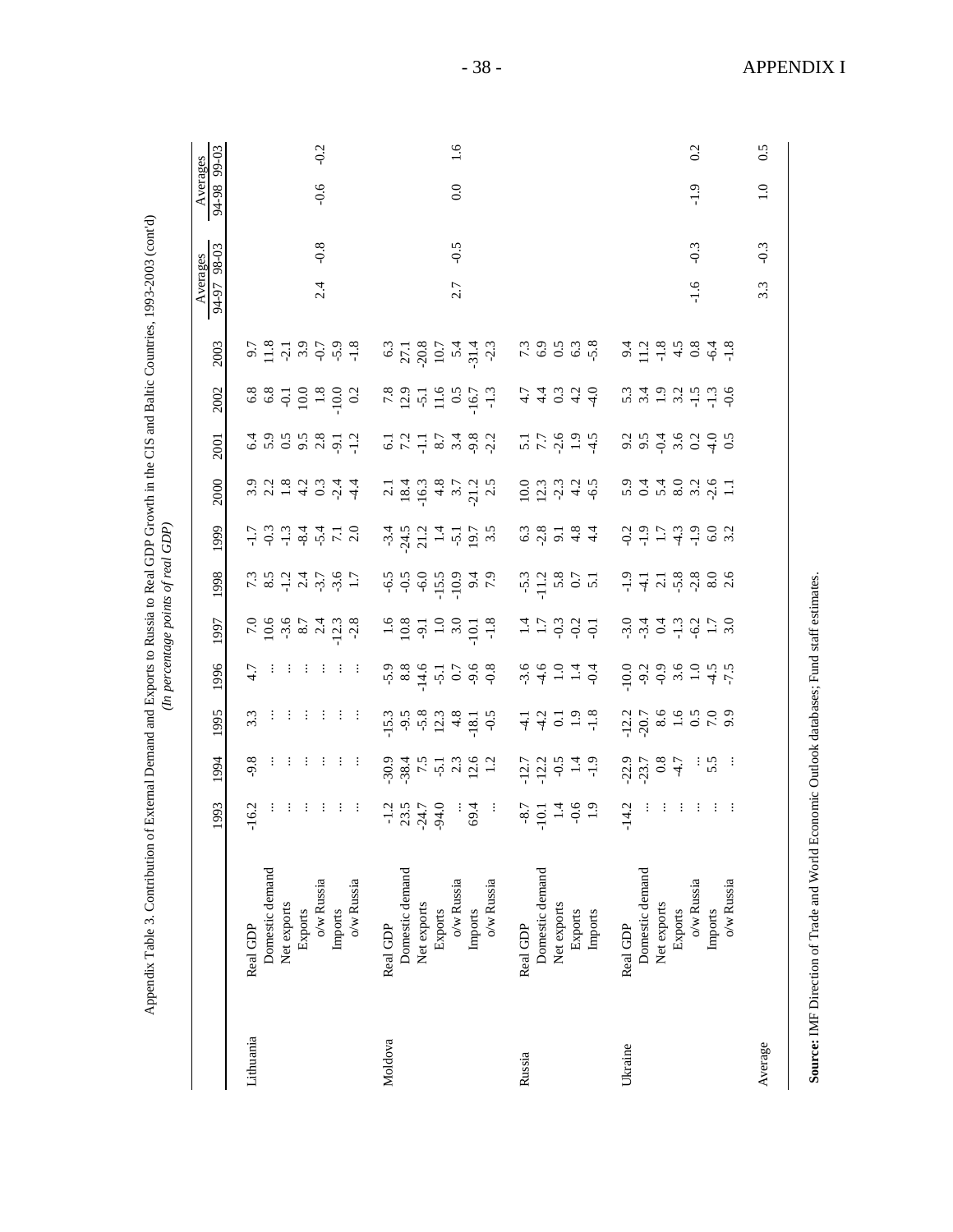Appendix Table 3. Contribution of External Demand and Exports to Russia to Real GDP Growth in the CIS and Baltic Countries, 1993-2003 (cont'd)

*(In percentage points of real GDP)*

| | | 1993 | 1994 | 1995 | 1996 | 1997 | 1998 | 1999 | 2000 | 2001 | 2002 | 2003 | Averages 94-97 | Averages 98-03 | Averages 94-98 | Averages 99-03 |
|---|---|---|---|---|---|---|---|---|---|---|---|---|---|---|---|---|
| Lithuania | Real GDP | -16.2 | -9.8 | 3.3 | 4.7 | 7.0 | 7.3 | -1.7 | 3.9 | 6.4 | 6.8 | 9.7 | | | | |
| | Domestic demand | ... | ... | ... | ... | 10.6 | 8.5 | -0.3 | 2.2 | 5.9 | 6.8 | 11.8 | | | | |
| | Net exports | ... | ... | ... | ... | -3.6 | -1.2 | -1.3 | 1.8 | 0.5 | -0.1 | -2.1 | | | | |
| | Exports | ... | ... | ... | ... | 8.7 | 2.4 | -8.4 | 4.2 | 9.5 | 10.0 | 3.9 | | | | |
| | o/w Russia | ... | ... | ... | ... | 2.4 | -3.7 | -5.4 | 0.3 | 2.8 | 1.8 | -0.7 | 2.4 | -0.8 | -0.6 | -0.2 |
| | Imports | ... | ... | ... | ... | -12.3 | -3.6 | 7.1 | -2.4 | -9.1 | -10.0 | -5.9 | | | | |
| | o/w Russia | ... | ... | ... | ... | -2.8 | 1.7 | 2.0 | -4.4 | -1.2 | 0.2 | -1.8 | | | | |
| Moldova | Real GDP | -1.2 | -30.9 | -15.3 | -5.9 | 1.6 | -6.5 | -3.4 | 2.1 | 6.1 | 7.8 | 6.3 | | | | |
| | Domestic demand | 23.5 | -38.4 | -9.5 | 8.8 | 10.8 | -0.5 | -24.5 | 18.4 | 7.2 | 12.9 | 27.1 | | | | |
| | Net exports | -24.7 | 7.5 | -5.8 | -14.6 | -9.1 | -6.0 | 21.2 | -16.3 | -1.1 | -5.1 | -20.8 | | | | |
| | Exports | -94.0 | -5.1 | 12.3 | -5.1 | 1.0 | -15.5 | 1.4 | 4.8 | 8.7 | 11.6 | 10.7 | | | | |
| | o/w Russia | ... | 2.3 | 4.8 | 0.7 | 3.0 | -10.9 | -5.1 | 3.7 | 3.4 | 0.5 | 5.4 | 2.7 | -0.5 | 0.0 | 1.6 |
| | Imports | 69.4 | 12.6 | -18.1 | -9.6 | -10.1 | 9.4 | 19.7 | -21.2 | -9.8 | -16.7 | -31.4 | | | | |
| | o/w Russia | ... | 1.2 | -0.5 | -0.8 | -1.8 | 7.9 | 3.5 | 2.5 | -2.2 | -1.3 | -2.3 | | | | |
| Russia | Real GDP | -8.7 | -12.7 | -4.1 | -3.6 | 1.4 | -5.3 | 6.3 | 10.0 | 5.1 | 4.7 | 7.3 | | | | |
| | Domestic demand | -10.1 | -12.2 | -4.2 | -4.6 | 1.7 | -11.2 | -2.8 | 12.3 | 7.7 | 4.4 | 6.9 | | | | |
| | Net exports | 1.4 | -0.5 | 0.1 | 1.0 | -0.3 | 5.8 | 9.1 | -2.3 | -2.6 | 0.3 | 0.5 | | | | |
| | Exports | -0.6 | 1.4 | 1.9 | 1.4 | -0.2 | 0.7 | 4.8 | 4.2 | 1.9 | 4.2 | 6.3 | | | | |
| | Imports | 1.9 | -1.9 | -1.8 | -0.4 | -0.1 | 5.1 | 4.4 | -6.5 | -4.5 | -4.0 | -5.8 | | | | |
| Ukraine | Real GDP | -14.2 | -22.9 | -12.2 | -10.0 | -3.0 | -1.9 | -0.2 | 5.9 | 9.2 | 5.3 | 9.4 | | | | |
| | Domestic demand | ... | -23.7 | -20.7 | -9.2 | -3.4 | -4.1 | -1.9 | 0.4 | 9.5 | 3.4 | 11.2 | | | | |
| | Net exports | ... | 0.8 | 8.6 | -0.9 | 0.4 | 2.1 | 1.7 | 5.4 | -0.4 | 1.9 | -1.8 | | | | |
| | Exports | ... | -4.7 | 1.6 | 3.6 | -1.3 | -5.8 | -4.3 | 8.0 | 3.6 | 3.2 | 4.5 | | | | |
| | o/w Russia | ... | ... | 0.5 | 1.0 | -6.2 | -2.8 | -1.9 | 3.2 | 0.2 | -1.5 | 0.8 | -1.6 | -0.3 | -1.9 | 0.2 |
| | Imports | ... | 5.5 | 7.0 | -4.5 | 1.7 | 8.0 | 6.0 | -2.6 | -4.0 | -1.3 | -6.4 | | | | |
| | o/w Russia | ... | ... | 9.9 | -7.5 | 3.0 | 2.6 | 3.2 | 1.1 | 0.5 | -0.6 | -1.8 | | | | |
| Average | | | | | | | | | | | | | 3.3 | -0.3 | 1.0 | 0.5 |

**Source:** IMF Direction of Trade and World Economic Outlook databases; Fund staff estimates.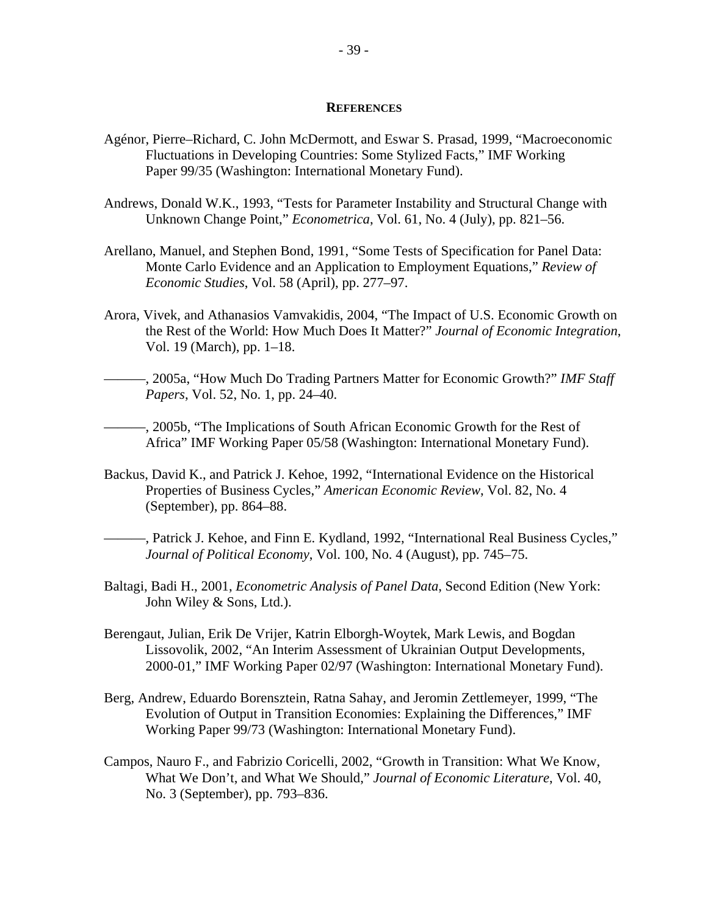## REFERENCES

Agénor, Pierre–Richard, C. John McDermott, and Eswar S. Prasad, 1999, "Macroeconomic Fluctuations in Developing Countries: Some Stylized Facts," IMF Working Paper 99/35 (Washington: International Monetary Fund).

Andrews, Donald W.K., 1993, "Tests for Parameter Instability and Structural Change with Unknown Change Point," *Econometrica*, Vol. 61, No. 4 (July), pp. 821–56.

Arellano, Manuel, and Stephen Bond, 1991, "Some Tests of Specification for Panel Data: Monte Carlo Evidence and an Application to Employment Equations," *Review of Economic Studies*, Vol. 58 (April), pp. 277–97.

Arora, Vivek, and Athanasios Vamvakidis, 2004, "The Impact of U.S. Economic Growth on the Rest of the World: How Much Does It Matter?" *Journal of Economic Integration*, Vol. 19 (March), pp. 1–18.

———, 2005a, "How Much Do Trading Partners Matter for Economic Growth?" *IMF Staff Papers*, Vol. 52, No. 1, pp. 24–40.

———, 2005b, "The Implications of South African Economic Growth for the Rest of Africa" IMF Working Paper 05/58 (Washington: International Monetary Fund).

Backus, David K., and Patrick J. Kehoe, 1992, "International Evidence on the Historical Properties of Business Cycles," *American Economic Review*, Vol. 82, No. 4 (September), pp. 864–88.

———, Patrick J. Kehoe, and Finn E. Kydland, 1992, "International Real Business Cycles," *Journal of Political Economy*, Vol. 100, No. 4 (August), pp. 745–75.

Baltagi, Badi H., 2001, *Econometric Analysis of Panel Data*, Second Edition (New York: John Wiley & Sons, Ltd.).

Berengaut, Julian, Erik De Vrijer, Katrin Elborgh-Woytek, Mark Lewis, and Bogdan Lissovolik, 2002, "An Interim Assessment of Ukrainian Output Developments, 2000-01," IMF Working Paper 02/97 (Washington: International Monetary Fund).

Berg, Andrew, Eduardo Borensztein, Ratna Sahay, and Jeromin Zettlemeyer, 1999, "The Evolution of Output in Transition Economies: Explaining the Differences," IMF Working Paper 99/73 (Washington: International Monetary Fund).

Campos, Nauro F., and Fabrizio Coricelli, 2002, "Growth in Transition: What We Know, What We Don't, and What We Should," *Journal of Economic Literature*, Vol. 40, No. 3 (September), pp. 793–836.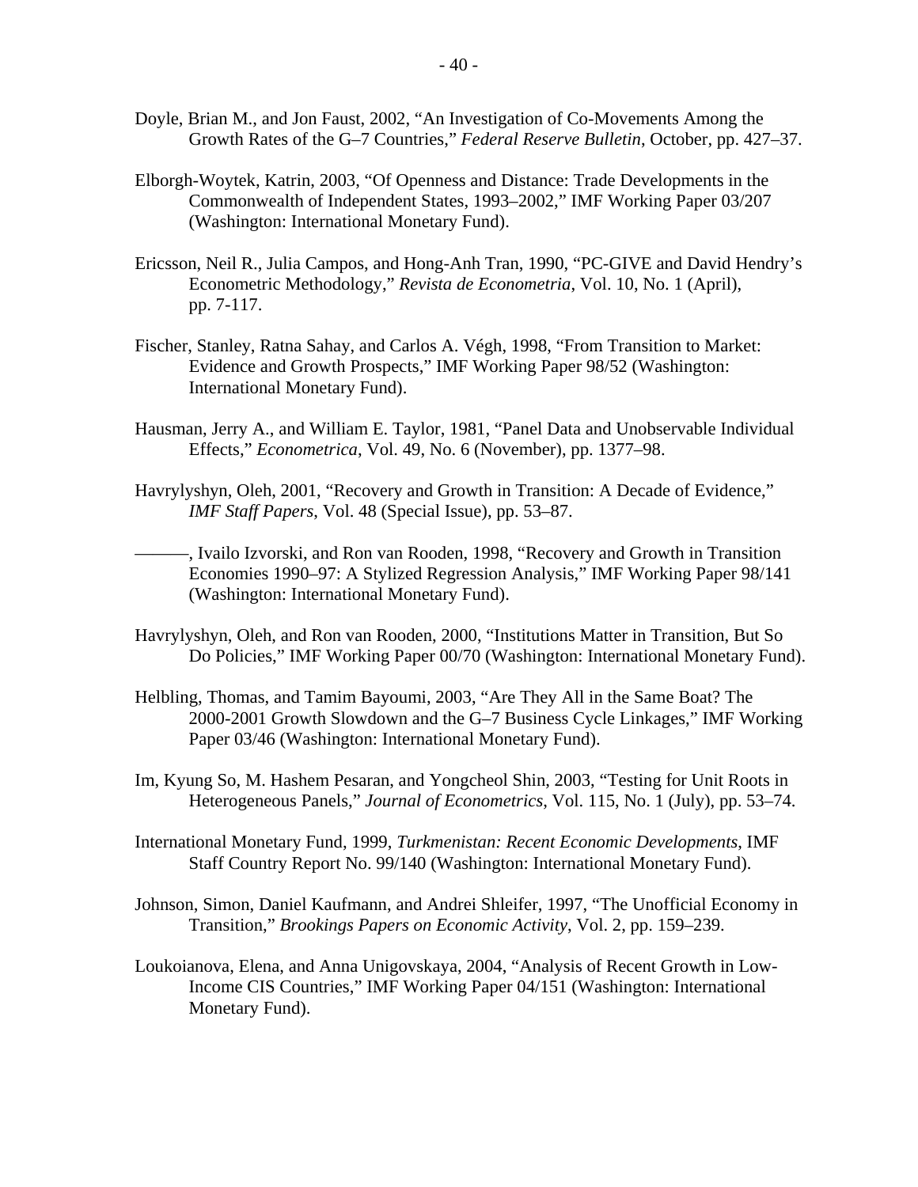Doyle, Brian M., and Jon Faust, 2002, “An Investigation of Co-Movements Among the Growth Rates of the G–7 Countries,” *Federal Reserve Bulletin*, October, pp. 427–37.

Elborgh-Woytek, Katrin, 2003, “Of Openness and Distance: Trade Developments in the Commonwealth of Independent States, 1993–2002,” IMF Working Paper 03/207 (Washington: International Monetary Fund).

Ericsson, Neil R., Julia Campos, and Hong-Anh Tran, 1990, “PC-GIVE and David Hendry’s Econometric Methodology,” *Revista de Econometria*, Vol. 10, No. 1 (April), pp. 7-117.

Fischer, Stanley, Ratna Sahay, and Carlos A. Végh, 1998, “From Transition to Market: Evidence and Growth Prospects,” IMF Working Paper 98/52 (Washington: International Monetary Fund).

Hausman, Jerry A., and William E. Taylor, 1981, “Panel Data and Unobservable Individual Effects,” *Econometrica*, Vol. 49, No. 6 (November), pp. 1377–98.

Havrylyshyn, Oleh, 2001, “Recovery and Growth in Transition: A Decade of Evidence,” *IMF Staff Papers*, Vol. 48 (Special Issue), pp. 53–87.

———, Ivailo Izvorski, and Ron van Rooden, 1998, “Recovery and Growth in Transition Economies 1990–97: A Stylized Regression Analysis,” IMF Working Paper 98/141 (Washington: International Monetary Fund).

Havrylyshyn, Oleh, and Ron van Rooden, 2000, “Institutions Matter in Transition, But So Do Policies,” IMF Working Paper 00/70 (Washington: International Monetary Fund).

Helbling, Thomas, and Tamim Bayoumi, 2003, “Are They All in the Same Boat? The 2000-2001 Growth Slowdown and the G–7 Business Cycle Linkages,” IMF Working Paper 03/46 (Washington: International Monetary Fund).

Im, Kyung So, M. Hashem Pesaran, and Yongcheol Shin, 2003, “Testing for Unit Roots in Heterogeneous Panels,” *Journal of Econometrics*, Vol. 115, No. 1 (July), pp. 53–74.

International Monetary Fund, 1999, *Turkmenistan: Recent Economic Developments*, IMF Staff Country Report No. 99/140 (Washington: International Monetary Fund).

Johnson, Simon, Daniel Kaufmann, and Andrei Shleifer, 1997, “The Unofficial Economy in Transition,” *Brookings Papers on Economic Activity*, Vol. 2, pp. 159–239.

Loukoianova, Elena, and Anna Unigovskaya, 2004, “Analysis of Recent Growth in Low-Income CIS Countries,” IMF Working Paper 04/151 (Washington: International Monetary Fund).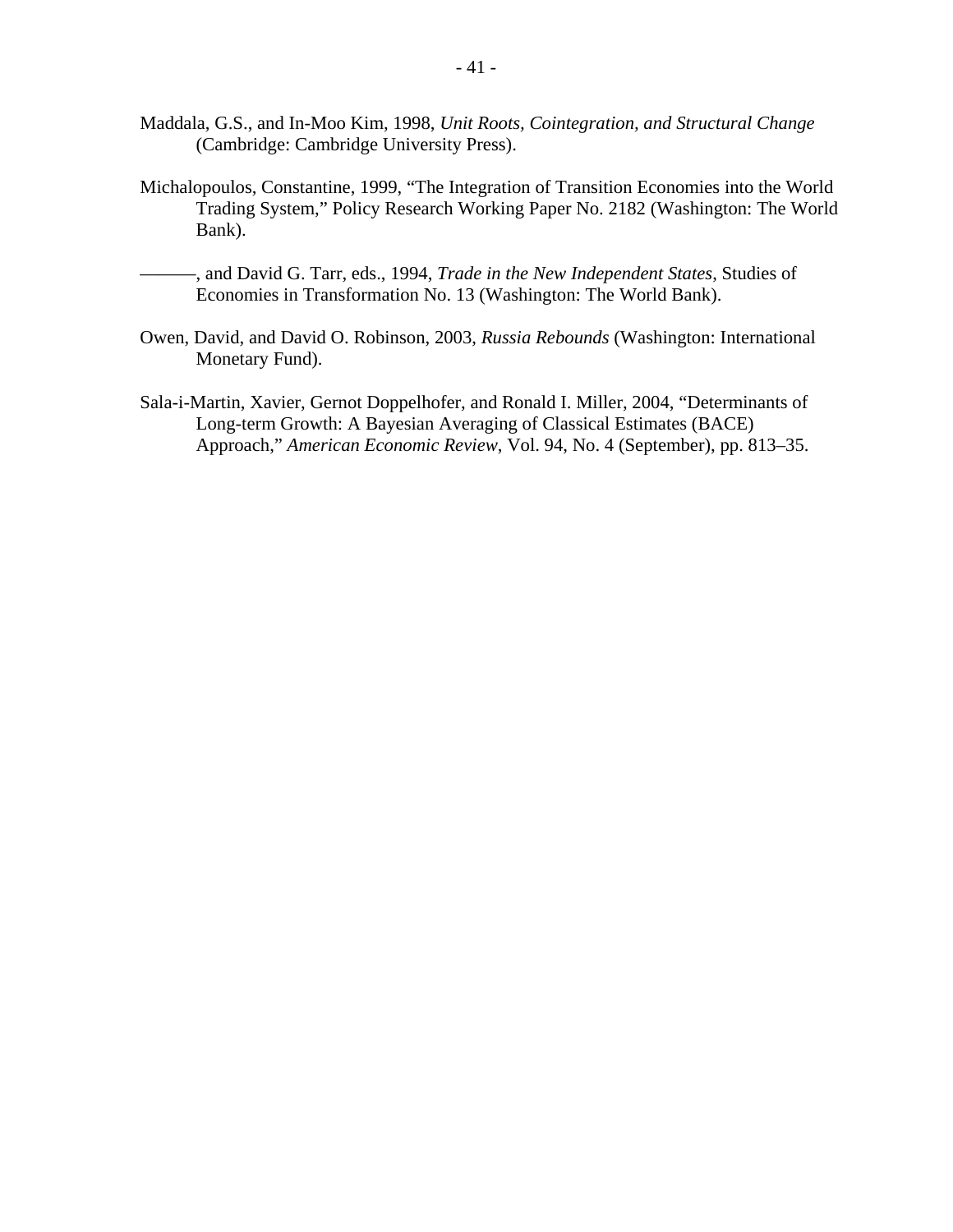Maddala, G.S., and In-Moo Kim, 1998, *Unit Roots, Cointegration, and Structural Change* (Cambridge: Cambridge University Press).

Michalopoulos, Constantine, 1999, "The Integration of Transition Economies into the World Trading System," Policy Research Working Paper No. 2182 (Washington: The World Bank).

———, and David G. Tarr, eds., 1994, *Trade in the New Independent States*, Studies of Economies in Transformation No. 13 (Washington: The World Bank).

Owen, David, and David O. Robinson, 2003, *Russia Rebounds* (Washington: International Monetary Fund).

Sala-i-Martin, Xavier, Gernot Doppelhofer, and Ronald I. Miller, 2004, "Determinants of Long-term Growth: A Bayesian Averaging of Classical Estimates (BACE) Approach," *American Economic Review*, Vol. 94, No. 4 (September), pp. 813–35.